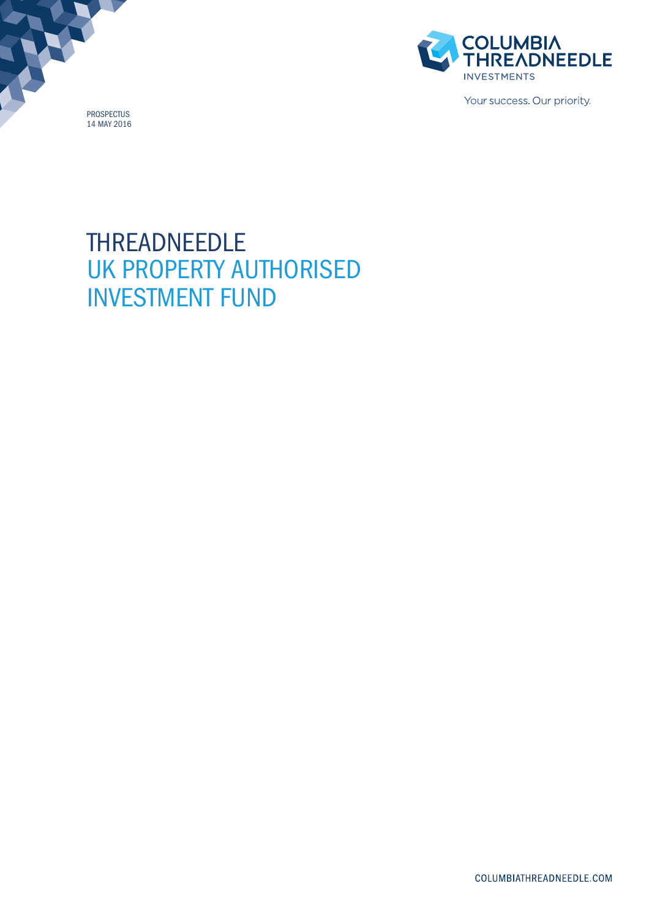COLUMBIA THREADNEEDLE INVESTMENTS

Your success. Our priority.

PROSPECTUS
14 MAY 2016

# THREADNEEDLE UK PROPERTY AUTHORISED INVESTMENT FUND

COLUMBIATHREADNEEDLE.COM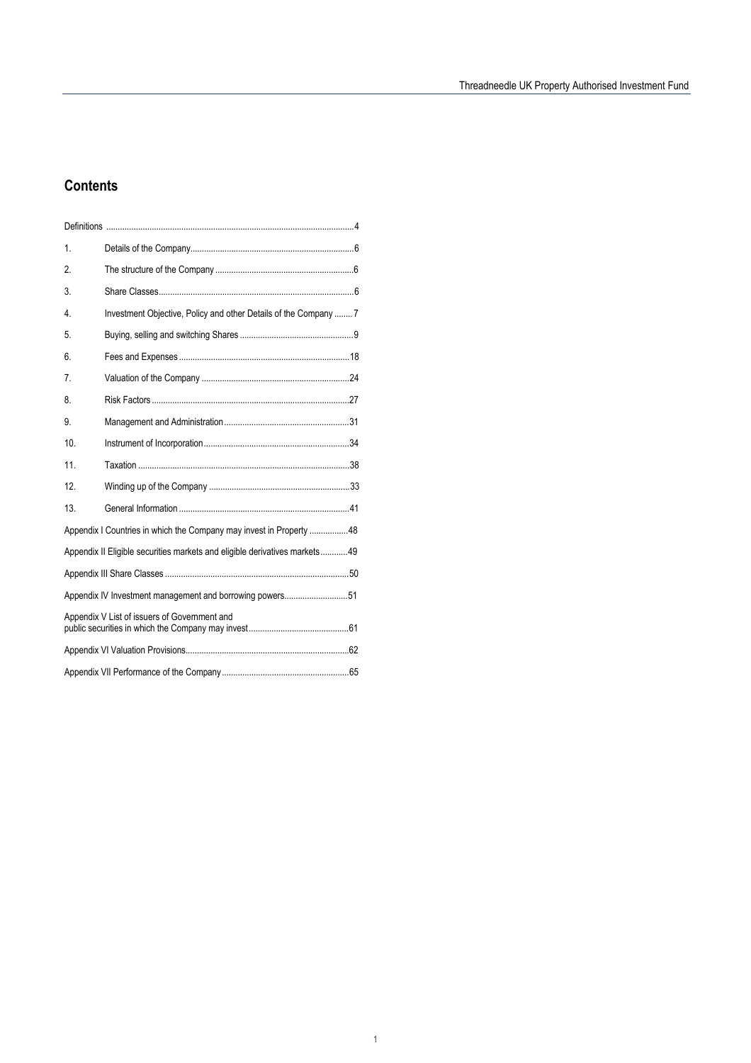## Contents

| | | |
|---|---|---|
| Definitions | | 4 |
| 1. | Details of the Company | 6 |
| 2. | The structure of the Company | 6 |
| 3. | Share Classes | 6 |
| 4. | Investment Objective, Policy and other Details of the Company | 7 |
| 5. | Buying, selling and switching Shares | 9 |
| 6. | Fees and Expenses | 18 |
| 7. | Valuation of the Company | 24 |
| 8. | Risk Factors | 27 |
| 9. | Management and Administration | 31 |
| 10. | Instrument of Incorporation | 34 |
| 11. | Taxation | 38 |
| 12. | Winding up of the Company | 33 |
| 13. | General Information | 41 |
| Appendix I Countries in which the Company may invest in Property | | 48 |
| Appendix II Eligible securities markets and eligible derivatives markets | | 49 |
| Appendix III Share Classes | | 50 |
| Appendix IV Investment management and borrowing powers | | 51 |
| Appendix V List of issuers of Government and public securities in which the Company may invest | | 61 |
| Appendix VI Valuation Provisions | | 62 |
| Appendix VII Performance of the Company | | 65 |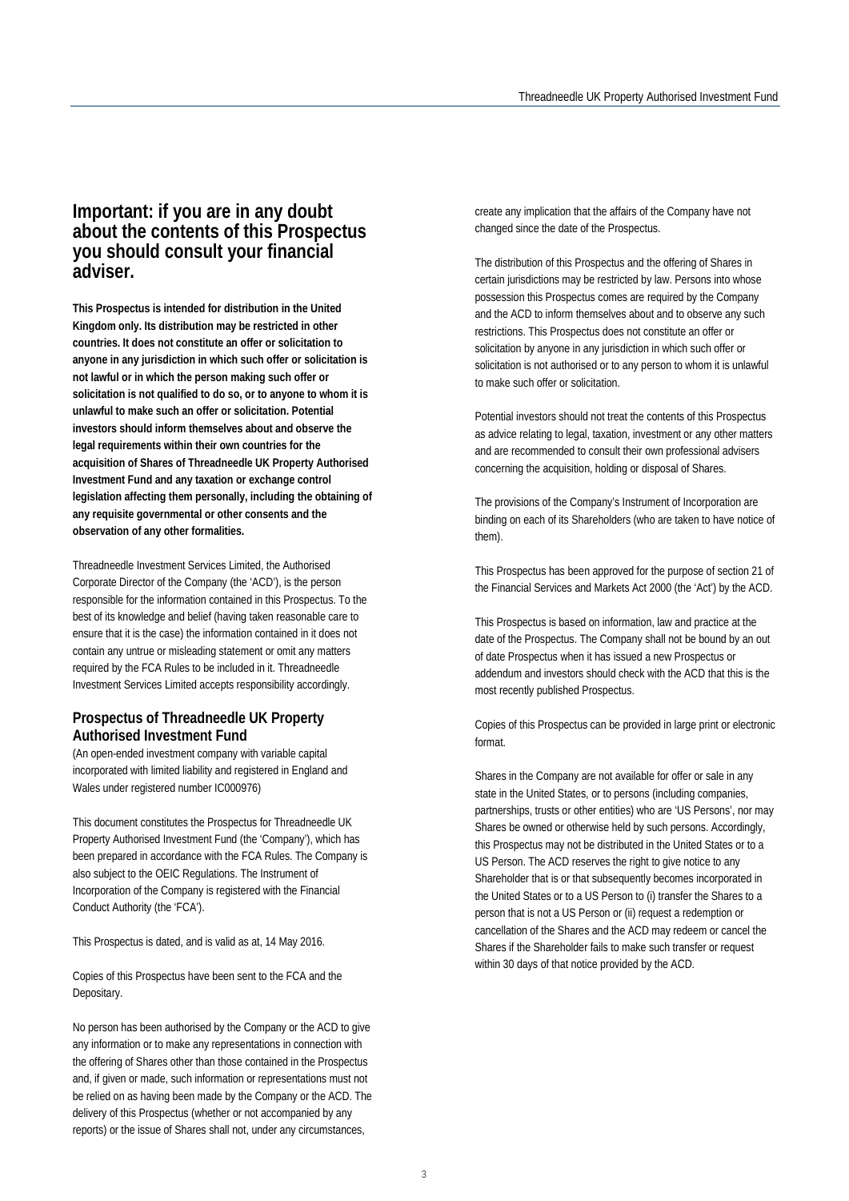# Important: if you are in any doubt about the contents of this Prospectus you should consult your financial adviser.

**This Prospectus is intended for distribution in the United Kingdom only. Its distribution may be restricted in other countries. It does not constitute an offer or solicitation to anyone in any jurisdiction in which such offer or solicitation is not lawful or in which the person making such offer or solicitation is not qualified to do so, or to anyone to whom it is unlawful to make such an offer or solicitation. Potential investors should inform themselves about and observe the legal requirements within their own countries for the acquisition of Shares of Threadneedle UK Property Authorised Investment Fund and any taxation or exchange control legislation affecting them personally, including the obtaining of any requisite governmental or other consents and the observation of any other formalities.**

Threadneedle Investment Services Limited, the Authorised Corporate Director of the Company (the 'ACD'), is the person responsible for the information contained in this Prospectus. To the best of its knowledge and belief (having taken reasonable care to ensure that it is the case) the information contained in it does not contain any untrue or misleading statement or omit any matters required by the FCA Rules to be included in it. Threadneedle Investment Services Limited accepts responsibility accordingly.

## Prospectus of Threadneedle UK Property Authorised Investment Fund

(An open-ended investment company with variable capital incorporated with limited liability and registered in England and Wales under registered number IC000976)

This document constitutes the Prospectus for Threadneedle UK Property Authorised Investment Fund (the 'Company'), which has been prepared in accordance with the FCA Rules. The Company is also subject to the OEIC Regulations. The Instrument of Incorporation of the Company is registered with the Financial Conduct Authority (the 'FCA').

This Prospectus is dated, and is valid as at, 14 May 2016.

Copies of this Prospectus have been sent to the FCA and the Depositary.

No person has been authorised by the Company or the ACD to give any information or to make any representations in connection with the offering of Shares other than those contained in the Prospectus and, if given or made, such information or representations must not be relied on as having been made by the Company or the ACD. The delivery of this Prospectus (whether or not accompanied by any reports) or the issue of Shares shall not, under any circumstances, create any implication that the affairs of the Company have not changed since the date of the Prospectus.

The distribution of this Prospectus and the offering of Shares in certain jurisdictions may be restricted by law. Persons into whose possession this Prospectus comes are required by the Company and the ACD to inform themselves about and to observe any such restrictions. This Prospectus does not constitute an offer or solicitation by anyone in any jurisdiction in which such offer or solicitation is not authorised or to any person to whom it is unlawful to make such offer or solicitation.

Potential investors should not treat the contents of this Prospectus as advice relating to legal, taxation, investment or any other matters and are recommended to consult their own professional advisers concerning the acquisition, holding or disposal of Shares.

The provisions of the Company's Instrument of Incorporation are binding on each of its Shareholders (who are taken to have notice of them).

This Prospectus has been approved for the purpose of section 21 of the Financial Services and Markets Act 2000 (the 'Act') by the ACD.

This Prospectus is based on information, law and practice at the date of the Prospectus. The Company shall not be bound by an out of date Prospectus when it has issued a new Prospectus or addendum and investors should check with the ACD that this is the most recently published Prospectus.

Copies of this Prospectus can be provided in large print or electronic format.

Shares in the Company are not available for offer or sale in any state in the United States, or to persons (including companies, partnerships, trusts or other entities) who are 'US Persons', nor may Shares be owned or otherwise held by such persons. Accordingly, this Prospectus may not be distributed in the United States or to a US Person. The ACD reserves the right to give notice to any Shareholder that is or that subsequently becomes incorporated in the United States or to a US Person to (i) transfer the Shares to a person that is not a US Person or (ii) request a redemption or cancellation of the Shares and the ACD may redeem or cancel the Shares if the Shareholder fails to make such transfer or request within 30 days of that notice provided by the ACD.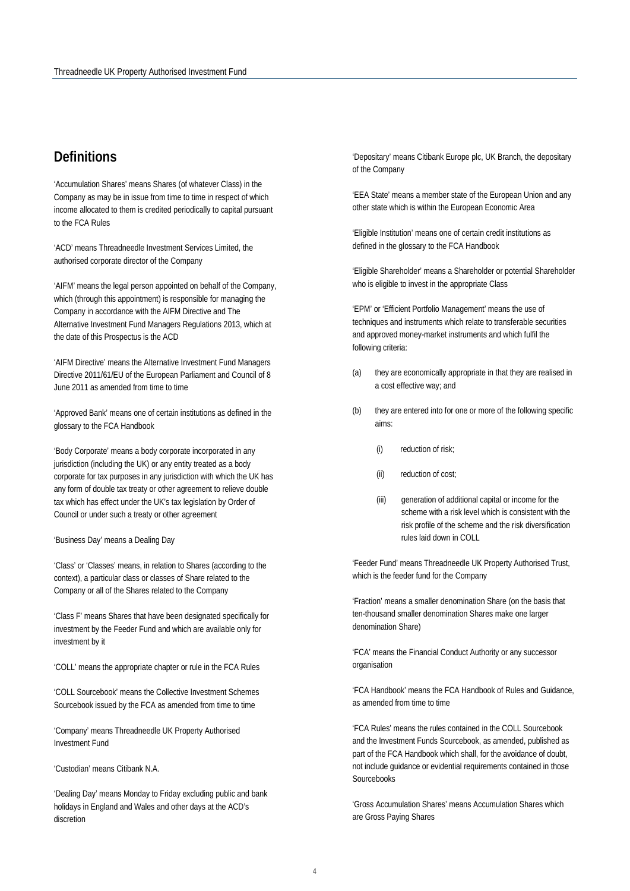## Definitions

'Accumulation Shares' means Shares (of whatever Class) in the Company as may be in issue from time to time in respect of which income allocated to them is credited periodically to capital pursuant to the FCA Rules

'ACD' means Threadneedle Investment Services Limited, the authorised corporate director of the Company

'AIFM' means the legal person appointed on behalf of the Company, which (through this appointment) is responsible for managing the Company in accordance with the AIFM Directive and The Alternative Investment Fund Managers Regulations 2013, which at the date of this Prospectus is the ACD

'AIFM Directive' means the Alternative Investment Fund Managers Directive 2011/61/EU of the European Parliament and Council of 8 June 2011 as amended from time to time

'Approved Bank' means one of certain institutions as defined in the glossary to the FCA Handbook

'Body Corporate' means a body corporate incorporated in any jurisdiction (including the UK) or any entity treated as a body corporate for tax purposes in any jurisdiction with which the UK has any form of double tax treaty or other agreement to relieve double tax which has effect under the UK's tax legislation by Order of Council or under such a treaty or other agreement

'Business Day' means a Dealing Day

'Class' or 'Classes' means, in relation to Shares (according to the context), a particular class or classes of Share related to the Company or all of the Shares related to the Company

'Class F' means Shares that have been designated specifically for investment by the Feeder Fund and which are available only for investment by it

'COLL' means the appropriate chapter or rule in the FCA Rules

'COLL Sourcebook' means the Collective Investment Schemes Sourcebook issued by the FCA as amended from time to time

'Company' means Threadneedle UK Property Authorised Investment Fund

'Custodian' means Citibank N.A.

'Dealing Day' means Monday to Friday excluding public and bank holidays in England and Wales and other days at the ACD's discretion

'Depositary' means Citibank Europe plc, UK Branch, the depositary of the Company

'EEA State' means a member state of the European Union and any other state which is within the European Economic Area

'Eligible Institution' means one of certain credit institutions as defined in the glossary to the FCA Handbook

'Eligible Shareholder' means a Shareholder or potential Shareholder who is eligible to invest in the appropriate Class

'EPM' or 'Efficient Portfolio Management' means the use of techniques and instruments which relate to transferable securities and approved money-market instruments and which fulfil the following criteria:

(a) they are economically appropriate in that they are realised in a cost effective way; and

(b) they are entered into for one or more of the following specific aims:

   (i) reduction of risk;

   (ii) reduction of cost;

   (iii) generation of additional capital or income for the scheme with a risk level which is consistent with the risk profile of the scheme and the risk diversification rules laid down in COLL

'Feeder Fund' means Threadneedle UK Property Authorised Trust, which is the feeder fund for the Company

'Fraction' means a smaller denomination Share (on the basis that ten-thousand smaller denomination Shares make one larger denomination Share)

'FCA' means the Financial Conduct Authority or any successor organisation

'FCA Handbook' means the FCA Handbook of Rules and Guidance, as amended from time to time

'FCA Rules' means the rules contained in the COLL Sourcebook and the Investment Funds Sourcebook, as amended, published as part of the FCA Handbook which shall, for the avoidance of doubt, not include guidance or evidential requirements contained in those Sourcebooks

'Gross Accumulation Shares' means Accumulation Shares which are Gross Paying Shares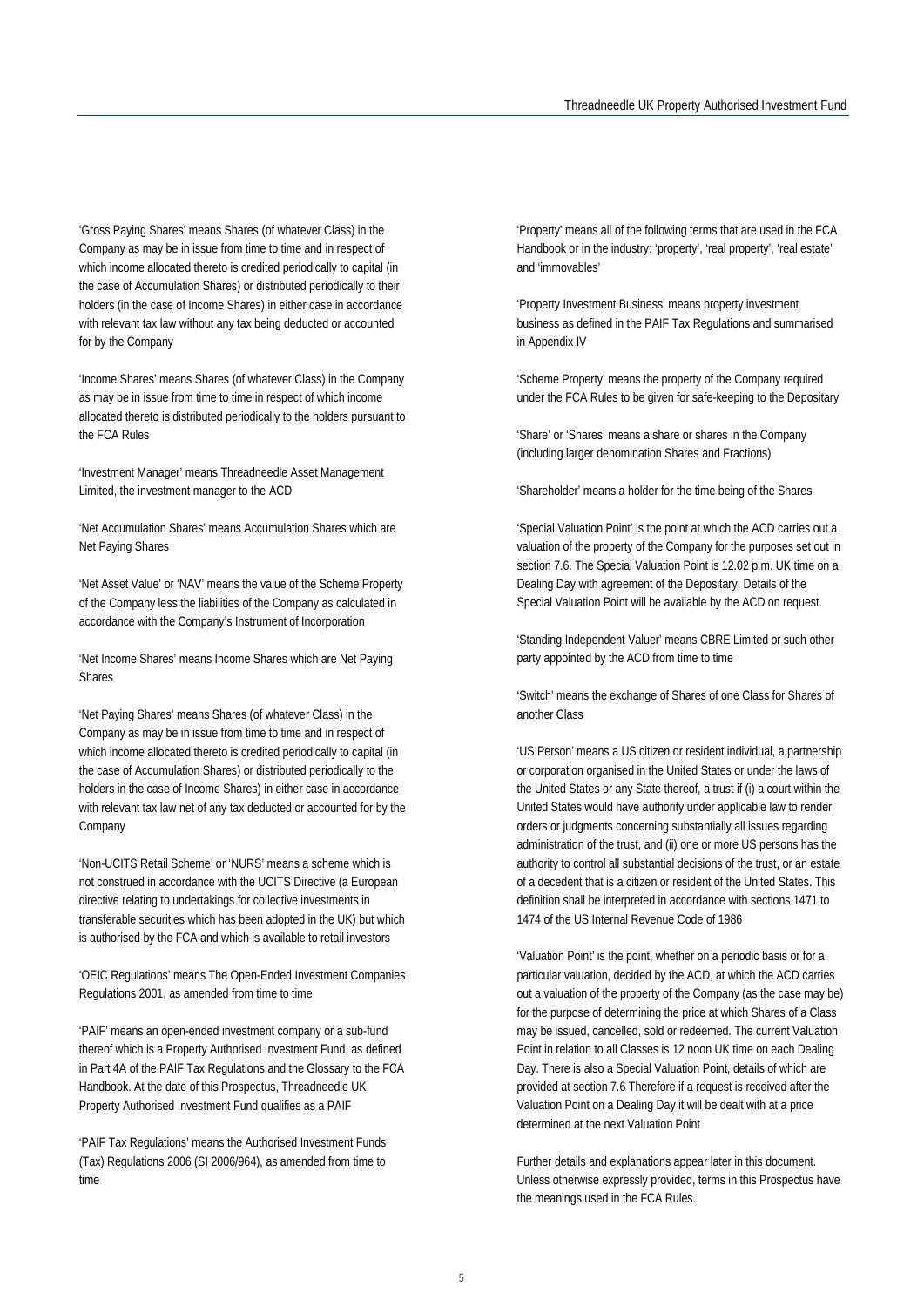'Gross Paying Shares' means Shares (of whatever Class) in the Company as may be in issue from time to time and in respect of which income allocated thereto is credited periodically to capital (in the case of Accumulation Shares) or distributed periodically to their holders (in the case of Income Shares) in either case in accordance with relevant tax law without any tax being deducted or accounted for by the Company

'Income Shares' means Shares (of whatever Class) in the Company as may be in issue from time to time in respect of which income allocated thereto is distributed periodically to the holders pursuant to the FCA Rules

'Investment Manager' means Threadneedle Asset Management Limited, the investment manager to the ACD

'Net Accumulation Shares' means Accumulation Shares which are Net Paying Shares

'Net Asset Value' or 'NAV' means the value of the Scheme Property of the Company less the liabilities of the Company as calculated in accordance with the Company's Instrument of Incorporation

'Net Income Shares' means Income Shares which are Net Paying Shares

'Net Paying Shares' means Shares (of whatever Class) in the Company as may be in issue from time to time and in respect of which income allocated thereto is credited periodically to capital (in the case of Accumulation Shares) or distributed periodically to the holders in the case of Income Shares) in either case in accordance with relevant tax law net of any tax deducted or accounted for by the Company

'Non-UCITS Retail Scheme' or 'NURS' means a scheme which is not construed in accordance with the UCITS Directive (a European directive relating to undertakings for collective investments in transferable securities which has been adopted in the UK) but which is authorised by the FCA and which is available to retail investors

'OEIC Regulations' means The Open-Ended Investment Companies Regulations 2001, as amended from time to time

'PAIF' means an open-ended investment company or a sub-fund thereof which is a Property Authorised Investment Fund, as defined in Part 4A of the PAIF Tax Regulations and the Glossary to the FCA Handbook. At the date of this Prospectus, Threadneedle UK Property Authorised Investment Fund qualifies as a PAIF

'PAIF Tax Regulations' means the Authorised Investment Funds (Tax) Regulations 2006 (SI 2006/964), as amended from time to time

'Property' means all of the following terms that are used in the FCA Handbook or in the industry: 'property', 'real property', 'real estate' and 'immovables'

'Property Investment Business' means property investment business as defined in the PAIF Tax Regulations and summarised in Appendix IV

'Scheme Property' means the property of the Company required under the FCA Rules to be given for safe-keeping to the Depositary

'Share' or 'Shares' means a share or shares in the Company (including larger denomination Shares and Fractions)

'Shareholder' means a holder for the time being of the Shares

'Special Valuation Point' is the point at which the ACD carries out a valuation of the property of the Company for the purposes set out in section 7.6. The Special Valuation Point is 12.02 p.m. UK time on a Dealing Day with agreement of the Depositary. Details of the Special Valuation Point will be available by the ACD on request.

'Standing Independent Valuer' means CBRE Limited or such other party appointed by the ACD from time to time

'Switch' means the exchange of Shares of one Class for Shares of another Class

'US Person' means a US citizen or resident individual, a partnership or corporation organised in the United States or under the laws of the United States or any State thereof, a trust if (i) a court within the United States would have authority under applicable law to render orders or judgments concerning substantially all issues regarding administration of the trust, and (ii) one or more US persons has the authority to control all substantial decisions of the trust, or an estate of a decedent that is a citizen or resident of the United States. This definition shall be interpreted in accordance with sections 1471 to 1474 of the US Internal Revenue Code of 1986

'Valuation Point' is the point, whether on a periodic basis or for a particular valuation, decided by the ACD, at which the ACD carries out a valuation of the property of the Company (as the case may be) for the purpose of determining the price at which Shares of a Class may be issued, cancelled, sold or redeemed. The current Valuation Point in relation to all Classes is 12 noon UK time on each Dealing Day. There is also a Special Valuation Point, details of which are provided at section 7.6 Therefore if a request is received after the Valuation Point on a Dealing Day it will be dealt with at a price determined at the next Valuation Point

Further details and explanations appear later in this document. Unless otherwise expressly provided, terms in this Prospectus have the meanings used in the FCA Rules.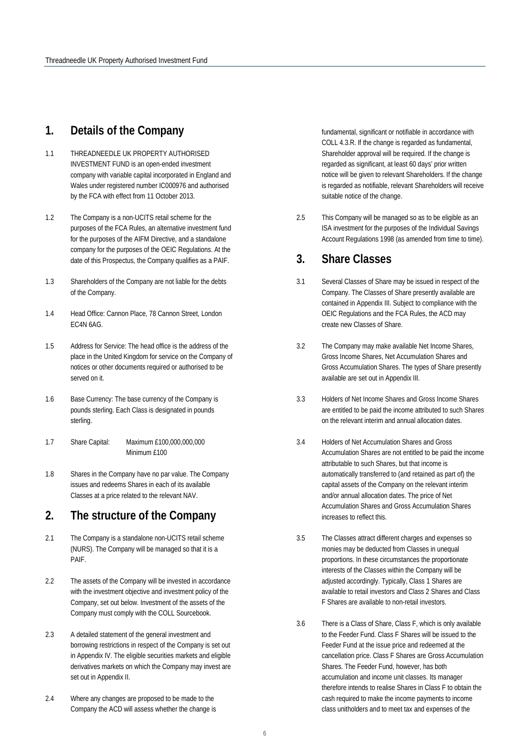## 1. Details of the Company

1.1 THREADNEEDLE UK PROPERTY AUTHORISED INVESTMENT FUND is an open-ended investment company with variable capital incorporated in England and Wales under registered number IC000976 and authorised by the FCA with effect from 11 October 2013.

1.2 The Company is a non-UCITS retail scheme for the purposes of the FCA Rules, an alternative investment fund for the purposes of the AIFM Directive, and a standalone company for the purposes of the OEIC Regulations. At the date of this Prospectus, the Company qualifies as a PAIF.

1.3 Shareholders of the Company are not liable for the debts of the Company.

1.4 Head Office: Cannon Place, 78 Cannon Street, London EC4N 6AG.

1.5 Address for Service: The head office is the address of the place in the United Kingdom for service on the Company of notices or other documents required or authorised to be served on it.

1.6 Base Currency: The base currency of the Company is pounds sterling. Each Class is designated in pounds sterling.

1.7 Share Capital: Maximum £100,000,000,000
Minimum £100

1.8 Shares in the Company have no par value. The Company issues and redeems Shares in each of its available Classes at a price related to the relevant NAV.

## 2. The structure of the Company

2.1 The Company is a standalone non-UCITS retail scheme (NURS). The Company will be managed so that it is a PAIF.

2.2 The assets of the Company will be invested in accordance with the investment objective and investment policy of the Company, set out below. Investment of the assets of the Company must comply with the COLL Sourcebook.

2.3 A detailed statement of the general investment and borrowing restrictions in respect of the Company is set out in Appendix IV. The eligible securities markets and eligible derivatives markets on which the Company may invest are set out in Appendix II.

2.4 Where any changes are proposed to be made to the Company the ACD will assess whether the change is fundamental, significant or notifiable in accordance with COLL 4.3.R. If the change is regarded as fundamental, Shareholder approval will be required. If the change is regarded as significant, at least 60 days' prior written notice will be given to relevant Shareholders. If the change is regarded as notifiable, relevant Shareholders will receive suitable notice of the change.

2.5 This Company will be managed so as to be eligible as an ISA investment for the purposes of the Individual Savings Account Regulations 1998 (as amended from time to time).

## 3. Share Classes

3.1 Several Classes of Share may be issued in respect of the Company. The Classes of Share presently available are contained in Appendix III. Subject to compliance with the OEIC Regulations and the FCA Rules, the ACD may create new Classes of Share.

3.2 The Company may make available Net Income Shares, Gross Income Shares, Net Accumulation Shares and Gross Accumulation Shares. The types of Share presently available are set out in Appendix III.

3.3 Holders of Net Income Shares and Gross Income Shares are entitled to be paid the income attributed to such Shares on the relevant interim and annual allocation dates.

3.4 Holders of Net Accumulation Shares and Gross Accumulation Shares are not entitled to be paid the income attributable to such Shares, but that income is automatically transferred to (and retained as part of) the capital assets of the Company on the relevant interim and/or annual allocation dates. The price of Net Accumulation Shares and Gross Accumulation Shares increases to reflect this.

3.5 The Classes attract different charges and expenses so monies may be deducted from Classes in unequal proportions. In these circumstances the proportionate interests of the Classes within the Company will be adjusted accordingly. Typically, Class 1 Shares are available to retail investors and Class 2 Shares and Class F Shares are available to non-retail investors.

3.6 There is a Class of Share, Class F, which is only available to the Feeder Fund. Class F Shares will be issued to the Feeder Fund at the issue price and redeemed at the cancellation price. Class F Shares are Gross Accumulation Shares. The Feeder Fund, however, has both accumulation and income unit classes. Its manager therefore intends to realise Shares in Class F to obtain the cash required to make the income payments to income class unitholders and to meet tax and expenses of the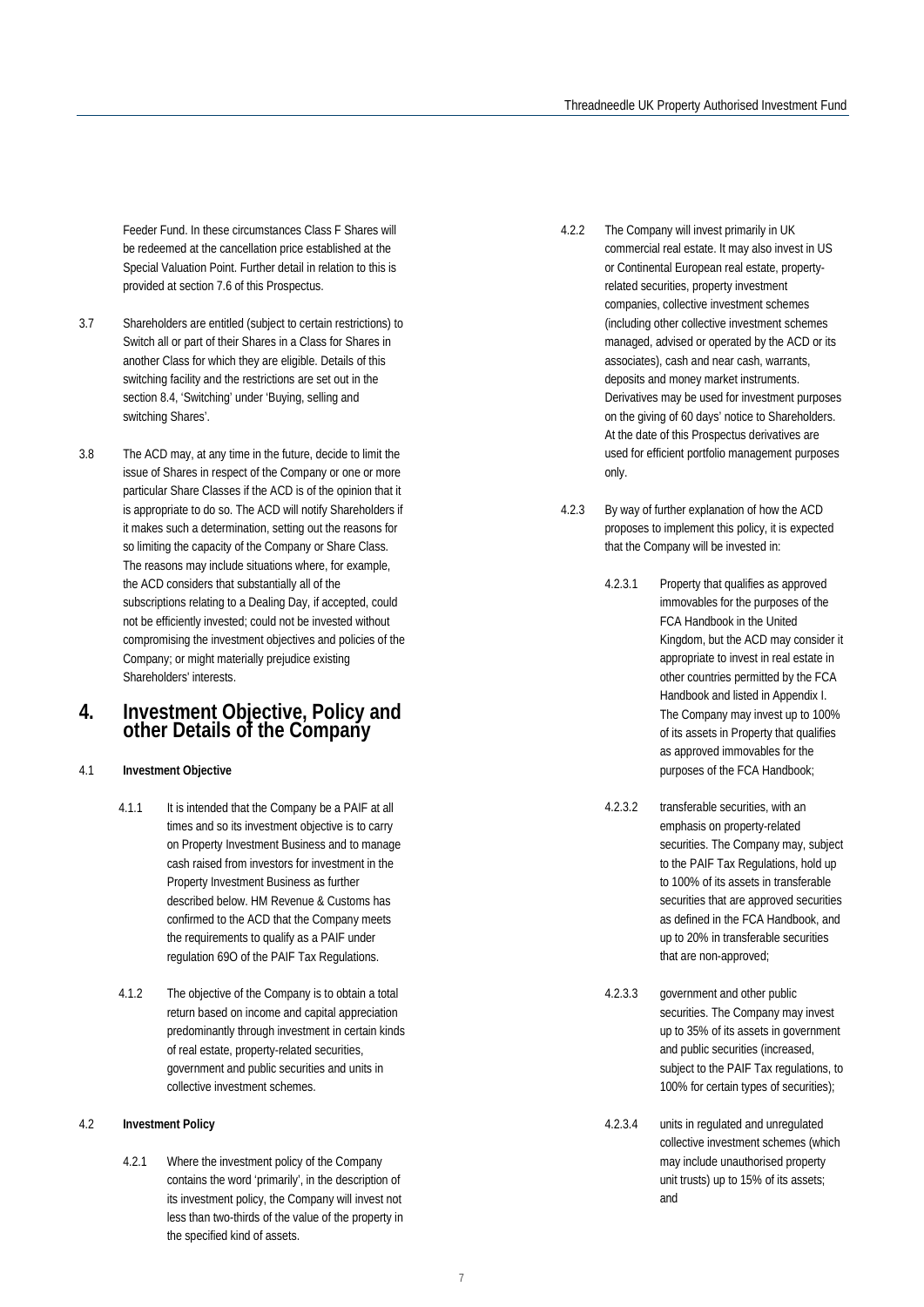Feeder Fund. In these circumstances Class F Shares will be redeemed at the cancellation price established at the Special Valuation Point. Further detail in relation to this is provided at section 7.6 of this Prospectus.

3.7 Shareholders are entitled (subject to certain restrictions) to Switch all or part of their Shares in a Class for Shares in another Class for which they are eligible. Details of this switching facility and the restrictions are set out in the section 8.4, 'Switching' under 'Buying, selling and switching Shares'.

3.8 The ACD may, at any time in the future, decide to limit the issue of Shares in respect of the Company or one or more particular Share Classes if the ACD is of the opinion that it is appropriate to do so. The ACD will notify Shareholders if it makes such a determination, setting out the reasons for so limiting the capacity of the Company or Share Class. The reasons may include situations where, for example, the ACD considers that substantially all of the subscriptions relating to a Dealing Day, if accepted, could not be efficiently invested; could not be invested without compromising the investment objectives and policies of the Company; or might materially prejudice existing Shareholders' interests.

# 4. Investment Objective, Policy and other Details of the Company

### 4.1 Investment Objective

4.1.1 It is intended that the Company be a PAIF at all times and so its investment objective is to carry on Property Investment Business and to manage cash raised from investors for investment in the Property Investment Business as further described below. HM Revenue & Customs has confirmed to the ACD that the Company meets the requirements to qualify as a PAIF under regulation 69O of the PAIF Tax Regulations.

4.1.2 The objective of the Company is to obtain a total return based on income and capital appreciation predominantly through investment in certain kinds of real estate, property-related securities, government and public securities and units in collective investment schemes.

### 4.2 Investment Policy

4.2.1 Where the investment policy of the Company contains the word 'primarily', in the description of its investment policy, the Company will invest not less than two-thirds of the value of the property in the specified kind of assets.

4.2.2 The Company will invest primarily in UK commercial real estate. It may also invest in US or Continental European real estate, property-related securities, property investment companies, collective investment schemes (including other collective investment schemes managed, advised or operated by the ACD or its associates), cash and near cash, warrants, deposits and money market instruments. Derivatives may be used for investment purposes on the giving of 60 days' notice to Shareholders. At the date of this Prospectus derivatives are used for efficient portfolio management purposes only.

4.2.3 By way of further explanation of how the ACD proposes to implement this policy, it is expected that the Company will be invested in:

4.2.3.1 Property that qualifies as approved immovables for the purposes of the FCA Handbook in the United Kingdom, but the ACD may consider it appropriate to invest in real estate in other countries permitted by the FCA Handbook and listed in Appendix I. The Company may invest up to 100% of its assets in Property that qualifies as approved immovables for the purposes of the FCA Handbook;

4.2.3.2 transferable securities, with an emphasis on property-related securities. The Company may, subject to the PAIF Tax Regulations, hold up to 100% of its assets in transferable securities that are approved securities as defined in the FCA Handbook, and up to 20% in transferable securities that are non-approved;

4.2.3.3 government and other public securities. The Company may invest up to 35% of its assets in government and public securities (increased, subject to the PAIF Tax regulations, to 100% for certain types of securities);

4.2.3.4 units in regulated and unregulated collective investment schemes (which may include unauthorised property unit trusts) up to 15% of its assets; and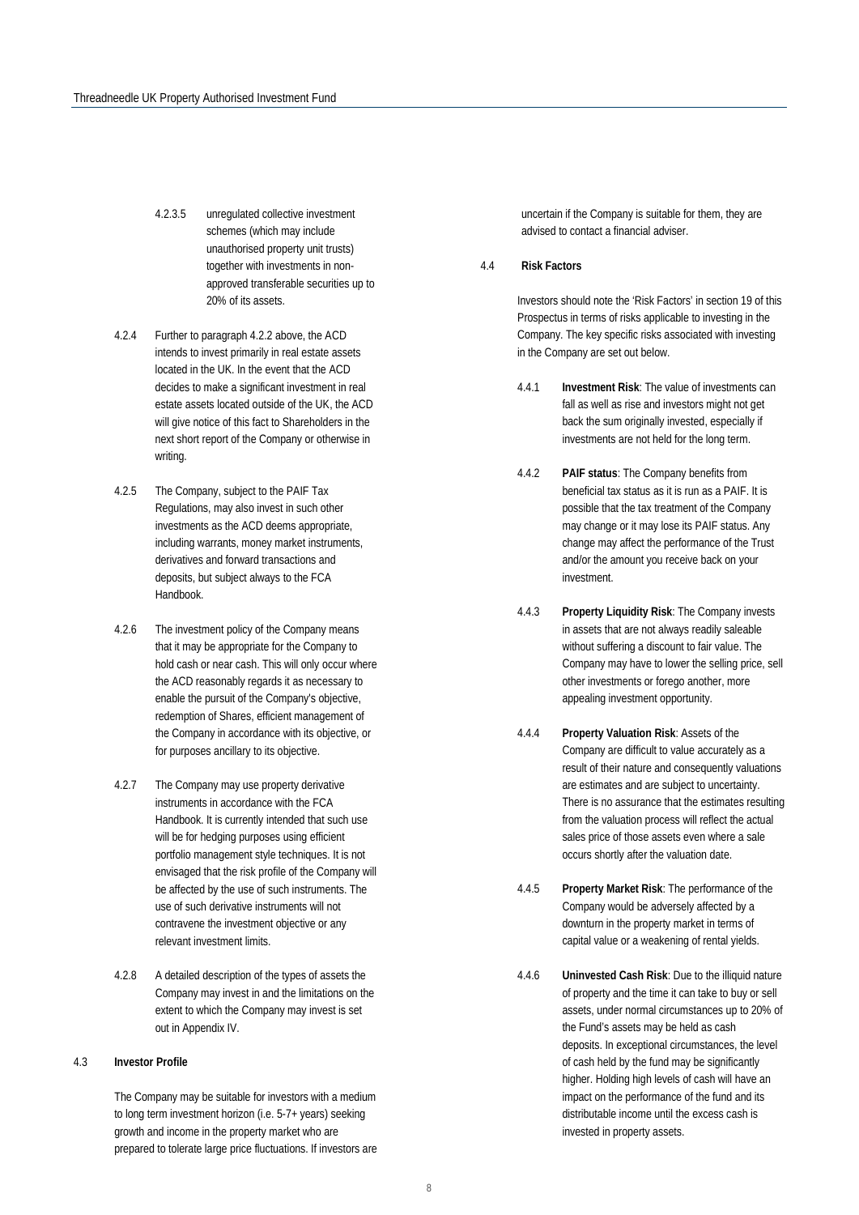4.2.3.5 unregulated collective investment schemes (which may include unauthorised property unit trusts) together with investments in non-approved transferable securities up to 20% of its assets.

4.2.4 Further to paragraph 4.2.2 above, the ACD intends to invest primarily in real estate assets located in the UK. In the event that the ACD decides to make a significant investment in real estate assets located outside of the UK, the ACD will give notice of this fact to Shareholders in the next short report of the Company or otherwise in writing.

4.2.5 The Company, subject to the PAIF Tax Regulations, may also invest in such other investments as the ACD deems appropriate, including warrants, money market instruments, derivatives and forward transactions and deposits, but subject always to the FCA Handbook.

4.2.6 The investment policy of the Company means that it may be appropriate for the Company to hold cash or near cash. This will only occur where the ACD reasonably regards it as necessary to enable the pursuit of the Company's objective, redemption of Shares, efficient management of the Company in accordance with its objective, or for purposes ancillary to its objective.

4.2.7 The Company may use property derivative instruments in accordance with the FCA Handbook. It is currently intended that such use will be for hedging purposes using efficient portfolio management style techniques. It is not envisaged that the risk profile of the Company will be affected by the use of such instruments. The use of such derivative instruments will not contravene the investment objective or any relevant investment limits.

4.2.8 A detailed description of the types of assets the Company may invest in and the limitations on the extent to which the Company may invest is set out in Appendix IV.

## 4.3 Investor Profile

The Company may be suitable for investors with a medium to long term investment horizon (i.e. 5-7+ years) seeking growth and income in the property market who are prepared to tolerate large price fluctuations. If investors are uncertain if the Company is suitable for them, they are advised to contact a financial adviser.

## 4.4 Risk Factors

Investors should note the 'Risk Factors' in section 19 of this Prospectus in terms of risks applicable to investing in the Company. The key specific risks associated with investing in the Company are set out below.

4.4.1 **Investment Risk**: The value of investments can fall as well as rise and investors might not get back the sum originally invested, especially if investments are not held for the long term.

4.4.2 **PAIF status**: The Company benefits from beneficial tax status as it is run as a PAIF. It is possible that the tax treatment of the Company may change or it may lose its PAIF status. Any change may affect the performance of the Trust and/or the amount you receive back on your investment.

4.4.3 **Property Liquidity Risk**: The Company invests in assets that are not always readily saleable without suffering a discount to fair value. The Company may have to lower the selling price, sell other investments or forego another, more appealing investment opportunity.

4.4.4 **Property Valuation Risk**: Assets of the Company are difficult to value accurately as a result of their nature and consequently valuations are estimates and are subject to uncertainty. There is no assurance that the estimates resulting from the valuation process will reflect the actual sales price of those assets even where a sale occurs shortly after the valuation date.

4.4.5 **Property Market Risk**: The performance of the Company would be adversely affected by a downturn in the property market in terms of capital value or a weakening of rental yields.

4.4.6 **Uninvested Cash Risk**: Due to the illiquid nature of property and the time it can take to buy or sell assets, under normal circumstances up to 20% of the Fund's assets may be held as cash deposits. In exceptional circumstances, the level of cash held by the fund may be significantly higher. Holding high levels of cash will have an impact on the performance of the fund and its distributable income until the excess cash is invested in property assets.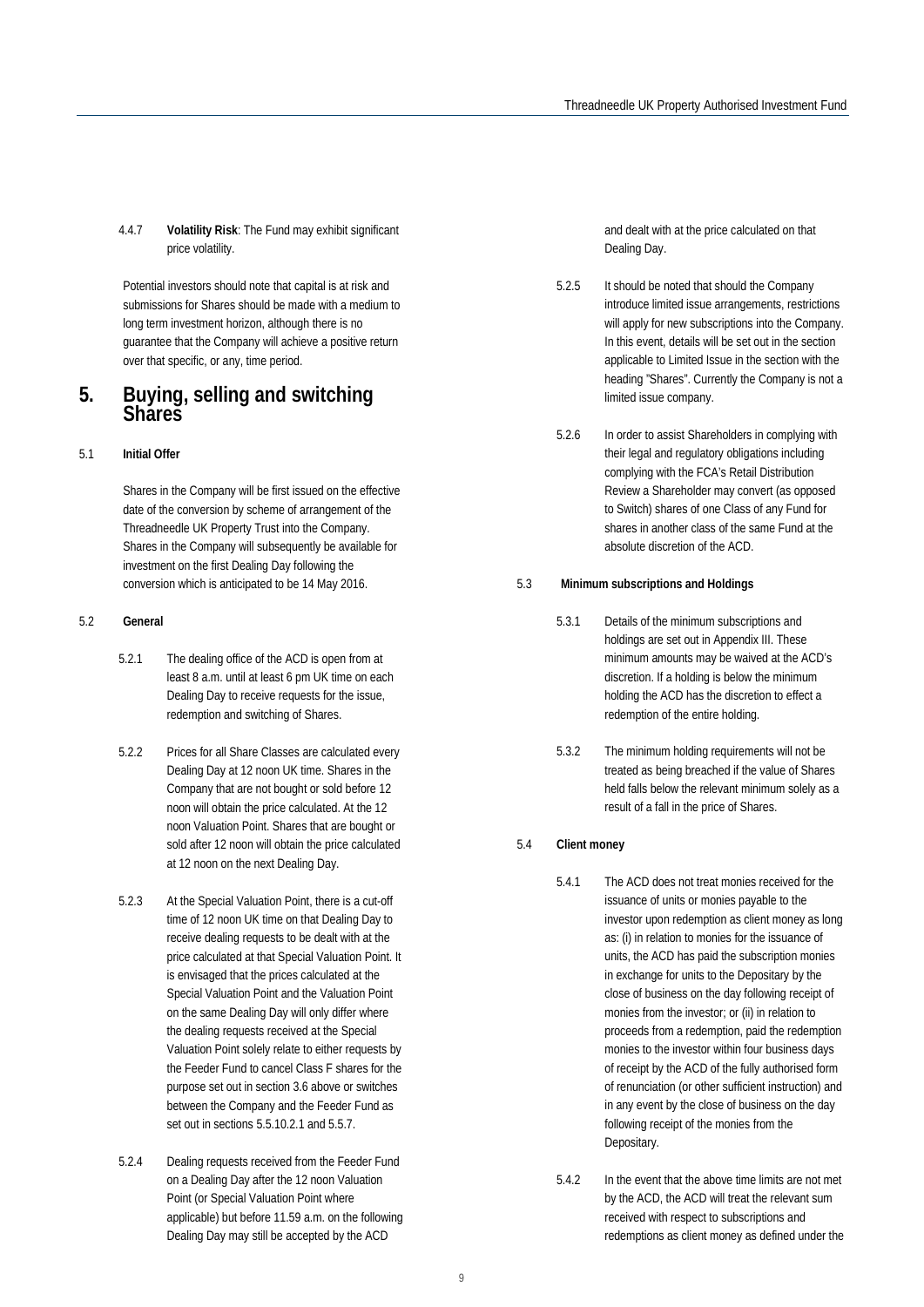4.4.7 **Volatility Risk**: The Fund may exhibit significant price volatility.

Potential investors should note that capital is at risk and submissions for Shares should be made with a medium to long term investment horizon, although there is no guarantee that the Company will achieve a positive return over that specific, or any, time period.

# 5. Buying, selling and switching Shares

## 5.1 Initial Offer

Shares in the Company will be first issued on the effective date of the conversion by scheme of arrangement of the Threadneedle UK Property Trust into the Company. Shares in the Company will subsequently be available for investment on the first Dealing Day following the conversion which is anticipated to be 14 May 2016.

## 5.2 General

5.2.1 The dealing office of the ACD is open from at least 8 a.m. until at least 6 pm UK time on each Dealing Day to receive requests for the issue, redemption and switching of Shares.

5.2.2 Prices for all Share Classes are calculated every Dealing Day at 12 noon UK time. Shares in the Company that are not bought or sold before 12 noon will obtain the price calculated. At the 12 noon Valuation Point. Shares that are bought or sold after 12 noon will obtain the price calculated at 12 noon on the next Dealing Day.

5.2.3 At the Special Valuation Point, there is a cut-off time of 12 noon UK time on that Dealing Day to receive dealing requests to be dealt with at the price calculated at that Special Valuation Point. It is envisaged that the prices calculated at the Special Valuation Point and the Valuation Point on the same Dealing Day will only differ where the dealing requests received at the Special Valuation Point solely relate to either requests by the Feeder Fund to cancel Class F shares for the purpose set out in section 3.6 above or switches between the Company and the Feeder Fund as set out in sections 5.5.10.2.1 and 5.5.7.

5.2.4 Dealing requests received from the Feeder Fund on a Dealing Day after the 12 noon Valuation Point (or Special Valuation Point where applicable) but before 11.59 a.m. on the following Dealing Day may still be accepted by the ACD and dealt with at the price calculated on that Dealing Day.

5.2.5 It should be noted that should the Company introduce limited issue arrangements, restrictions will apply for new subscriptions into the Company. In this event, details will be set out in the section applicable to Limited Issue in the section with the heading "Shares". Currently the Company is not a limited issue company.

5.2.6 In order to assist Shareholders in complying with their legal and regulatory obligations including complying with the FCA's Retail Distribution Review a Shareholder may convert (as opposed to Switch) shares of one Class of any Fund for shares in another class of the same Fund at the absolute discretion of the ACD.

## 5.3 Minimum subscriptions and Holdings

5.3.1 Details of the minimum subscriptions and holdings are set out in Appendix III. These minimum amounts may be waived at the ACD's discretion. If a holding is below the minimum holding the ACD has the discretion to effect a redemption of the entire holding.

5.3.2 The minimum holding requirements will not be treated as being breached if the value of Shares held falls below the relevant minimum solely as a result of a fall in the price of Shares.

## 5.4 Client money

5.4.1 The ACD does not treat monies received for the issuance of units or monies payable to the investor upon redemption as client money as long as: (i) in relation to monies for the issuance of units, the ACD has paid the subscription monies in exchange for units to the Depositary by the close of business on the day following receipt of monies from the investor; or (ii) in relation to proceeds from a redemption, paid the redemption monies to the investor within four business days of receipt by the ACD of the fully authorised form of renunciation (or other sufficient instruction) and in any event by the close of business on the day following receipt of the monies from the Depositary.

5.4.2 In the event that the above time limits are not met by the ACD, the ACD will treat the relevant sum received with respect to subscriptions and redemptions as client money as defined under the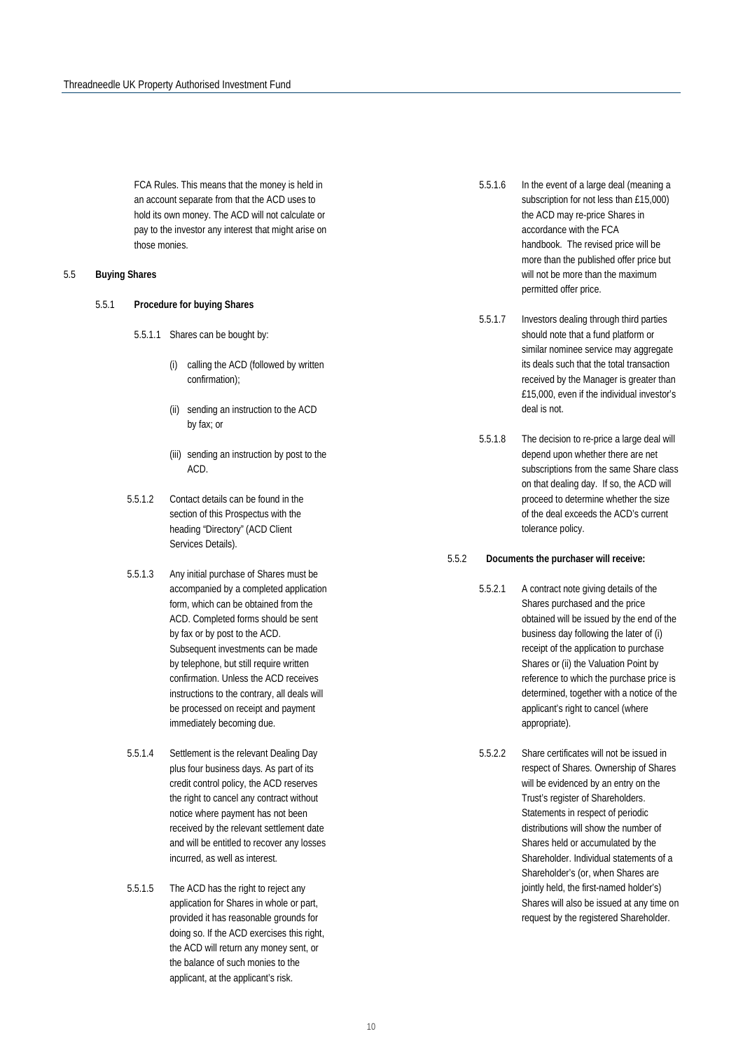FCA Rules. This means that the money is held in an account separate from that the ACD uses to hold its own money. The ACD will not calculate or pay to the investor any interest that might arise on those monies.

## 5.5 Buying Shares

### 5.5.1 Procedure for buying Shares

5.5.1.1 Shares can be bought by:

(i) calling the ACD (followed by written confirmation);

(ii) sending an instruction to the ACD by fax; or

(iii) sending an instruction by post to the ACD.

5.5.1.2 Contact details can be found in the section of this Prospectus with the heading "Directory" (ACD Client Services Details).

5.5.1.3 Any initial purchase of Shares must be accompanied by a completed application form, which can be obtained from the ACD. Completed forms should be sent by fax or by post to the ACD. Subsequent investments can be made by telephone, but still require written confirmation. Unless the ACD receives instructions to the contrary, all deals will be processed on receipt and payment immediately becoming due.

5.5.1.4 Settlement is the relevant Dealing Day plus four business days. As part of its credit control policy, the ACD reserves the right to cancel any contract without notice where payment has not been received by the relevant settlement date and will be entitled to recover any losses incurred, as well as interest.

5.5.1.5 The ACD has the right to reject any application for Shares in whole or part, provided it has reasonable grounds for doing so. If the ACD exercises this right, the ACD will return any money sent, or the balance of such monies to the applicant, at the applicant's risk.

5.5.1.6 In the event of a large deal (meaning a subscription for not less than £15,000) the ACD may re-price Shares in accordance with the FCA handbook. The revised price will be more than the published offer price but will not be more than the maximum permitted offer price.

5.5.1.7 Investors dealing through third parties should note that a fund platform or similar nominee service may aggregate its deals such that the total transaction received by the Manager is greater than £15,000, even if the individual investor's deal is not.

5.5.1.8 The decision to re-price a large deal will depend upon whether there are net subscriptions from the same Share class on that dealing day. If so, the ACD will proceed to determine whether the size of the deal exceeds the ACD's current tolerance policy.

### 5.5.2 Documents the purchaser will receive:

5.5.2.1 A contract note giving details of the Shares purchased and the price obtained will be issued by the end of the business day following the later of (i) receipt of the application to purchase Shares or (ii) the Valuation Point by reference to which the purchase price is determined, together with a notice of the applicant's right to cancel (where appropriate).

5.5.2.2 Share certificates will not be issued in respect of Shares. Ownership of Shares will be evidenced by an entry on the Trust's register of Shareholders. Statements in respect of periodic distributions will show the number of Shares held or accumulated by the Shareholder. Individual statements of a Shareholder's (or, when Shares are jointly held, the first-named holder's) Shares will also be issued at any time on request by the registered Shareholder.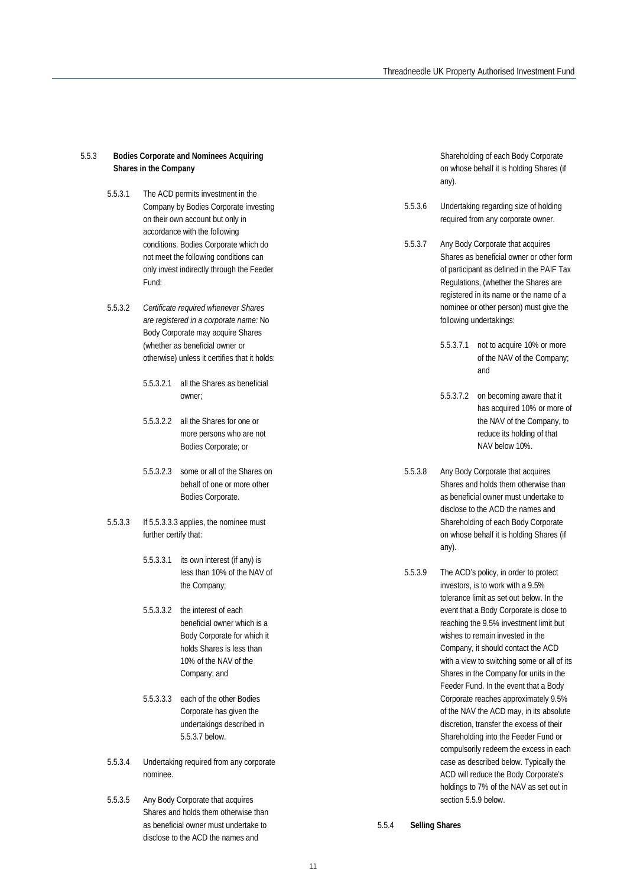#### 5.5.3 Bodies Corporate and Nominees Acquiring Shares in the Company

5.5.3.1 The ACD permits investment in the Company by Bodies Corporate investing on their own account but only in accordance with the following conditions. Bodies Corporate which do not meet the following conditions can only invest indirectly through the Feeder Fund:

5.5.3.2 *Certificate required whenever Shares are registered in a corporate name:* No Body Corporate may acquire Shares (whether as beneficial owner or otherwise) unless it certifies that it holds:

5.5.3.2.1 all the Shares as beneficial owner;

5.5.3.2.2 all the Shares for one or more persons who are not Bodies Corporate; or

5.5.3.2.3 some or all of the Shares on behalf of one or more other Bodies Corporate.

5.5.3.3 If 5.5.3.3.3 applies, the nominee must further certify that:

5.5.3.3.1 its own interest (if any) is less than 10% of the NAV of the Company;

5.5.3.3.2 the interest of each beneficial owner which is a Body Corporate for which it holds Shares is less than 10% of the NAV of the Company; and

5.5.3.3.3 each of the other Bodies Corporate has given the undertakings described in 5.5.3.7 below.

5.5.3.4 Undertaking required from any corporate nominee.

5.5.3.5 Any Body Corporate that acquires Shares and holds them otherwise than as beneficial owner must undertake to disclose to the ACD the names and Shareholding of each Body Corporate on whose behalf it is holding Shares (if any).

5.5.3.6 Undertaking regarding size of holding required from any corporate owner.

5.5.3.7 Any Body Corporate that acquires Shares as beneficial owner or other form of participant as defined in the PAIF Tax Regulations, (whether the Shares are registered in its name or the name of a nominee or other person) must give the following undertakings:

5.5.3.7.1 not to acquire 10% or more of the NAV of the Company; and

5.5.3.7.2 on becoming aware that it has acquired 10% or more of the NAV of the Company, to reduce its holding of that NAV below 10%.

5.5.3.8 Any Body Corporate that acquires Shares and holds them otherwise than as beneficial owner must undertake to disclose to the ACD the names and Shareholding of each Body Corporate on whose behalf it is holding Shares (if any).

5.5.3.9 The ACD's policy, in order to protect investors, is to work with a 9.5% tolerance limit as set out below. In the event that a Body Corporate is close to reaching the 9.5% investment limit but wishes to remain invested in the Company, it should contact the ACD with a view to switching some or all of its Shares in the Company for units in the Feeder Fund. In the event that a Body Corporate reaches approximately 9.5% of the NAV the ACD may, in its absolute discretion, transfer the excess of their Shareholding into the Feeder Fund or compulsorily redeem the excess in each case as described below. Typically the ACD will reduce the Body Corporate's holdings to 7% of the NAV as set out in section 5.5.9 below.

#### 5.5.4 Selling Shares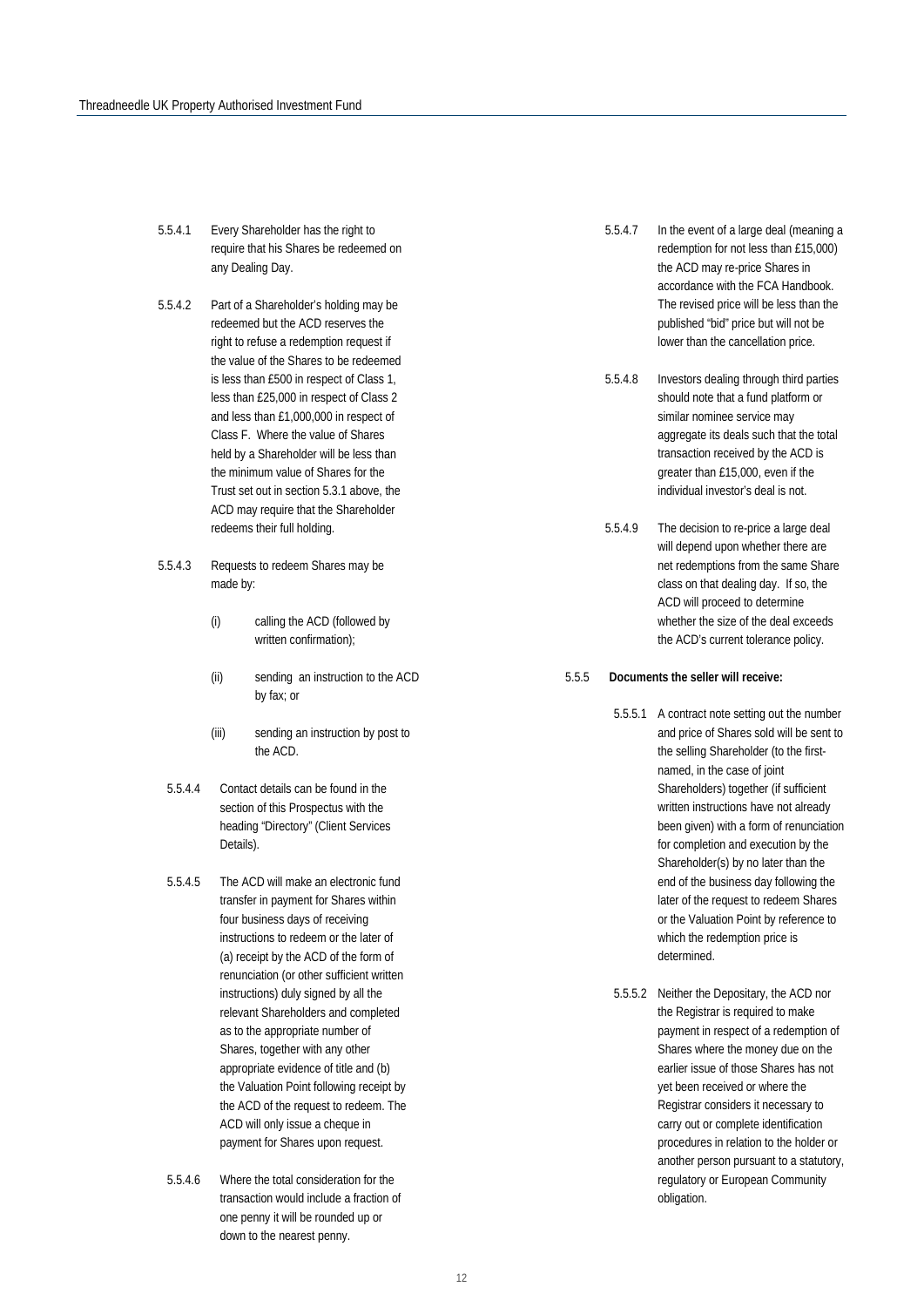5.5.4.1 Every Shareholder has the right to require that his Shares be redeemed on any Dealing Day.

5.5.4.2 Part of a Shareholder's holding may be redeemed but the ACD reserves the right to refuse a redemption request if the value of the Shares to be redeemed is less than £500 in respect of Class 1, less than £25,000 in respect of Class 2 and less than £1,000,000 in respect of Class F. Where the value of Shares held by a Shareholder will be less than the minimum value of Shares for the Trust set out in section 5.3.1 above, the ACD may require that the Shareholder redeems their full holding.

5.5.4.3 Requests to redeem Shares may be made by:

(i) calling the ACD (followed by written confirmation);

(ii) sending an instruction to the ACD by fax; or

(iii) sending an instruction by post to the ACD.

5.5.4.4 Contact details can be found in the section of this Prospectus with the heading "Directory" (Client Services Details).

5.5.4.5 The ACD will make an electronic fund transfer in payment for Shares within four business days of receiving instructions to redeem or the later of (a) receipt by the ACD of the form of renunciation (or other sufficient written instructions) duly signed by all the relevant Shareholders and completed as to the appropriate number of Shares, together with any other appropriate evidence of title and (b) the Valuation Point following receipt by the ACD of the request to redeem. The ACD will only issue a cheque in payment for Shares upon request.

5.5.4.6 Where the total consideration for the transaction would include a fraction of one penny it will be rounded up or down to the nearest penny.

5.5.4.7 In the event of a large deal (meaning a redemption for not less than £15,000) the ACD may re-price Shares in accordance with the FCA Handbook. The revised price will be less than the published "bid" price but will not be lower than the cancellation price.

5.5.4.8 Investors dealing through third parties should note that a fund platform or similar nominee service may aggregate its deals such that the total transaction received by the ACD is greater than £15,000, even if the individual investor's deal is not.

5.5.4.9 The decision to re-price a large deal will depend upon whether there are net redemptions from the same Share class on that dealing day. If so, the ACD will proceed to determine whether the size of the deal exceeds the ACD's current tolerance policy.

5.5.5 **Documents the seller will receive:**

5.5.5.1 A contract note setting out the number and price of Shares sold will be sent to the selling Shareholder (to the first-named, in the case of joint Shareholders) together (if sufficient written instructions have not already been given) with a form of renunciation for completion and execution by the Shareholder(s) by no later than the end of the business day following the later of the request to redeem Shares or the Valuation Point by reference to which the redemption price is determined.

5.5.5.2 Neither the Depositary, the ACD nor the Registrar is required to make payment in respect of a redemption of Shares where the money due on the earlier issue of those Shares has not yet been received or where the Registrar considers it necessary to carry out or complete identification procedures in relation to the holder or another person pursuant to a statutory, regulatory or European Community obligation.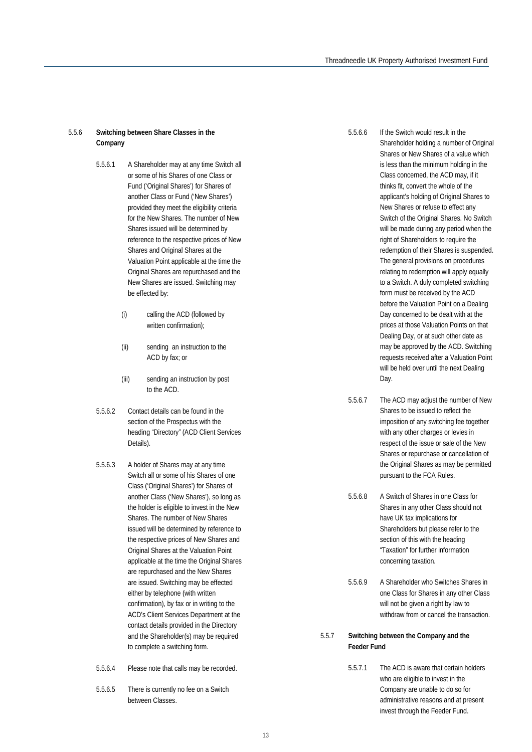### 5.5.6 Switching between Share Classes in the Company

5.5.6.1 A Shareholder may at any time Switch all or some of his Shares of one Class or Fund ('Original Shares') for Shares of another Class or Fund ('New Shares') provided they meet the eligibility criteria for the New Shares. The number of New Shares issued will be determined by reference to the respective prices of New Shares and Original Shares at the Valuation Point applicable at the time the Original Shares are repurchased and the New Shares are issued. Switching may be effected by:

(i) calling the ACD (followed by written confirmation);

(ii) sending an instruction to the ACD by fax; or

(iii) sending an instruction by post to the ACD.

5.5.6.2 Contact details can be found in the section of the Prospectus with the heading "Directory" (ACD Client Services Details).

5.5.6.3 A holder of Shares may at any time Switch all or some of his Shares of one Class ('Original Shares') for Shares of another Class ('New Shares'), so long as the holder is eligible to invest in the New Shares. The number of New Shares issued will be determined by reference to the respective prices of New Shares and Original Shares at the Valuation Point applicable at the time the Original Shares are repurchased and the New Shares are issued. Switching may be effected either by telephone (with written confirmation), by fax or in writing to the ACD's Client Services Department at the contact details provided in the Directory and the Shareholder(s) may be required to complete a switching form.

5.5.6.4 Please note that calls may be recorded.

5.5.6.5 There is currently no fee on a Switch between Classes.

5.5.6.6 If the Switch would result in the Shareholder holding a number of Original Shares or New Shares of a value which is less than the minimum holding in the Class concerned, the ACD may, if it thinks fit, convert the whole of the applicant's holding of Original Shares to New Shares or refuse to effect any Switch of the Original Shares. No Switch will be made during any period when the right of Shareholders to require the redemption of their Shares is suspended. The general provisions on procedures relating to redemption will apply equally to a Switch. A duly completed switching form must be received by the ACD before the Valuation Point on a Dealing Day concerned to be dealt with at the prices at those Valuation Points on that Dealing Day, or at such other date as may be approved by the ACD. Switching requests received after a Valuation Point will be held over until the next Dealing Day.

5.5.6.7 The ACD may adjust the number of New Shares to be issued to reflect the imposition of any switching fee together with any other charges or levies in respect of the issue or sale of the New Shares or repurchase or cancellation of the Original Shares as may be permitted pursuant to the FCA Rules.

5.5.6.8 A Switch of Shares in one Class for Shares in any other Class should not have UK tax implications for Shareholders but please refer to the section of this with the heading "Taxation" for further information concerning taxation.

5.5.6.9 A Shareholder who Switches Shares in one Class for Shares in any other Class will not be given a right by law to withdraw from or cancel the transaction.

### 5.5.7 Switching between the Company and the Feeder Fund

5.5.7.1 The ACD is aware that certain holders who are eligible to invest in the Company are unable to do so for administrative reasons and at present invest through the Feeder Fund.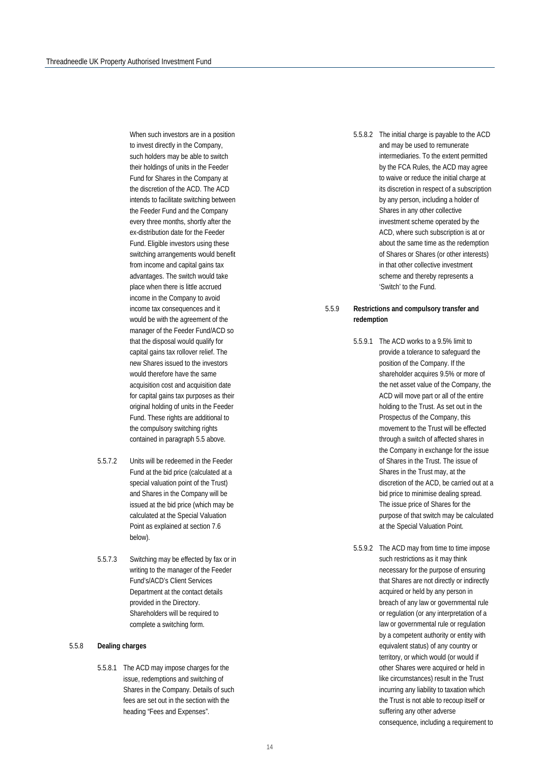When such investors are in a position to invest directly in the Company, such holders may be able to switch their holdings of units in the Feeder Fund for Shares in the Company at the discretion of the ACD. The ACD intends to facilitate switching between the Feeder Fund and the Company every three months, shortly after the ex-distribution date for the Feeder Fund. Eligible investors using these switching arrangements would benefit from income and capital gains tax advantages. The switch would take place when there is little accrued income in the Company to avoid income tax consequences and it would be with the agreement of the manager of the Feeder Fund/ACD so that the disposal would qualify for capital gains tax rollover relief. The new Shares issued to the investors would therefore have the same acquisition cost and acquisition date for capital gains tax purposes as their original holding of units in the Feeder Fund. These rights are additional to the compulsory switching rights contained in paragraph 5.5 above.

5.5.7.2 Units will be redeemed in the Feeder Fund at the bid price (calculated at a special valuation point of the Trust) and Shares in the Company will be issued at the bid price (which may be calculated at the Special Valuation Point as explained at section 7.6 below).

5.5.7.3 Switching may be effected by fax or in writing to the manager of the Feeder Fund's/ACD's Client Services Department at the contact details provided in the Directory. Shareholders will be required to complete a switching form.

5.5.8 **Dealing charges**

5.5.8.1 The ACD may impose charges for the issue, redemptions and switching of Shares in the Company. Details of such fees are set out in the section with the heading "Fees and Expenses".

5.5.8.2 The initial charge is payable to the ACD and may be used to remunerate intermediaries. To the extent permitted by the FCA Rules, the ACD may agree to waive or reduce the initial charge at its discretion in respect of a subscription by any person, including a holder of Shares in any other collective investment scheme operated by the ACD, where such subscription is at or about the same time as the redemption of Shares or Shares (or other interests) in that other collective investment scheme and thereby represents a 'Switch' to the Fund.

5.5.9 **Restrictions and compulsory transfer and redemption**

5.5.9.1 The ACD works to a 9.5% limit to provide a tolerance to safeguard the position of the Company. If the shareholder acquires 9.5% or more of the net asset value of the Company, the ACD will move part or all of the entire holding to the Trust. As set out in the Prospectus of the Company, this movement to the Trust will be effected through a switch of affected shares in the Company in exchange for the issue of Shares in the Trust. The issue of Shares in the Trust may, at the discretion of the ACD, be carried out at a bid price to minimise dealing spread. The issue price of Shares for the purpose of that switch may be calculated at the Special Valuation Point.

5.5.9.2 The ACD may from time to time impose such restrictions as it may think necessary for the purpose of ensuring that Shares are not directly or indirectly acquired or held by any person in breach of any law or governmental rule or regulation (or any interpretation of a law or governmental rule or regulation by a competent authority or entity with equivalent status) of any country or territory, or which would (or would if other Shares were acquired or held in like circumstances) result in the Trust incurring any liability to taxation which the Trust is not able to recoup itself or suffering any other adverse consequence, including a requirement to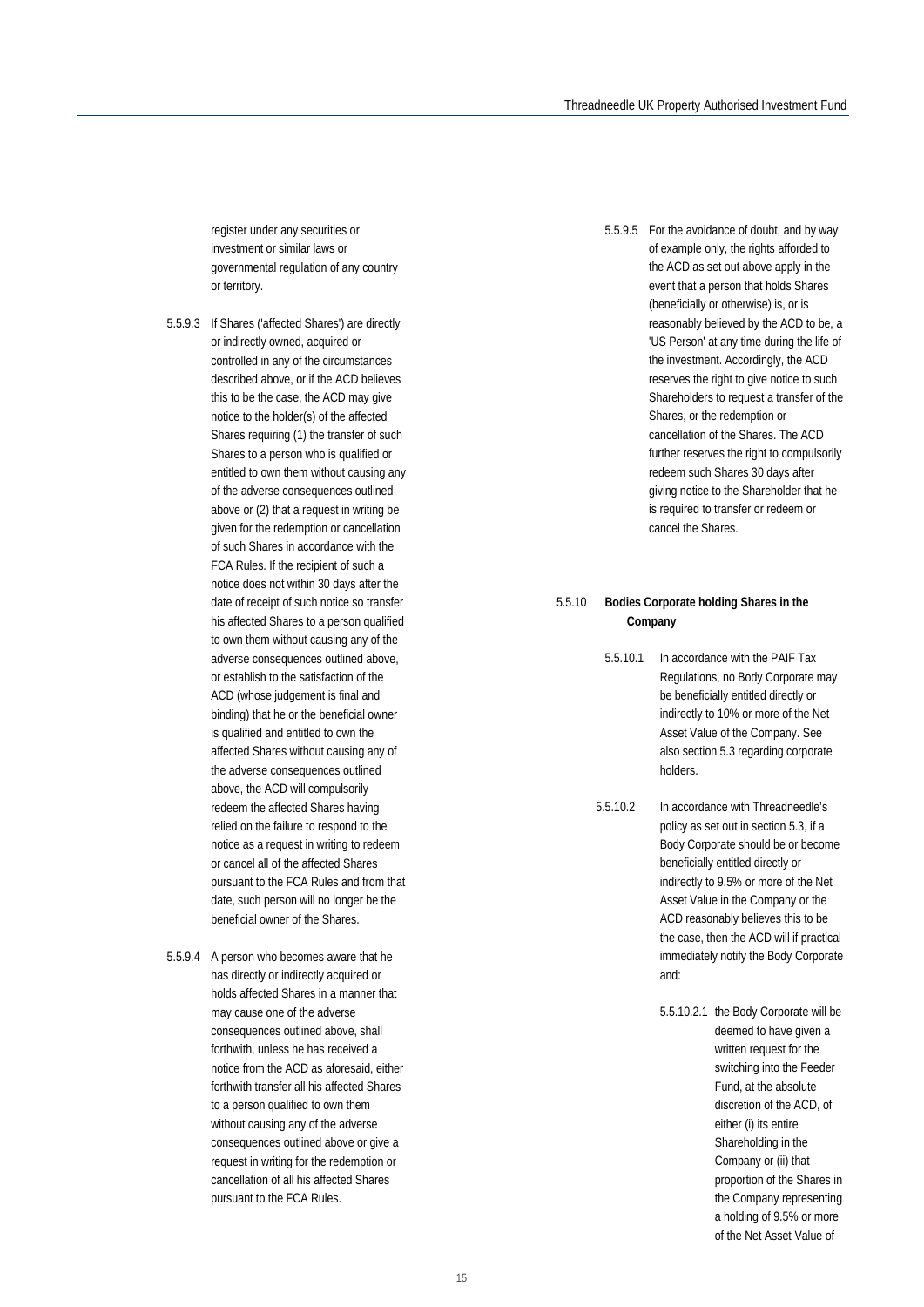register under any securities or investment or similar laws or governmental regulation of any country or territory.

5.5.9.3 If Shares ('affected Shares') are directly or indirectly owned, acquired or controlled in any of the circumstances described above, or if the ACD believes this to be the case, the ACD may give notice to the holder(s) of the affected Shares requiring (1) the transfer of such Shares to a person who is qualified or entitled to own them without causing any of the adverse consequences outlined above or (2) that a request in writing be given for the redemption or cancellation of such Shares in accordance with the FCA Rules. If the recipient of such a notice does not within 30 days after the date of receipt of such notice so transfer his affected Shares to a person qualified to own them without causing any of the adverse consequences outlined above, or establish to the satisfaction of the ACD (whose judgement is final and binding) that he or the beneficial owner is qualified and entitled to own the affected Shares without causing any of the adverse consequences outlined above, the ACD will compulsorily redeem the affected Shares having relied on the failure to respond to the notice as a request in writing to redeem or cancel all of the affected Shares pursuant to the FCA Rules and from that date, such person will no longer be the beneficial owner of the Shares.

5.5.9.4 A person who becomes aware that he has directly or indirectly acquired or holds affected Shares in a manner that may cause one of the adverse consequences outlined above, shall forthwith, unless he has received a notice from the ACD as aforesaid, either forthwith transfer all his affected Shares to a person qualified to own them without causing any of the adverse consequences outlined above or give a request in writing for the redemption or cancellation of all his affected Shares pursuant to the FCA Rules.

5.5.9.5 For the avoidance of doubt, and by way of example only, the rights afforded to the ACD as set out above apply in the event that a person that holds Shares (beneficially or otherwise) is, or is reasonably believed by the ACD to be, a 'US Person' at any time during the life of the investment. Accordingly, the ACD reserves the right to give notice to such Shareholders to request a transfer of the Shares, or the redemption or cancellation of the Shares. The ACD further reserves the right to compulsorily redeem such Shares 30 days after giving notice to the Shareholder that he is required to transfer or redeem or cancel the Shares.

**5.5.10 Bodies Corporate holding Shares in the Company**

5.5.10.1 In accordance with the PAIF Tax Regulations, no Body Corporate may be beneficially entitled directly or indirectly to 10% or more of the Net Asset Value of the Company. See also section 5.3 regarding corporate holders.

5.5.10.2 In accordance with Threadneedle's policy as set out in section 5.3, if a Body Corporate should be or become beneficially entitled directly or indirectly to 9.5% or more of the Net Asset Value in the Company or the ACD reasonably believes this to be the case, then the ACD will if practical immediately notify the Body Corporate and:

5.5.10.2.1 the Body Corporate will be deemed to have given a written request for the switching into the Feeder Fund, at the absolute discretion of the ACD, of either (i) its entire Shareholding in the Company or (ii) that proportion of the Shares in the Company representing a holding of 9.5% or more of the Net Asset Value of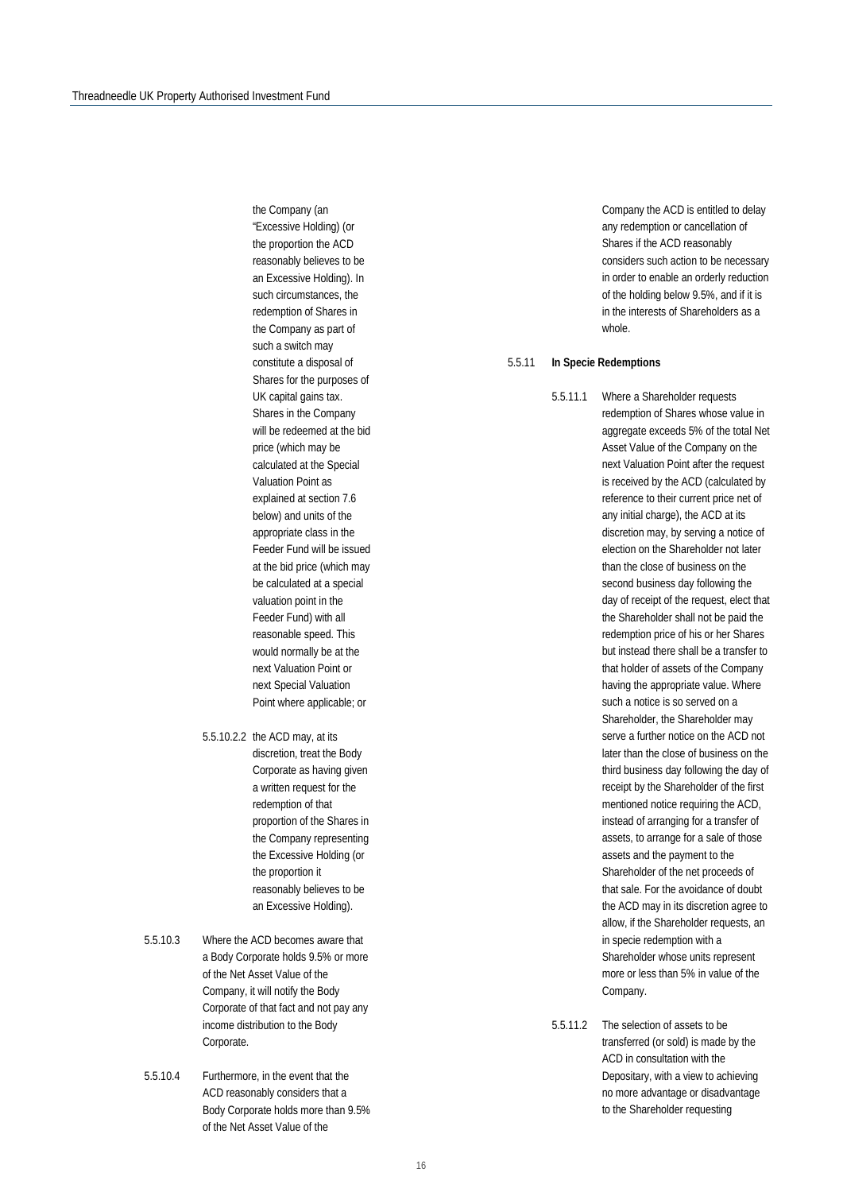the Company (an "Excessive Holding) (or the proportion the ACD reasonably believes to be an Excessive Holding). In such circumstances, the redemption of Shares in the Company as part of such a switch may constitute a disposal of Shares for the purposes of UK capital gains tax. Shares in the Company will be redeemed at the bid price (which may be calculated at the Special Valuation Point as explained at section 7.6 below) and units of the appropriate class in the Feeder Fund will be issued at the bid price (which may be calculated at a special valuation point in the Feeder Fund) with all reasonable speed. This would normally be at the next Valuation Point or next Special Valuation Point where applicable; or

5.5.10.2.2 the ACD may, at its discretion, treat the Body Corporate as having given a written request for the redemption of that proportion of the Shares in the Company representing the Excessive Holding (or the proportion it reasonably believes to be an Excessive Holding).

5.5.10.3 Where the ACD becomes aware that a Body Corporate holds 9.5% or more of the Net Asset Value of the Company, it will notify the Body Corporate of that fact and not pay any income distribution to the Body Corporate.

5.5.10.4 Furthermore, in the event that the ACD reasonably considers that a Body Corporate holds more than 9.5% of the Net Asset Value of the Company the ACD is entitled to delay any redemption or cancellation of Shares if the ACD reasonably considers such action to be necessary in order to enable an orderly reduction of the holding below 9.5%, and if it is in the interests of Shareholders as a whole.

5.5.11 **In Specie Redemptions**

5.5.11.1 Where a Shareholder requests redemption of Shares whose value in aggregate exceeds 5% of the total Net Asset Value of the Company on the next Valuation Point after the request is received by the ACD (calculated by reference to their current price net of any initial charge), the ACD at its discretion may, by serving a notice of election on the Shareholder not later than the close of business on the second business day following the day of receipt of the request, elect that the Shareholder shall not be paid the redemption price of his or her Shares but instead there shall be a transfer to that holder of assets of the Company having the appropriate value. Where such a notice is so served on a Shareholder, the Shareholder may serve a further notice on the ACD not later than the close of business on the third business day following the day of receipt by the Shareholder of the first mentioned notice requiring the ACD, instead of arranging for a transfer of assets, to arrange for a sale of those assets and the payment to the Shareholder of the net proceeds of that sale. For the avoidance of doubt the ACD may in its discretion agree to allow, if the Shareholder requests, an in specie redemption with a Shareholder whose units represent more or less than 5% in value of the Company.

5.5.11.2 The selection of assets to be transferred (or sold) is made by the ACD in consultation with the Depositary, with a view to achieving no more advantage or disadvantage to the Shareholder requesting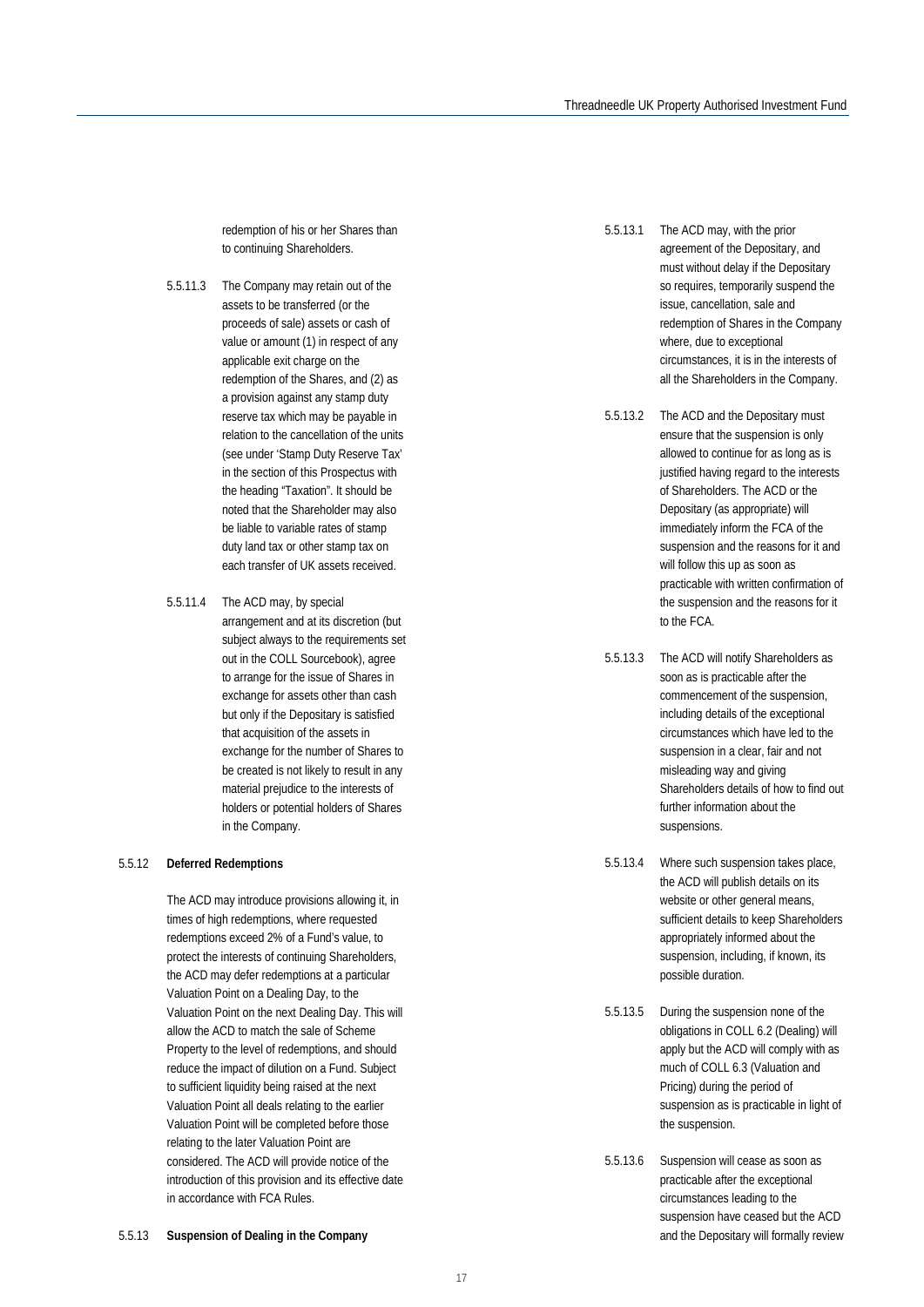redemption of his or her Shares than to continuing Shareholders.

5.5.11.3 The Company may retain out of the assets to be transferred (or the proceeds of sale) assets or cash of value or amount (1) in respect of any applicable exit charge on the redemption of the Shares, and (2) as a provision against any stamp duty reserve tax which may be payable in relation to the cancellation of the units (see under 'Stamp Duty Reserve Tax' in the section of this Prospectus with the heading "Taxation". It should be noted that the Shareholder may also be liable to variable rates of stamp duty land tax or other stamp tax on each transfer of UK assets received.

5.5.11.4 The ACD may, by special arrangement and at its discretion (but subject always to the requirements set out in the COLL Sourcebook), agree to arrange for the issue of Shares in exchange for assets other than cash but only if the Depositary is satisfied that acquisition of the assets in exchange for the number of Shares to be created is not likely to result in any material prejudice to the interests of holders or potential holders of Shares in the Company.

### 5.5.12 Deferred Redemptions

The ACD may introduce provisions allowing it, in times of high redemptions, where requested redemptions exceed 2% of a Fund's value, to protect the interests of continuing Shareholders, the ACD may defer redemptions at a particular Valuation Point on a Dealing Day, to the Valuation Point on the next Dealing Day. This will allow the ACD to match the sale of Scheme Property to the level of redemptions, and should reduce the impact of dilution on a Fund. Subject to sufficient liquidity being raised at the next Valuation Point all deals relating to the earlier Valuation Point will be completed before those relating to the later Valuation Point are considered. The ACD will provide notice of the introduction of this provision and its effective date in accordance with FCA Rules.

### 5.5.13 Suspension of Dealing in the Company

5.5.13.1 The ACD may, with the prior agreement of the Depositary, and must without delay if the Depositary so requires, temporarily suspend the issue, cancellation, sale and redemption of Shares in the Company where, due to exceptional circumstances, it is in the interests of all the Shareholders in the Company.

5.5.13.2 The ACD and the Depositary must ensure that the suspension is only allowed to continue for as long as is justified having regard to the interests of Shareholders. The ACD or the Depositary (as appropriate) will immediately inform the FCA of the suspension and the reasons for it and will follow this up as soon as practicable with written confirmation of the suspension and the reasons for it to the FCA.

5.5.13.3 The ACD will notify Shareholders as soon as is practicable after the commencement of the suspension, including details of the exceptional circumstances which have led to the suspension in a clear, fair and not misleading way and giving Shareholders details of how to find out further information about the suspensions.

5.5.13.4 Where such suspension takes place, the ACD will publish details on its website or other general means, sufficient details to keep Shareholders appropriately informed about the suspension, including, if known, its possible duration.

5.5.13.5 During the suspension none of the obligations in COLL 6.2 (Dealing) will apply but the ACD will comply with as much of COLL 6.3 (Valuation and Pricing) during the period of suspension as is practicable in light of the suspension.

5.5.13.6 Suspension will cease as soon as practicable after the exceptional circumstances leading to the suspension have ceased but the ACD and the Depositary will formally review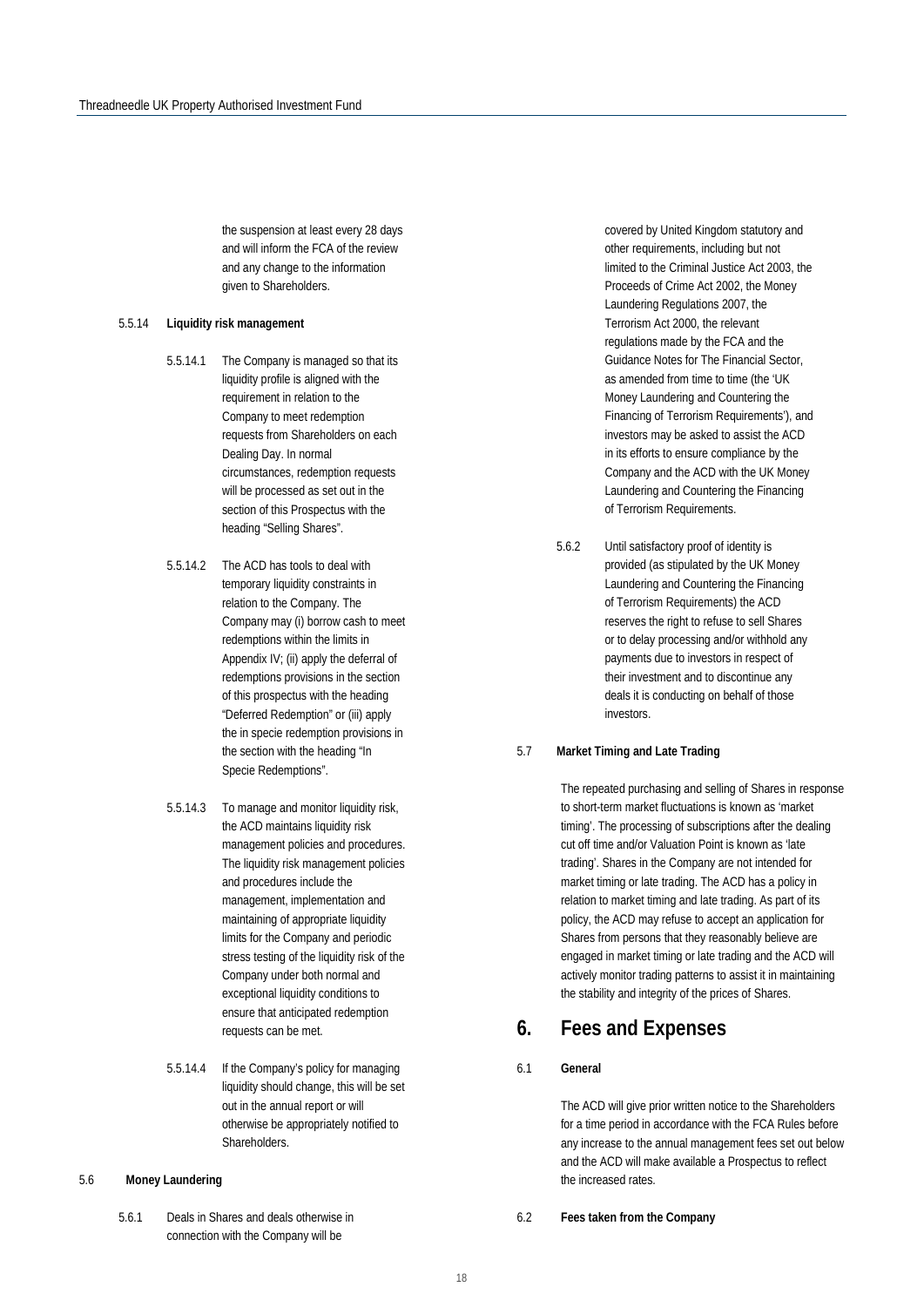the suspension at least every 28 days and will inform the FCA of the review and any change to the information given to Shareholders.

5.5.14 **Liquidity risk management**

5.5.14.1 The Company is managed so that its liquidity profile is aligned with the requirement in relation to the Company to meet redemption requests from Shareholders on each Dealing Day. In normal circumstances, redemption requests will be processed as set out in the section of this Prospectus with the heading "Selling Shares".

5.5.14.2 The ACD has tools to deal with temporary liquidity constraints in relation to the Company. The Company may (i) borrow cash to meet redemptions within the limits in Appendix IV; (ii) apply the deferral of redemptions provisions in the section of this prospectus with the heading "Deferred Redemption" or (iii) apply the in specie redemption provisions in the section with the heading "In Specie Redemptions".

5.5.14.3 To manage and monitor liquidity risk, the ACD maintains liquidity risk management policies and procedures. The liquidity risk management policies and procedures include the management, implementation and maintaining of appropriate liquidity limits for the Company and periodic stress testing of the liquidity risk of the Company under both normal and exceptional liquidity conditions to ensure that anticipated redemption requests can be met.

5.5.14.4 If the Company's policy for managing liquidity should change, this will be set out in the annual report or will otherwise be appropriately notified to Shareholders.

5.6 **Money Laundering**

5.6.1 Deals in Shares and deals otherwise in connection with the Company will be covered by United Kingdom statutory and other requirements, including but not limited to the Criminal Justice Act 2003, the Proceeds of Crime Act 2002, the Money Laundering Regulations 2007, the Terrorism Act 2000, the relevant regulations made by the FCA and the Guidance Notes for The Financial Sector, as amended from time to time (the 'UK Money Laundering and Countering the Financing of Terrorism Requirements'), and investors may be asked to assist the ACD in its efforts to ensure compliance by the Company and the ACD with the UK Money Laundering and Countering the Financing of Terrorism Requirements.

5.6.2 Until satisfactory proof of identity is provided (as stipulated by the UK Money Laundering and Countering the Financing of Terrorism Requirements) the ACD reserves the right to refuse to sell Shares or to delay processing and/or withhold any payments due to investors in respect of their investment and to discontinue any deals it is conducting on behalf of those investors.

5.7 **Market Timing and Late Trading**

The repeated purchasing and selling of Shares in response to short-term market fluctuations is known as 'market timing'. The processing of subscriptions after the dealing cut off time and/or Valuation Point is known as 'late trading'. Shares in the Company are not intended for market timing or late trading. The ACD has a policy in relation to market timing and late trading. As part of its policy, the ACD may refuse to accept an application for Shares from persons that they reasonably believe are engaged in market timing or late trading and the ACD will actively monitor trading patterns to assist it in maintaining the stability and integrity of the prices of Shares.

# 6. Fees and Expenses

6.1 **General**

The ACD will give prior written notice to the Shareholders for a time period in accordance with the FCA Rules before any increase to the annual management fees set out below and the ACD will make available a Prospectus to reflect the increased rates.

6.2 **Fees taken from the Company**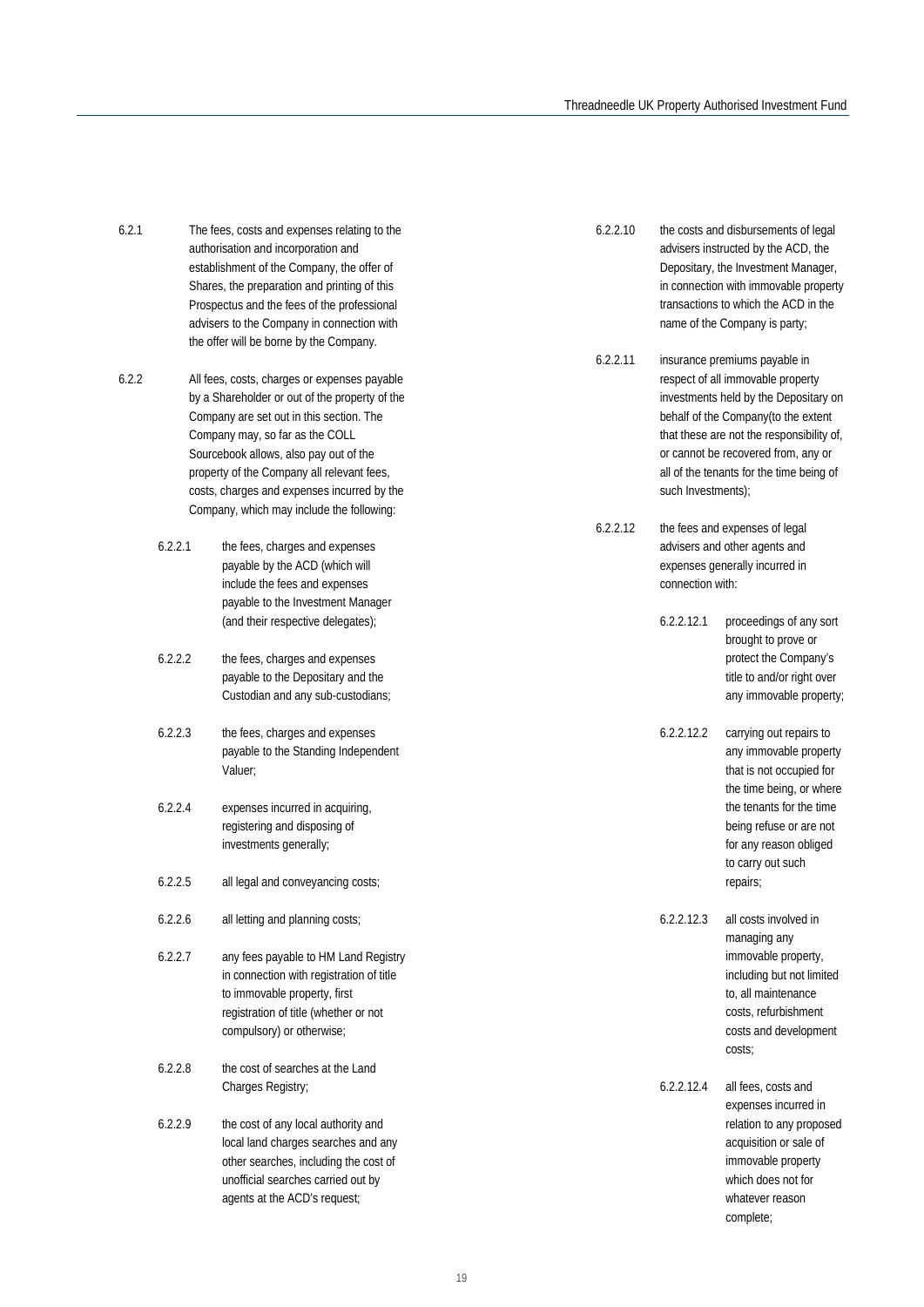6.2.1 The fees, costs and expenses relating to the authorisation and incorporation and establishment of the Company, the offer of Shares, the preparation and printing of this Prospectus and the fees of the professional advisers to the Company in connection with the offer will be borne by the Company.

6.2.2 All fees, costs, charges or expenses payable by a Shareholder or out of the property of the Company are set out in this section. The Company may, so far as the COLL Sourcebook allows, also pay out of the property of the Company all relevant fees, costs, charges and expenses incurred by the Company, which may include the following:

- 6.2.2.1 the fees, charges and expenses payable by the ACD (which will include the fees and expenses payable to the Investment Manager (and their respective delegates);
- 6.2.2.2 the fees, charges and expenses payable to the Depositary and the Custodian and any sub-custodians;
- 6.2.2.3 the fees, charges and expenses payable to the Standing Independent Valuer;
- 6.2.2.4 expenses incurred in acquiring, registering and disposing of investments generally;
- 6.2.2.5 all legal and conveyancing costs;
- 6.2.2.6 all letting and planning costs;
- 6.2.2.7 any fees payable to HM Land Registry in connection with registration of title to immovable property, first registration of title (whether or not compulsory) or otherwise;
- 6.2.2.8 the cost of searches at the Land Charges Registry;
- 6.2.2.9 the cost of any local authority and local land charges searches and any other searches, including the cost of unofficial searches carried out by agents at the ACD's request;
- 6.2.2.10 the costs and disbursements of legal advisers instructed by the ACD, the Depositary, the Investment Manager, in connection with immovable property transactions to which the ACD in the name of the Company is party;
- 6.2.2.11 insurance premiums payable in respect of all immovable property investments held by the Depositary on behalf of the Company(to the extent that these are not the responsibility of, or cannot be recovered from, any or all of the tenants for the time being of such Investments);
- 6.2.2.12 the fees and expenses of legal advisers and other agents and expenses generally incurred in connection with:
  - 6.2.2.12.1 proceedings of any sort brought to prove or protect the Company's title to and/or right over any immovable property;
  - 6.2.2.12.2 carrying out repairs to any immovable property that is not occupied for the time being, or where the tenants for the time being refuse or are not for any reason obliged to carry out such repairs;
  - 6.2.2.12.3 all costs involved in managing any immovable property, including but not limited to, all maintenance costs, refurbishment costs and development costs;
  - 6.2.2.12.4 all fees, costs and expenses incurred in relation to any proposed acquisition or sale of immovable property which does not for whatever reason complete;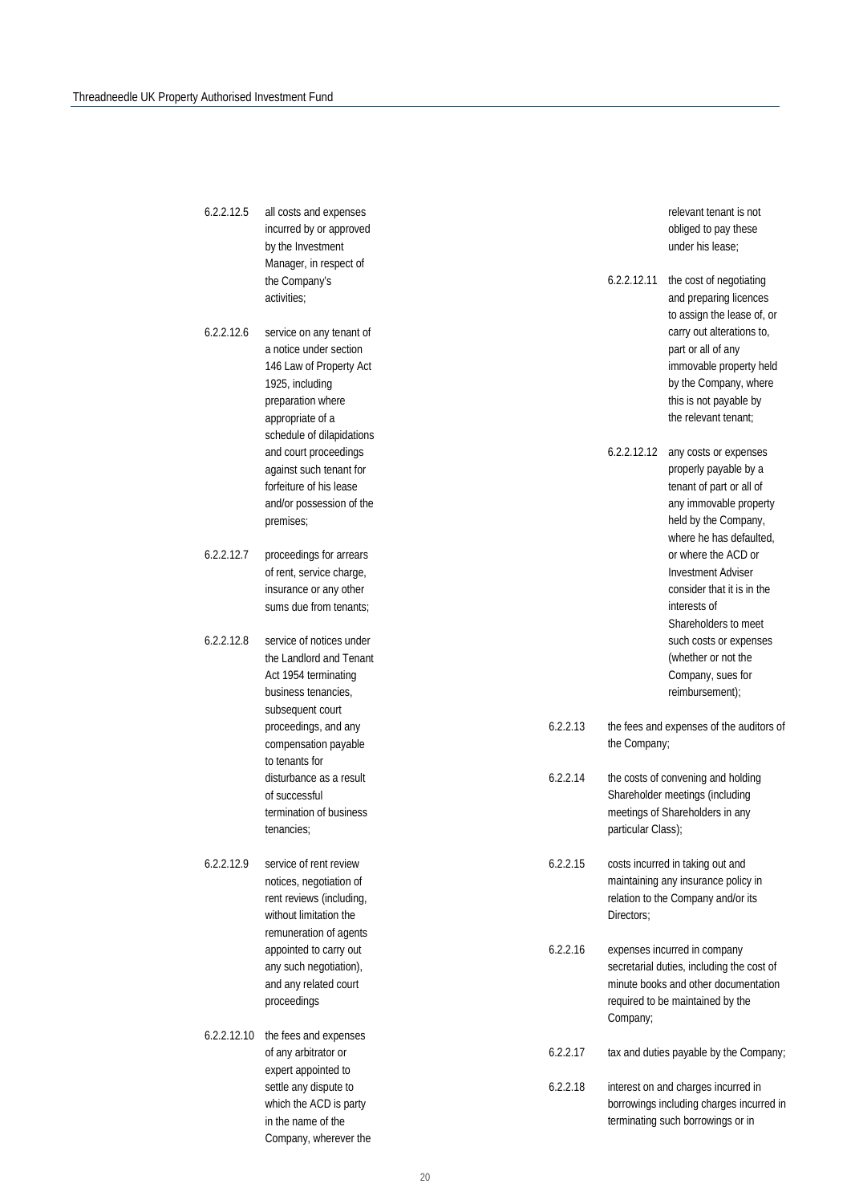6.2.2.12.5 all costs and expenses incurred by or approved by the Investment Manager, in respect of the Company's activities;

6.2.2.12.6 service on any tenant of a notice under section 146 Law of Property Act 1925, including preparation where appropriate of a schedule of dilapidations and court proceedings against such tenant for forfeiture of his lease and/or possession of the premises;

6.2.2.12.7 proceedings for arrears of rent, service charge, insurance or any other sums due from tenants;

6.2.2.12.8 service of notices under the Landlord and Tenant Act 1954 terminating business tenancies, subsequent court proceedings, and any compensation payable to tenants for disturbance as a result of successful termination of business tenancies;

6.2.2.12.9 service of rent review notices, negotiation of rent reviews (including, without limitation the remuneration of agents appointed to carry out any such negotiation), and any related court proceedings

6.2.2.12.10 the fees and expenses of any arbitrator or expert appointed to settle any dispute to which the ACD is party in the name of the Company, wherever the relevant tenant is not obliged to pay these under his lease;

6.2.2.12.11 the cost of negotiating and preparing licences to assign the lease of, or carry out alterations to, part or all of any immovable property held by the Company, where this is not payable by the relevant tenant;

6.2.2.12.12 any costs or expenses properly payable by a tenant of part or all of any immovable property held by the Company, where he has defaulted, or where the ACD or Investment Adviser consider that it is in the interests of Shareholders to meet such costs or expenses (whether or not the Company, sues for reimbursement);

6.2.2.13 the fees and expenses of the auditors of the Company;

6.2.2.14 the costs of convening and holding Shareholder meetings (including meetings of Shareholders in any particular Class);

6.2.2.15 costs incurred in taking out and maintaining any insurance policy in relation to the Company and/or its Directors;

6.2.2.16 expenses incurred in company secretarial duties, including the cost of minute books and other documentation required to be maintained by the Company;

6.2.2.17 tax and duties payable by the Company;

6.2.2.18 interest on and charges incurred in borrowings including charges incurred in terminating such borrowings or in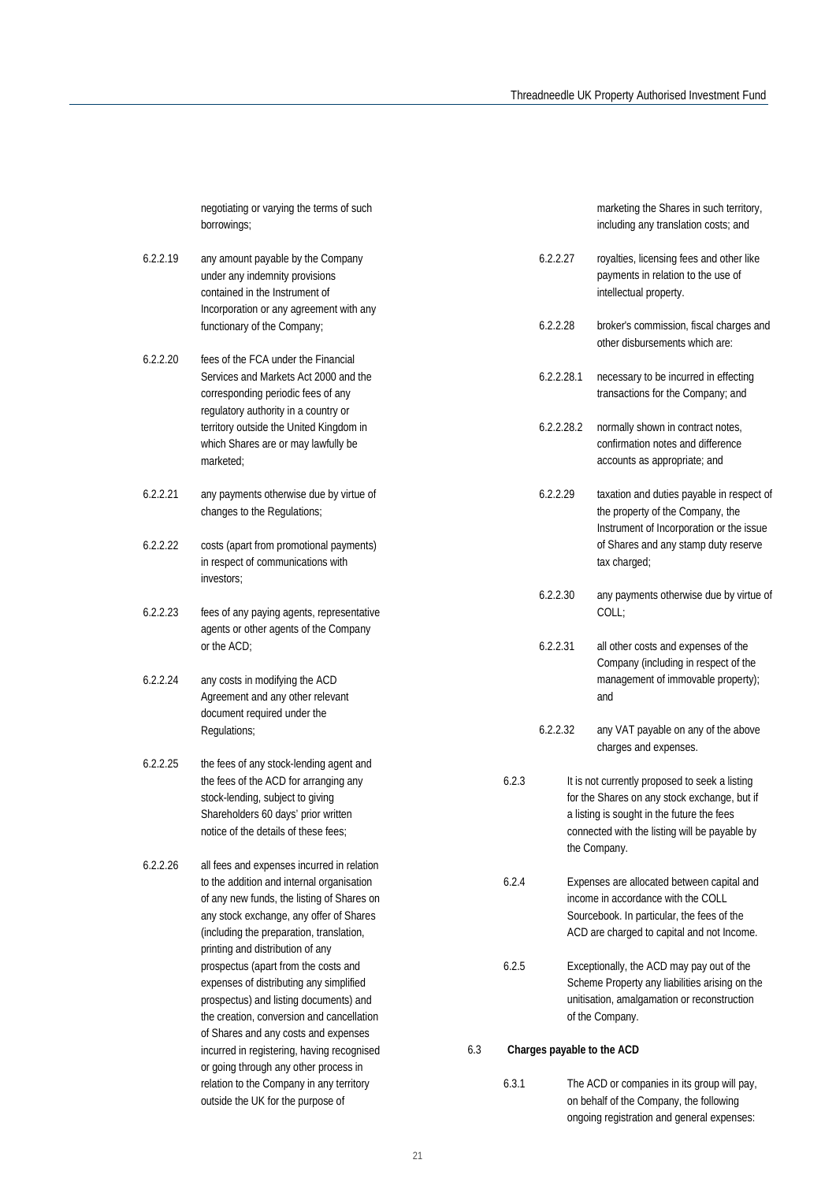negotiating or varying the terms of such borrowings;

6.2.2.19 any amount payable by the Company under any indemnity provisions contained in the Instrument of Incorporation or any agreement with any functionary of the Company;

6.2.2.20 fees of the FCA under the Financial Services and Markets Act 2000 and the corresponding periodic fees of any regulatory authority in a country or territory outside the United Kingdom in which Shares are or may lawfully be marketed;

6.2.2.21 any payments otherwise due by virtue of changes to the Regulations;

6.2.2.22 costs (apart from promotional payments) in respect of communications with investors;

6.2.2.23 fees of any paying agents, representative agents or other agents of the Company or the ACD;

6.2.2.24 any costs in modifying the ACD Agreement and any other relevant document required under the Regulations;

6.2.2.25 the fees of any stock-lending agent and the fees of the ACD for arranging any stock-lending, subject to giving Shareholders 60 days' prior written notice of the details of these fees;

6.2.2.26 all fees and expenses incurred in relation to the addition and internal organisation of any new funds, the listing of Shares on any stock exchange, any offer of Shares (including the preparation, translation, printing and distribution of any prospectus (apart from the costs and expenses of distributing any simplified prospectus) and listing documents) and the creation, conversion and cancellation of Shares and any costs and expenses incurred in registering, having recognised or going through any other process in relation to the Company in any territory outside the UK for the purpose of marketing the Shares in such territory, including any translation costs; and

6.2.2.27 royalties, licensing fees and other like payments in relation to the use of intellectual property.

6.2.2.28 broker's commission, fiscal charges and other disbursements which are:

6.2.2.28.1 necessary to be incurred in effecting transactions for the Company; and

6.2.2.28.2 normally shown in contract notes, confirmation notes and difference accounts as appropriate; and

6.2.2.29 taxation and duties payable in respect of the property of the Company, the Instrument of Incorporation or the issue of Shares and any stamp duty reserve tax charged;

6.2.2.30 any payments otherwise due by virtue of COLL;

6.2.2.31 all other costs and expenses of the Company (including in respect of the management of immovable property); and

6.2.2.32 any VAT payable on any of the above charges and expenses.

6.2.3 It is not currently proposed to seek a listing for the Shares on any stock exchange, but if a listing is sought in the future the fees connected with the listing will be payable by the Company.

6.2.4 Expenses are allocated between capital and income in accordance with the COLL Sourcebook. In particular, the fees of the ACD are charged to capital and not Income.

6.2.5 Exceptionally, the ACD may pay out of the Scheme Property any liabilities arising on the unitisation, amalgamation or reconstruction of the Company.

6.3 **Charges payable to the ACD**

6.3.1 The ACD or companies in its group will pay, on behalf of the Company, the following ongoing registration and general expenses: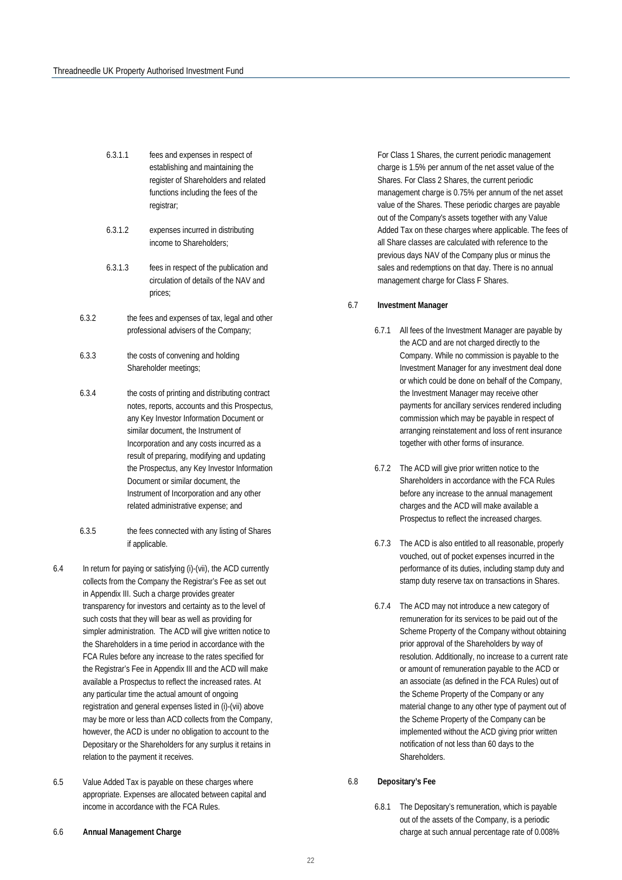6.3.1.1 fees and expenses in respect of establishing and maintaining the register of Shareholders and related functions including the fees of the registrar;

6.3.1.2 expenses incurred in distributing income to Shareholders;

6.3.1.3 fees in respect of the publication and circulation of details of the NAV and prices;

6.3.2 the fees and expenses of tax, legal and other professional advisers of the Company;

6.3.3 the costs of convening and holding Shareholder meetings;

6.3.4 the costs of printing and distributing contract notes, reports, accounts and this Prospectus, any Key Investor Information Document or similar document, the Instrument of Incorporation and any costs incurred as a result of preparing, modifying and updating the Prospectus, any Key Investor Information Document or similar document, the Instrument of Incorporation and any other related administrative expense; and

6.3.5 the fees connected with any listing of Shares if applicable.

6.4 In return for paying or satisfying (i)-(vii), the ACD currently collects from the Company the Registrar's Fee as set out in Appendix III. Such a charge provides greater transparency for investors and certainty as to the level of such costs that they will bear as well as providing for simpler administration. The ACD will give written notice to the Shareholders in a time period in accordance with the FCA Rules before any increase to the rates specified for the Registrar's Fee in Appendix III and the ACD will make available a Prospectus to reflect the increased rates. At any particular time the actual amount of ongoing registration and general expenses listed in (i)-(vii) above may be more or less than ACD collects from the Company, however, the ACD is under no obligation to account to the Depositary or the Shareholders for any surplus it retains in relation to the payment it receives.

6.5 Value Added Tax is payable on these charges where appropriate. Expenses are allocated between capital and income in accordance with the FCA Rules.

6.6 **Annual Management Charge**

For Class 1 Shares, the current periodic management charge is 1.5% per annum of the net asset value of the Shares. For Class 2 Shares, the current periodic management charge is 0.75% per annum of the net asset value of the Shares. These periodic charges are payable out of the Company's assets together with any Value Added Tax on these charges where applicable. The fees of all Share classes are calculated with reference to the previous days NAV of the Company plus or minus the sales and redemptions on that day. There is no annual management charge for Class F Shares.

6.7 **Investment Manager**

6.7.1 All fees of the Investment Manager are payable by the ACD and are not charged directly to the Company. While no commission is payable to the Investment Manager for any investment deal done or which could be done on behalf of the Company, the Investment Manager may receive other payments for ancillary services rendered including commission which may be payable in respect of arranging reinstatement and loss of rent insurance together with other forms of insurance.

6.7.2 The ACD will give prior written notice to the Shareholders in accordance with the FCA Rules before any increase to the annual management charges and the ACD will make available a Prospectus to reflect the increased charges.

6.7.3 The ACD is also entitled to all reasonable, properly vouched, out of pocket expenses incurred in the performance of its duties, including stamp duty and stamp duty reserve tax on transactions in Shares.

6.7.4 The ACD may not introduce a new category of remuneration for its services to be paid out of the Scheme Property of the Company without obtaining prior approval of the Shareholders by way of resolution. Additionally, no increase to a current rate or amount of remuneration payable to the ACD or an associate (as defined in the FCA Rules) out of the Scheme Property of the Company or any material change to any other type of payment out of the Scheme Property of the Company can be implemented without the ACD giving prior written notification of not less than 60 days to the Shareholders.

6.8 **Depositary's Fee**

6.8.1 The Depositary's remuneration, which is payable out of the assets of the Company, is a periodic charge at such annual percentage rate of 0.008%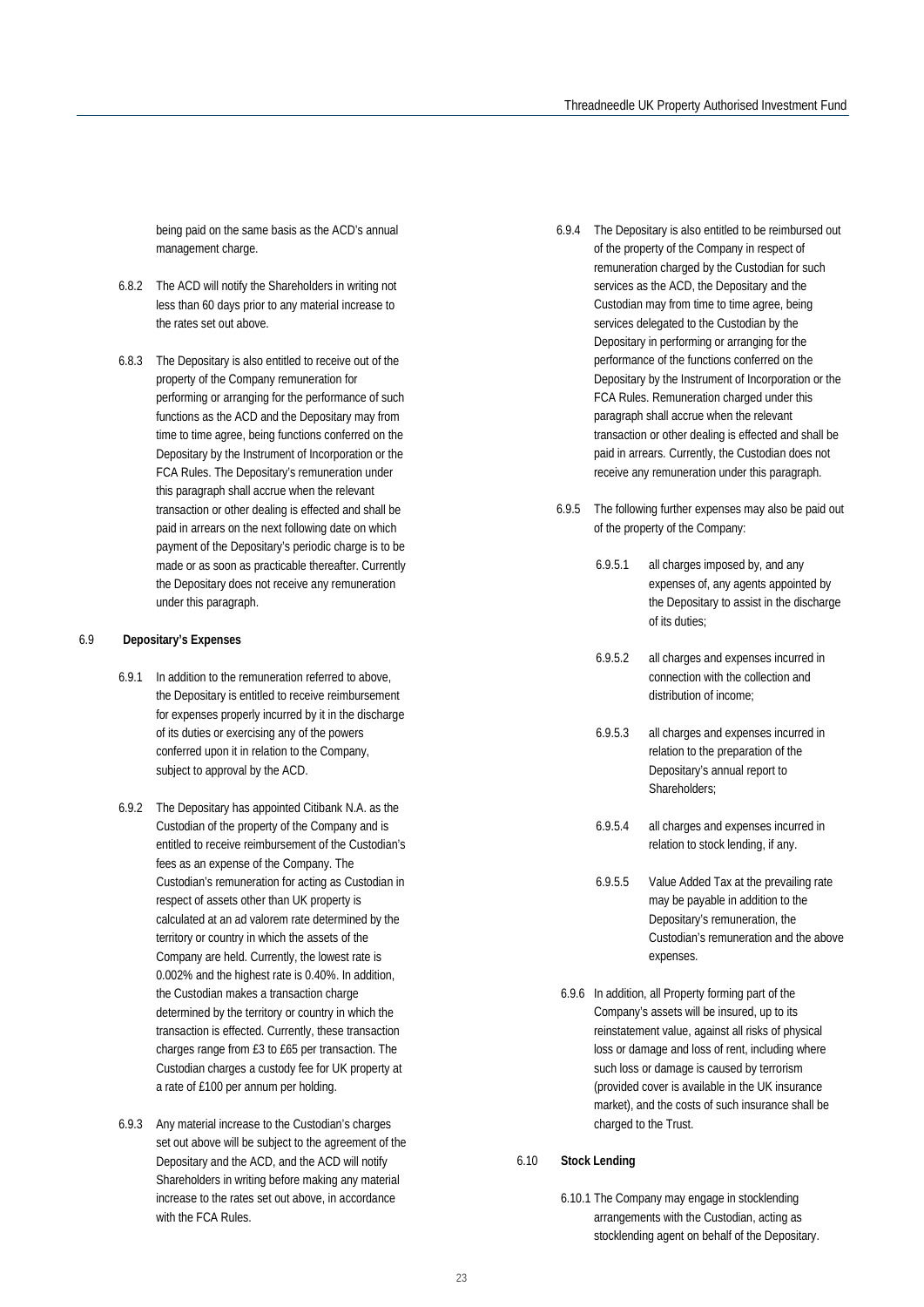being paid on the same basis as the ACD's annual management charge.

6.8.2 The ACD will notify the Shareholders in writing not less than 60 days prior to any material increase to the rates set out above.

6.8.3 The Depositary is also entitled to receive out of the property of the Company remuneration for performing or arranging for the performance of such functions as the ACD and the Depositary may from time to time agree, being functions conferred on the Depositary by the Instrument of Incorporation or the FCA Rules. The Depositary's remuneration under this paragraph shall accrue when the relevant transaction or other dealing is effected and shall be paid in arrears on the next following date on which payment of the Depositary's periodic charge is to be made or as soon as practicable thereafter. Currently the Depositary does not receive any remuneration under this paragraph.

## 6.9 Depositary's Expenses

6.9.1 In addition to the remuneration referred to above, the Depositary is entitled to receive reimbursement for expenses properly incurred by it in the discharge of its duties or exercising any of the powers conferred upon it in relation to the Company, subject to approval by the ACD.

6.9.2 The Depositary has appointed Citibank N.A. as the Custodian of the property of the Company and is entitled to receive reimbursement of the Custodian's fees as an expense of the Company. The Custodian's remuneration for acting as Custodian in respect of assets other than UK property is calculated at an ad valorem rate determined by the territory or country in which the assets of the Company are held. Currently, the lowest rate is 0.002% and the highest rate is 0.40%. In addition, the Custodian makes a transaction charge determined by the territory or country in which the transaction is effected. Currently, these transaction charges range from £3 to £65 per transaction. The Custodian charges a custody fee for UK property at a rate of £100 per annum per holding.

6.9.3 Any material increase to the Custodian's charges set out above will be subject to the agreement of the Depositary and the ACD, and the ACD will notify Shareholders in writing before making any material increase to the rates set out above, in accordance with the FCA Rules.

6.9.4 The Depositary is also entitled to be reimbursed out of the property of the Company in respect of remuneration charged by the Custodian for such services as the ACD, the Depositary and the Custodian may from time to time agree, being services delegated to the Custodian by the Depositary in performing or arranging for the performance of the functions conferred on the Depositary by the Instrument of Incorporation or the FCA Rules. Remuneration charged under this paragraph shall accrue when the relevant transaction or other dealing is effected and shall be paid in arrears. Currently, the Custodian does not receive any remuneration under this paragraph.

6.9.5 The following further expenses may also be paid out of the property of the Company:

6.9.5.1 all charges imposed by, and any expenses of, any agents appointed by the Depositary to assist in the discharge of its duties;

6.9.5.2 all charges and expenses incurred in connection with the collection and distribution of income;

6.9.5.3 all charges and expenses incurred in relation to the preparation of the Depositary's annual report to Shareholders;

6.9.5.4 all charges and expenses incurred in relation to stock lending, if any.

6.9.5.5 Value Added Tax at the prevailing rate may be payable in addition to the Depositary's remuneration, the Custodian's remuneration and the above expenses.

6.9.6 In addition, all Property forming part of the Company's assets will be insured, up to its reinstatement value, against all risks of physical loss or damage and loss of rent, including where such loss or damage is caused by terrorism (provided cover is available in the UK insurance market), and the costs of such insurance shall be charged to the Trust.

## 6.10 Stock Lending

6.10.1 The Company may engage in stocklending arrangements with the Custodian, acting as stocklending agent on behalf of the Depositary.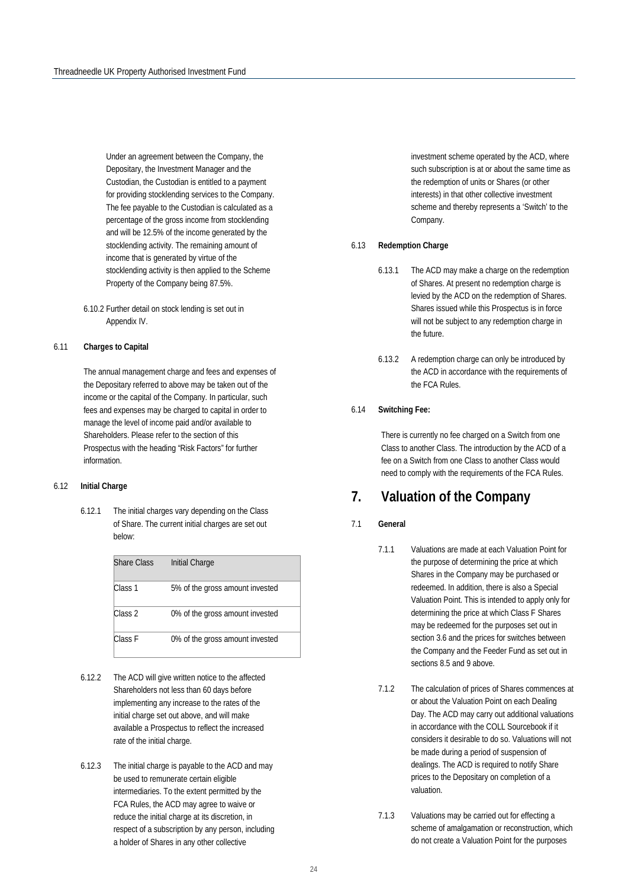Under an agreement between the Company, the Depositary, the Investment Manager and the Custodian, the Custodian is entitled to a payment for providing stocklending services to the Company. The fee payable to the Custodian is calculated as a percentage of the gross income from stocklending and will be 12.5% of the income generated by the stocklending activity. The remaining amount of income that is generated by virtue of the stocklending activity is then applied to the Scheme Property of the Company being 87.5%.

6.10.2 Further detail on stock lending is set out in Appendix IV.

6.11 **Charges to Capital**

The annual management charge and fees and expenses of the Depositary referred to above may be taken out of the income or the capital of the Company. In particular, such fees and expenses may be charged to capital in order to manage the level of income paid and/or available to Shareholders. Please refer to the section of this Prospectus with the heading "Risk Factors" for further information.

6.12 **Initial Charge**

6.12.1 The initial charges vary depending on the Class of Share. The current initial charges are set out below:

| Share Class | Initial Charge |
|---|---|
| Class 1 | 5% of the gross amount invested |
| Class 2 | 0% of the gross amount invested |
| Class F | 0% of the gross amount invested |

6.12.2 The ACD will give written notice to the affected Shareholders not less than 60 days before implementing any increase to the rates of the initial charge set out above, and will make available a Prospectus to reflect the increased rate of the initial charge.

6.12.3 The initial charge is payable to the ACD and may be used to remunerate certain eligible intermediaries. To the extent permitted by the FCA Rules, the ACD may agree to waive or reduce the initial charge at its discretion, in respect of a subscription by any person, including a holder of Shares in any other collective investment scheme operated by the ACD, where such subscription is at or about the same time as the redemption of units or Shares (or other interests) in that other collective investment scheme and thereby represents a 'Switch' to the Company.

6.13 **Redemption Charge**

6.13.1 The ACD may make a charge on the redemption of Shares. At present no redemption charge is levied by the ACD on the redemption of Shares. Shares issued while this Prospectus is in force will not be subject to any redemption charge in the future.

6.13.2 A redemption charge can only be introduced by the ACD in accordance with the requirements of the FCA Rules.

6.14 **Switching Fee:**

There is currently no fee charged on a Switch from one Class to another Class. The introduction by the ACD of a fee on a Switch from one Class to another Class would need to comply with the requirements of the FCA Rules.

## 7. Valuation of the Company

7.1 **General**

7.1.1 Valuations are made at each Valuation Point for the purpose of determining the price at which Shares in the Company may be purchased or redeemed. In addition, there is also a Special Valuation Point. This is intended to apply only for determining the price at which Class F Shares may be redeemed for the purposes set out in section 3.6 and the prices for switches between the Company and the Feeder Fund as set out in sections 8.5 and 9 above.

7.1.2 The calculation of prices of Shares commences at or about the Valuation Point on each Dealing Day. The ACD may carry out additional valuations in accordance with the COLL Sourcebook if it considers it desirable to do so. Valuations will not be made during a period of suspension of dealings. The ACD is required to notify Share prices to the Depositary on completion of a valuation.

7.1.3 Valuations may be carried out for effecting a scheme of amalgamation or reconstruction, which do not create a Valuation Point for the purposes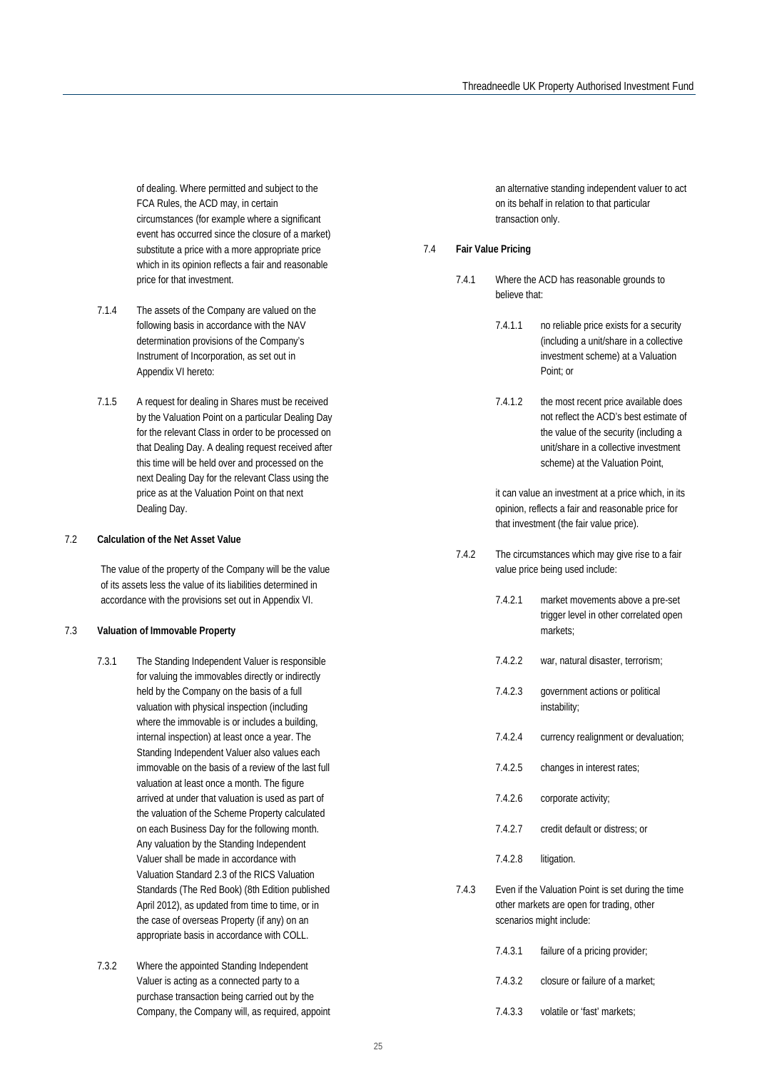of dealing. Where permitted and subject to the FCA Rules, the ACD may, in certain circumstances (for example where a significant event has occurred since the closure of a market) substitute a price with a more appropriate price which in its opinion reflects a fair and reasonable price for that investment.

7.1.4 The assets of the Company are valued on the following basis in accordance with the NAV determination provisions of the Company's Instrument of Incorporation, as set out in Appendix VI hereto:

7.1.5 A request for dealing in Shares must be received by the Valuation Point on a particular Dealing Day for the relevant Class in order to be processed on that Dealing Day. A dealing request received after this time will be held over and processed on the next Dealing Day for the relevant Class using the price as at the Valuation Point on that next Dealing Day.

**7.2 Calculation of the Net Asset Value**

The value of the property of the Company will be the value of its assets less the value of its liabilities determined in accordance with the provisions set out in Appendix VI.

**7.3 Valuation of Immovable Property**

7.3.1 The Standing Independent Valuer is responsible for valuing the immovables directly or indirectly held by the Company on the basis of a full valuation with physical inspection (including where the immovable is or includes a building, internal inspection) at least once a year. The Standing Independent Valuer also values each immovable on the basis of a review of the last full valuation at least once a month. The figure arrived at under that valuation is used as part of the valuation of the Scheme Property calculated on each Business Day for the following month. Any valuation by the Standing Independent Valuer shall be made in accordance with Valuation Standard 2.3 of the RICS Valuation Standards (The Red Book) (8th Edition published April 2012), as updated from time to time, or in the case of overseas Property (if any) on an appropriate basis in accordance with COLL.

7.3.2 Where the appointed Standing Independent Valuer is acting as a connected party to a purchase transaction being carried out by the Company, the Company will, as required, appoint an alternative standing independent valuer to act on its behalf in relation to that particular transaction only.

**7.4 Fair Value Pricing**

7.4.1 Where the ACD has reasonable grounds to believe that:

7.4.1.1 no reliable price exists for a security (including a unit/share in a collective investment scheme) at a Valuation Point; or

7.4.1.2 the most recent price available does not reflect the ACD's best estimate of the value of the security (including a unit/share in a collective investment scheme) at the Valuation Point,

it can value an investment at a price which, in its opinion, reflects a fair and reasonable price for that investment (the fair value price).

7.4.2 The circumstances which may give rise to a fair value price being used include:

7.4.2.1 market movements above a pre-set trigger level in other correlated open markets;

7.4.2.2 war, natural disaster, terrorism;

7.4.2.3 government actions or political instability;

7.4.2.4 currency realignment or devaluation;

7.4.2.5 changes in interest rates;

7.4.2.6 corporate activity;

7.4.2.7 credit default or distress; or

7.4.2.8 litigation.

7.4.3 Even if the Valuation Point is set during the time other markets are open for trading, other scenarios might include:

7.4.3.1 failure of a pricing provider;

7.4.3.2 closure or failure of a market;

7.4.3.3 volatile or 'fast' markets;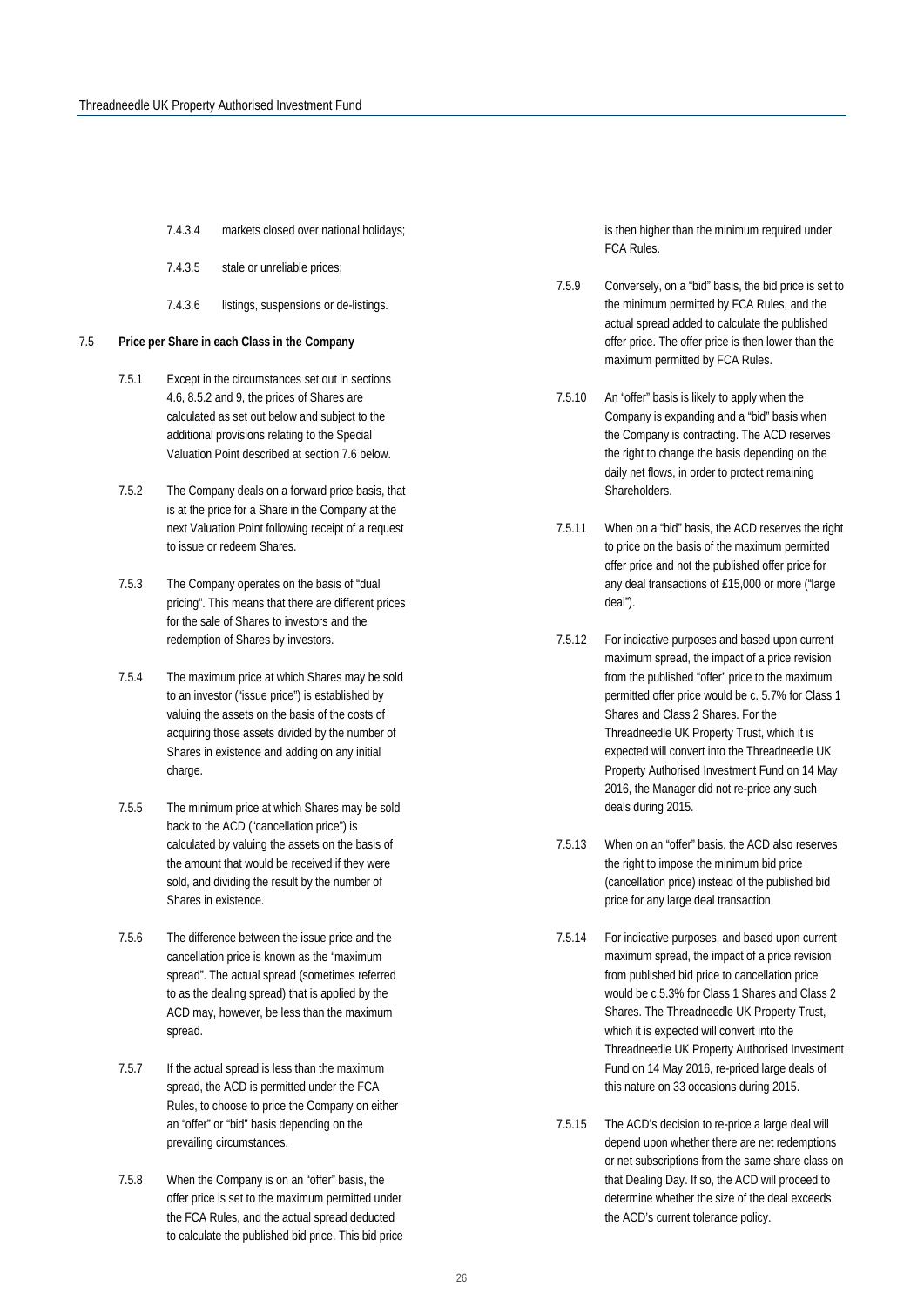7.4.3.4 markets closed over national holidays;

7.4.3.5 stale or unreliable prices;

7.4.3.6 listings, suspensions or de-listings.

## 7.5 Price per Share in each Class in the Company

7.5.1 Except in the circumstances set out in sections 4.6, 8.5.2 and 9, the prices of Shares are calculated as set out below and subject to the additional provisions relating to the Special Valuation Point described at section 7.6 below.

7.5.2 The Company deals on a forward price basis, that is at the price for a Share in the Company at the next Valuation Point following receipt of a request to issue or redeem Shares.

7.5.3 The Company operates on the basis of "dual pricing". This means that there are different prices for the sale of Shares to investors and the redemption of Shares by investors.

7.5.4 The maximum price at which Shares may be sold to an investor ("issue price") is established by valuing the assets on the basis of the costs of acquiring those assets divided by the number of Shares in existence and adding on any initial charge.

7.5.5 The minimum price at which Shares may be sold back to the ACD ("cancellation price") is calculated by valuing the assets on the basis of the amount that would be received if they were sold, and dividing the result by the number of Shares in existence.

7.5.6 The difference between the issue price and the cancellation price is known as the "maximum spread". The actual spread (sometimes referred to as the dealing spread) that is applied by the ACD may, however, be less than the maximum spread.

7.5.7 If the actual spread is less than the maximum spread, the ACD is permitted under the FCA Rules, to choose to price the Company on either an "offer" or "bid" basis depending on the prevailing circumstances.

7.5.8 When the Company is on an "offer" basis, the offer price is set to the maximum permitted under the FCA Rules, and the actual spread deducted to calculate the published bid price. This bid price is then higher than the minimum required under FCA Rules.

7.5.9 Conversely, on a "bid" basis, the bid price is set to the minimum permitted by FCA Rules, and the actual spread added to calculate the published offer price. The offer price is then lower than the maximum permitted by FCA Rules.

7.5.10 An "offer" basis is likely to apply when the Company is expanding and a "bid" basis when the Company is contracting. The ACD reserves the right to change the basis depending on the daily net flows, in order to protect remaining Shareholders.

7.5.11 When on a "bid" basis, the ACD reserves the right to price on the basis of the maximum permitted offer price and not the published offer price for any deal transactions of £15,000 or more ("large deal").

7.5.12 For indicative purposes and based upon current maximum spread, the impact of a price revision from the published "offer" price to the maximum permitted offer price would be c. 5.7% for Class 1 Shares and Class 2 Shares. For the Threadneedle UK Property Trust, which it is expected will convert into the Threadneedle UK Property Authorised Investment Fund on 14 May 2016, the Manager did not re-price any such deals during 2015.

7.5.13 When on an "offer" basis, the ACD also reserves the right to impose the minimum bid price (cancellation price) instead of the published bid price for any large deal transaction.

7.5.14 For indicative purposes, and based upon current maximum spread, the impact of a price revision from published bid price to cancellation price would be c.5.3% for Class 1 Shares and Class 2 Shares. The Threadneedle UK Property Trust, which it is expected will convert into the Threadneedle UK Property Authorised Investment Fund on 14 May 2016, re-priced large deals of this nature on 33 occasions during 2015.

7.5.15 The ACD's decision to re-price a large deal will depend upon whether there are net redemptions or net subscriptions from the same share class on that Dealing Day. If so, the ACD will proceed to determine whether the size of the deal exceeds the ACD's current tolerance policy.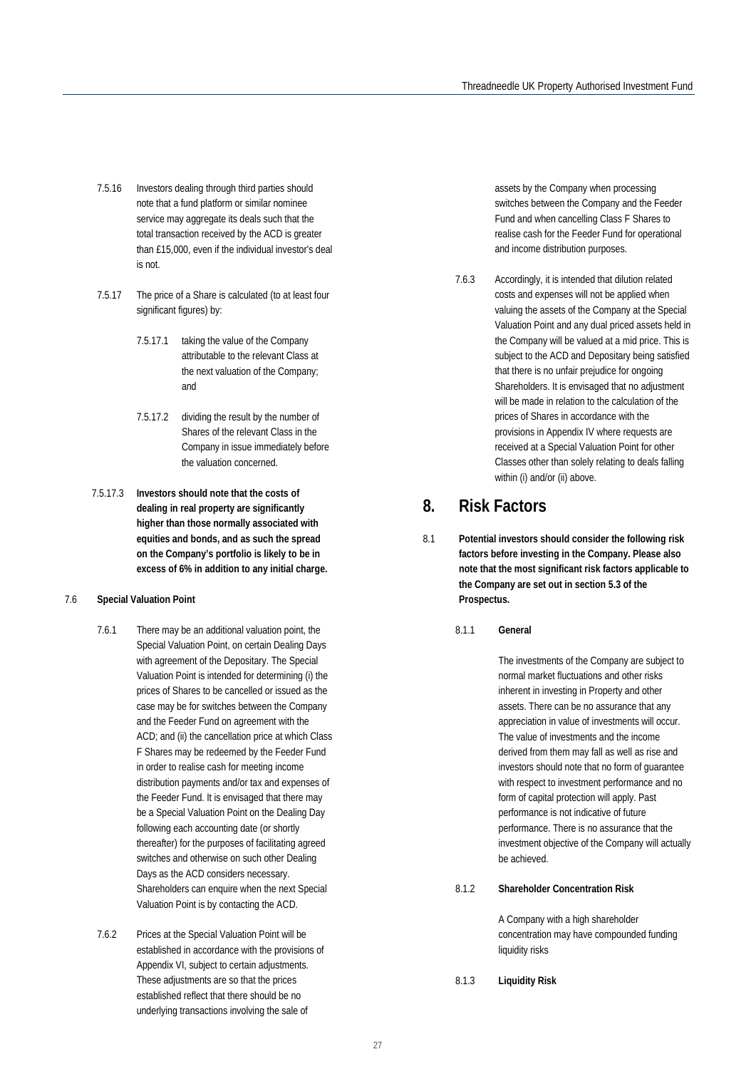7.5.16 Investors dealing through third parties should note that a fund platform or similar nominee service may aggregate its deals such that the total transaction received by the ACD is greater than £15,000, even if the individual investor's deal is not.

7.5.17 The price of a Share is calculated (to at least four significant figures) by:

7.5.17.1 taking the value of the Company attributable to the relevant Class at the next valuation of the Company; and

7.5.17.2 dividing the result by the number of Shares of the relevant Class in the Company in issue immediately before the valuation concerned.

7.5.17.3 **Investors should note that the costs of dealing in real property are significantly higher than those normally associated with equities and bonds, and as such the spread on the Company's portfolio is likely to be in excess of 6% in addition to any initial charge.**

7.6 **Special Valuation Point**

7.6.1 There may be an additional valuation point, the Special Valuation Point, on certain Dealing Days with agreement of the Depositary. The Special Valuation Point is intended for determining (i) the prices of Shares to be cancelled or issued as the case may be for switches between the Company and the Feeder Fund on agreement with the ACD; and (ii) the cancellation price at which Class F Shares may be redeemed by the Feeder Fund in order to realise cash for meeting income distribution payments and/or tax and expenses of the Feeder Fund. It is envisaged that there may be a Special Valuation Point on the Dealing Day following each accounting date (or shortly thereafter) for the purposes of facilitating agreed switches and otherwise on such other Dealing Days as the ACD considers necessary. Shareholders can enquire when the next Special Valuation Point is by contacting the ACD.

7.6.2 Prices at the Special Valuation Point will be established in accordance with the provisions of Appendix VI, subject to certain adjustments. These adjustments are so that the prices established reflect that there should be no underlying transactions involving the sale of assets by the Company when processing switches between the Company and the Feeder Fund and when cancelling Class F Shares to realise cash for the Feeder Fund for operational and income distribution purposes.

7.6.3 Accordingly, it is intended that dilution related costs and expenses will not be applied when valuing the assets of the Company at the Special Valuation Point and any dual priced assets held in the Company will be valued at a mid price. This is subject to the ACD and Depositary being satisfied that there is no unfair prejudice for ongoing Shareholders. It is envisaged that no adjustment will be made in relation to the calculation of the prices of Shares in accordance with the provisions in Appendix IV where requests are received at a Special Valuation Point for other Classes other than solely relating to deals falling within (i) and/or (ii) above.

# 8. Risk Factors

8.1 **Potential investors should consider the following risk factors before investing in the Company. Please also note that the most significant risk factors applicable to the Company are set out in section 5.3 of the Prospectus.**

8.1.1 **General**

The investments of the Company are subject to normal market fluctuations and other risks inherent in investing in Property and other assets. There can be no assurance that any appreciation in value of investments will occur. The value of investments and the income derived from them may fall as well as rise and investors should note that no form of guarantee with respect to investment performance and no form of capital protection will apply. Past performance is not indicative of future performance. There is no assurance that the investment objective of the Company will actually be achieved.

8.1.2 **Shareholder Concentration Risk**

A Company with a high shareholder concentration may have compounded funding liquidity risks

8.1.3 **Liquidity Risk**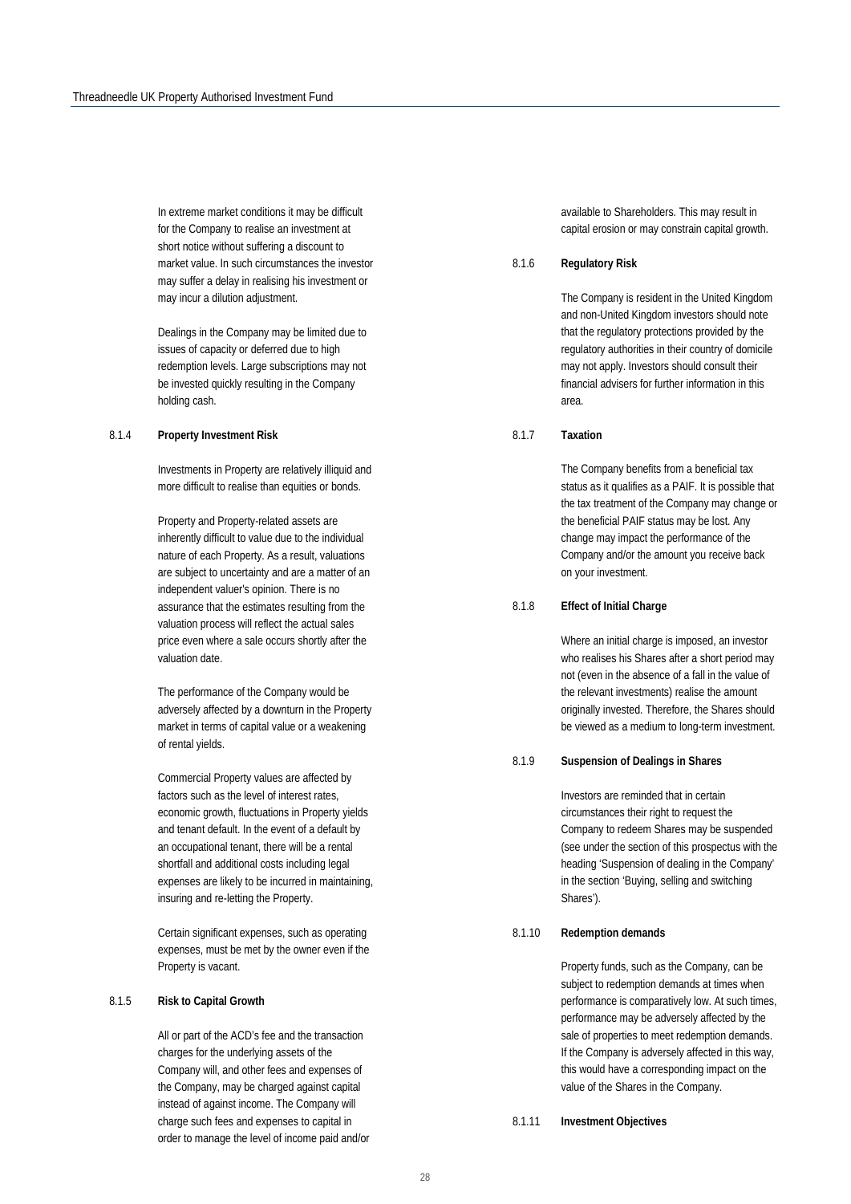In extreme market conditions it may be difficult for the Company to realise an investment at short notice without suffering a discount to market value. In such circumstances the investor may suffer a delay in realising his investment or may incur a dilution adjustment.

Dealings in the Company may be limited due to issues of capacity or deferred due to high redemption levels. Large subscriptions may not be invested quickly resulting in the Company holding cash.

8.1.4 **Property Investment Risk**

Investments in Property are relatively illiquid and more difficult to realise than equities or bonds.

Property and Property-related assets are inherently difficult to value due to the individual nature of each Property. As a result, valuations are subject to uncertainty and are a matter of an independent valuer's opinion. There is no assurance that the estimates resulting from the valuation process will reflect the actual sales price even where a sale occurs shortly after the valuation date.

The performance of the Company would be adversely affected by a downturn in the Property market in terms of capital value or a weakening of rental yields.

Commercial Property values are affected by factors such as the level of interest rates, economic growth, fluctuations in Property yields and tenant default. In the event of a default by an occupational tenant, there will be a rental shortfall and additional costs including legal expenses are likely to be incurred in maintaining, insuring and re-letting the Property.

Certain significant expenses, such as operating expenses, must be met by the owner even if the Property is vacant.

8.1.5 **Risk to Capital Growth**

All or part of the ACD's fee and the transaction charges for the underlying assets of the Company will, and other fees and expenses of the Company, may be charged against capital instead of against income. The Company will charge such fees and expenses to capital in order to manage the level of income paid and/or available to Shareholders. This may result in capital erosion or may constrain capital growth.

8.1.6 **Regulatory Risk**

The Company is resident in the United Kingdom and non-United Kingdom investors should note that the regulatory protections provided by the regulatory authorities in their country of domicile may not apply. Investors should consult their financial advisers for further information in this area.

8.1.7 **Taxation**

The Company benefits from a beneficial tax status as it qualifies as a PAIF. It is possible that the tax treatment of the Company may change or the beneficial PAIF status may be lost. Any change may impact the performance of the Company and/or the amount you receive back on your investment.

8.1.8 **Effect of Initial Charge**

Where an initial charge is imposed, an investor who realises his Shares after a short period may not (even in the absence of a fall in the value of the relevant investments) realise the amount originally invested. Therefore, the Shares should be viewed as a medium to long-term investment.

8.1.9 **Suspension of Dealings in Shares**

Investors are reminded that in certain circumstances their right to request the Company to redeem Shares may be suspended (see under the section of this prospectus with the heading 'Suspension of dealing in the Company' in the section 'Buying, selling and switching Shares').

8.1.10 **Redemption demands**

Property funds, such as the Company, can be subject to redemption demands at times when performance is comparatively low. At such times, performance may be adversely affected by the sale of properties to meet redemption demands. If the Company is adversely affected in this way, this would have a corresponding impact on the value of the Shares in the Company.

8.1.11 **Investment Objectives**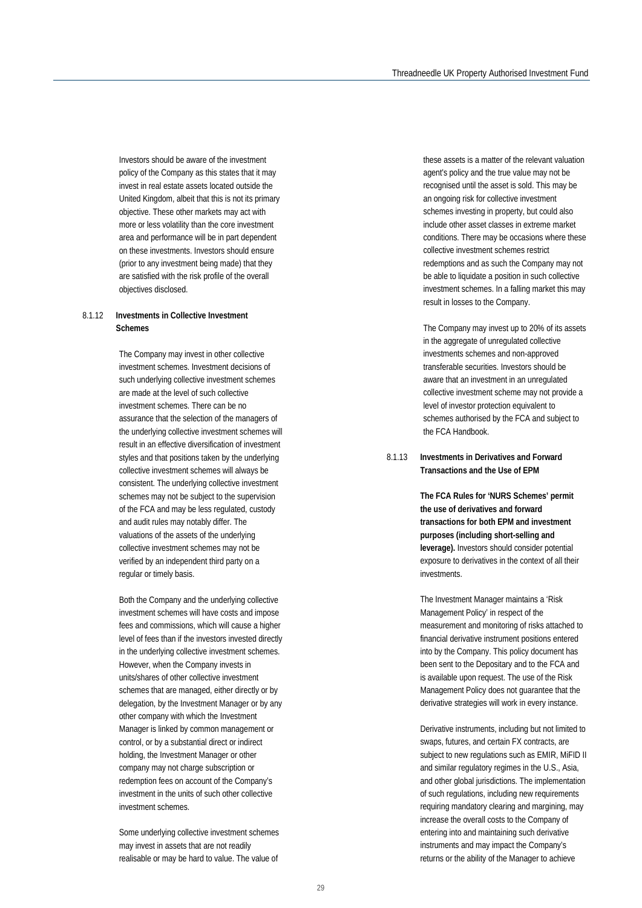Investors should be aware of the investment policy of the Company as this states that it may invest in real estate assets located outside the United Kingdom, albeit that this is not its primary objective. These other markets may act with more or less volatility than the core investment area and performance will be in part dependent on these investments. Investors should ensure (prior to any investment being made) that they are satisfied with the risk profile of the overall objectives disclosed.

#### 8.1.12 Investments in Collective Investment Schemes

The Company may invest in other collective investment schemes. Investment decisions of such underlying collective investment schemes are made at the level of such collective investment schemes. There can be no assurance that the selection of the managers of the underlying collective investment schemes will result in an effective diversification of investment styles and that positions taken by the underlying collective investment schemes will always be consistent. The underlying collective investment schemes may not be subject to the supervision of the FCA and may be less regulated, custody and audit rules may notably differ. The valuations of the assets of the underlying collective investment schemes may not be verified by an independent third party on a regular or timely basis.

Both the Company and the underlying collective investment schemes will have costs and impose fees and commissions, which will cause a higher level of fees than if the investors invested directly in the underlying collective investment schemes. However, when the Company invests in units/shares of other collective investment schemes that are managed, either directly or by delegation, by the Investment Manager or by any other company with which the Investment Manager is linked by common management or control, or by a substantial direct or indirect holding, the Investment Manager or other company may not charge subscription or redemption fees on account of the Company's investment in the units of such other collective investment schemes.

Some underlying collective investment schemes may invest in assets that are not readily realisable or may be hard to value. The value of these assets is a matter of the relevant valuation agent's policy and the true value may not be recognised until the asset is sold. This may be an ongoing risk for collective investment schemes investing in property, but could also include other asset classes in extreme market conditions. There may be occasions where these collective investment schemes restrict redemptions and as such the Company may not be able to liquidate a position in such collective investment schemes. In a falling market this may result in losses to the Company.

The Company may invest up to 20% of its assets in the aggregate of unregulated collective investments schemes and non-approved transferable securities. Investors should be aware that an investment in an unregulated collective investment scheme may not provide a level of investor protection equivalent to schemes authorised by the FCA and subject to the FCA Handbook.

#### 8.1.13 Investments in Derivatives and Forward Transactions and the Use of EPM

**The FCA Rules for 'NURS Schemes' permit the use of derivatives and forward transactions for both EPM and investment purposes (including short-selling and leverage).** Investors should consider potential exposure to derivatives in the context of all their investments.

The Investment Manager maintains a 'Risk Management Policy' in respect of the measurement and monitoring of risks attached to financial derivative instrument positions entered into by the Company. This policy document has been sent to the Depositary and to the FCA and is available upon request. The use of the Risk Management Policy does not guarantee that the derivative strategies will work in every instance.

Derivative instruments, including but not limited to swaps, futures, and certain FX contracts, are subject to new regulations such as EMIR, MiFID II and similar regulatory regimes in the U.S., Asia, and other global jurisdictions. The implementation of such regulations, including new requirements requiring mandatory clearing and margining, may increase the overall costs to the Company of entering into and maintaining such derivative instruments and may impact the Company's returns or the ability of the Manager to achieve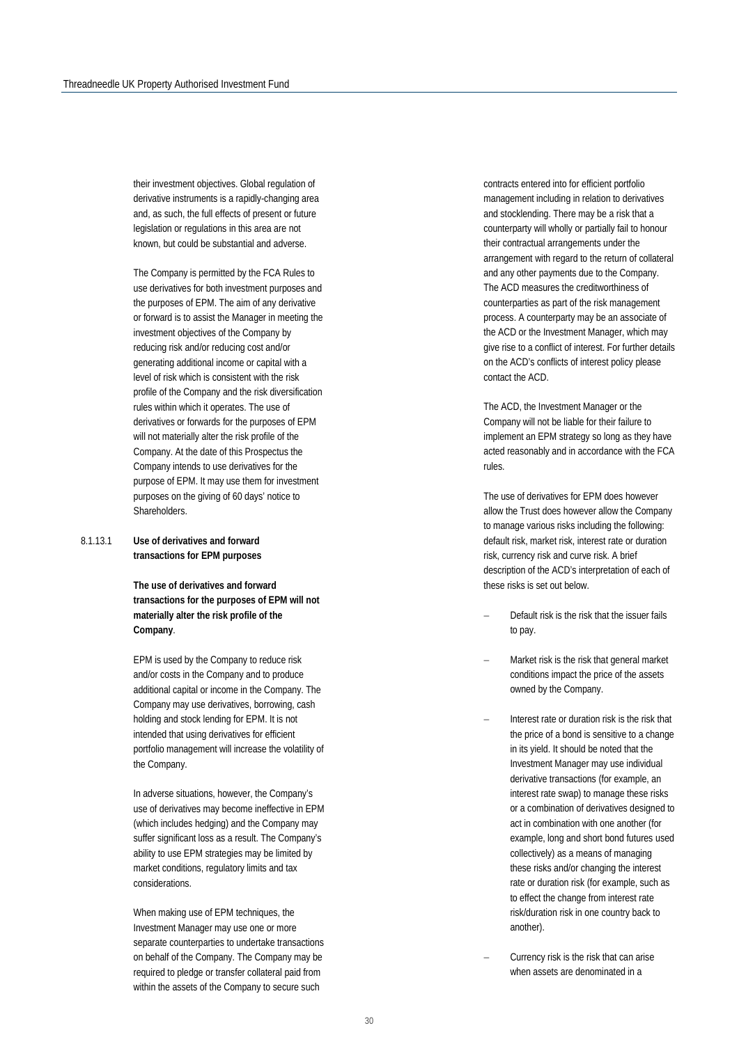their investment objectives. Global regulation of derivative instruments is a rapidly-changing area and, as such, the full effects of present or future legislation or regulations in this area are not known, but could be substantial and adverse.

The Company is permitted by the FCA Rules to use derivatives for both investment purposes and the purposes of EPM. The aim of any derivative or forward is to assist the Manager in meeting the investment objectives of the Company by reducing risk and/or reducing cost and/or generating additional income or capital with a level of risk which is consistent with the risk profile of the Company and the risk diversification rules within which it operates. The use of derivatives or forwards for the purposes of EPM will not materially alter the risk profile of the Company. At the date of this Prospectus the Company intends to use derivatives for the purpose of EPM. It may use them for investment purposes on the giving of 60 days' notice to Shareholders.

8.1.13.1 **Use of derivatives and forward transactions for EPM purposes**

**The use of derivatives and forward transactions for the purposes of EPM will not materially alter the risk profile of the Company**.

EPM is used by the Company to reduce risk and/or costs in the Company and to produce additional capital or income in the Company. The Company may use derivatives, borrowing, cash holding and stock lending for EPM. It is not intended that using derivatives for efficient portfolio management will increase the volatility of the Company.

In adverse situations, however, the Company's use of derivatives may become ineffective in EPM (which includes hedging) and the Company may suffer significant loss as a result. The Company's ability to use EPM strategies may be limited by market conditions, regulatory limits and tax considerations.

When making use of EPM techniques, the Investment Manager may use one or more separate counterparties to undertake transactions on behalf of the Company. The Company may be required to pledge or transfer collateral paid from within the assets of the Company to secure such contracts entered into for efficient portfolio management including in relation to derivatives and stocklending. There may be a risk that a counterparty will wholly or partially fail to honour their contractual arrangements under the arrangement with regard to the return of collateral and any other payments due to the Company. The ACD measures the creditworthiness of counterparties as part of the risk management process. A counterparty may be an associate of the ACD or the Investment Manager, which may give rise to a conflict of interest. For further details on the ACD's conflicts of interest policy please contact the ACD.

The ACD, the Investment Manager or the Company will not be liable for their failure to implement an EPM strategy so long as they have acted reasonably and in accordance with the FCA rules.

The use of derivatives for EPM does however allow the Trust does however allow the Company to manage various risks including the following: default risk, market risk, interest rate or duration risk, currency risk and curve risk. A brief description of the ACD's interpretation of each of these risks is set out below.

- Default risk is the risk that the issuer fails to pay.
- Market risk is the risk that general market conditions impact the price of the assets owned by the Company.
- Interest rate or duration risk is the risk that the price of a bond is sensitive to a change in its yield. It should be noted that the Investment Manager may use individual derivative transactions (for example, an interest rate swap) to manage these risks or a combination of derivatives designed to act in combination with one another (for example, long and short bond futures used collectively) as a means of managing these risks and/or changing the interest rate or duration risk (for example, such as to effect the change from interest rate risk/duration risk in one country back to another).
- Currency risk is the risk that can arise when assets are denominated in a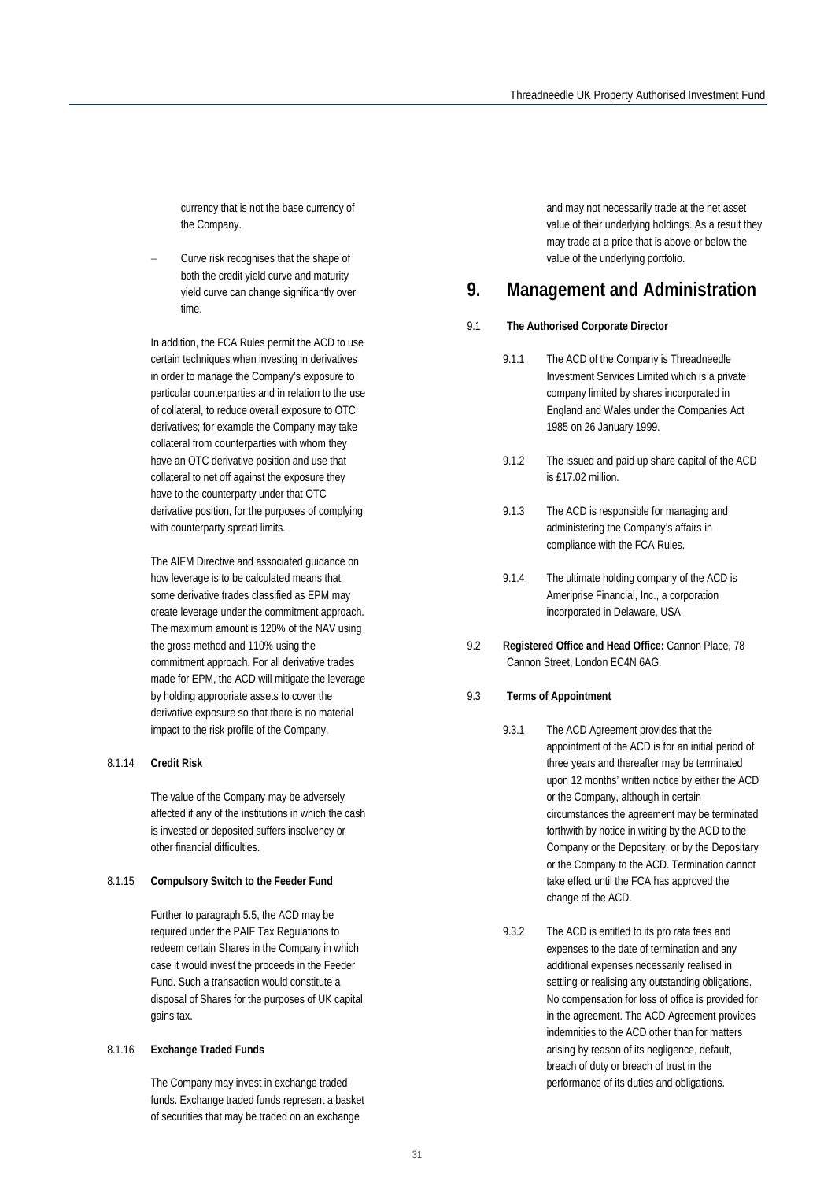currency that is not the base currency of the Company.

– Curve risk recognises that the shape of both the credit yield curve and maturity yield curve can change significantly over time.

In addition, the FCA Rules permit the ACD to use certain techniques when investing in derivatives in order to manage the Company's exposure to particular counterparties and in relation to the use of collateral, to reduce overall exposure to OTC derivatives; for example the Company may take collateral from counterparties with whom they have an OTC derivative position and use that collateral to net off against the exposure they have to the counterparty under that OTC derivative position, for the purposes of complying with counterparty spread limits.

The AIFM Directive and associated guidance on how leverage is to be calculated means that some derivative trades classified as EPM may create leverage under the commitment approach. The maximum amount is 120% of the NAV using the gross method and 110% using the commitment approach. For all derivative trades made for EPM, the ACD will mitigate the leverage by holding appropriate assets to cover the derivative exposure so that there is no material impact to the risk profile of the Company.

8.1.14 **Credit Risk**

The value of the Company may be adversely affected if any of the institutions in which the cash is invested or deposited suffers insolvency or other financial difficulties.

8.1.15 **Compulsory Switch to the Feeder Fund**

Further to paragraph 5.5, the ACD may be required under the PAIF Tax Regulations to redeem certain Shares in the Company in which case it would invest the proceeds in the Feeder Fund. Such a transaction would constitute a disposal of Shares for the purposes of UK capital gains tax.

8.1.16 **Exchange Traded Funds**

The Company may invest in exchange traded funds. Exchange traded funds represent a basket of securities that may be traded on an exchange and may not necessarily trade at the net asset value of their underlying holdings. As a result they may trade at a price that is above or below the value of the underlying portfolio.

# 9. Management and Administration

9.1 **The Authorised Corporate Director**

9.1.1 The ACD of the Company is Threadneedle Investment Services Limited which is a private company limited by shares incorporated in England and Wales under the Companies Act 1985 on 26 January 1999.

9.1.2 The issued and paid up share capital of the ACD is £17.02 million.

9.1.3 The ACD is responsible for managing and administering the Company's affairs in compliance with the FCA Rules.

9.1.4 The ultimate holding company of the ACD is Ameriprise Financial, Inc., a corporation incorporated in Delaware, USA.

9.2 **Registered Office and Head Office:** Cannon Place, 78 Cannon Street, London EC4N 6AG.

9.3 **Terms of Appointment**

9.3.1 The ACD Agreement provides that the appointment of the ACD is for an initial period of three years and thereafter may be terminated upon 12 months' written notice by either the ACD or the Company, although in certain circumstances the agreement may be terminated forthwith by notice in writing by the ACD to the Company or the Depositary, or by the Depositary or the Company to the ACD. Termination cannot take effect until the FCA has approved the change of the ACD.

9.3.2 The ACD is entitled to its pro rata fees and expenses to the date of termination and any additional expenses necessarily realised in settling or realising any outstanding obligations. No compensation for loss of office is provided for in the agreement. The ACD Agreement provides indemnities to the ACD other than for matters arising by reason of its negligence, default, breach of duty or breach of trust in the performance of its duties and obligations.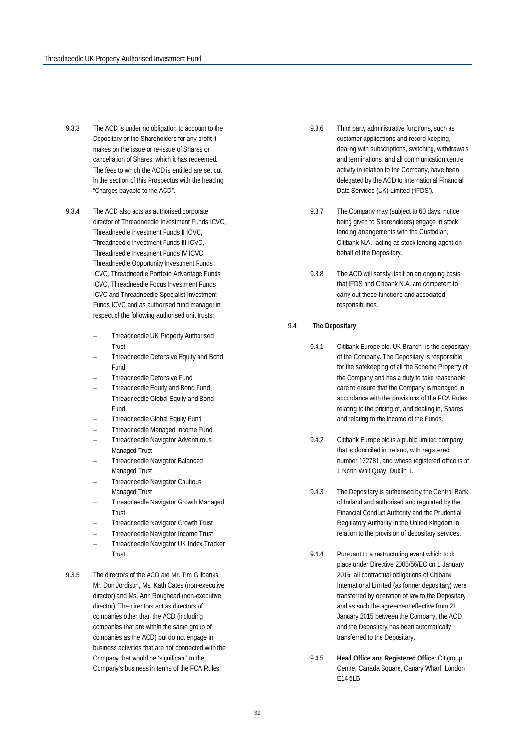9.3.3 The ACD is under no obligation to account to the Depositary or the Shareholders for any profit it makes on the issue or re-issue of Shares or cancellation of Shares, which it has redeemed. The fees to which the ACD is entitled are set out in the section of this Prospectus with the heading "Charges payable to the ACD".

9.3.4 The ACD also acts as authorised corporate director of Threadneedle Investment Funds ICVC, Threadneedle Investment Funds II ICVC, Threadneedle Investment Funds III ICVC, Threadneedle Investment Funds IV ICVC, Threadneedle Opportunity Investment Funds ICVC, Threadneedle Portfolio Advantage Funds ICVC, Threadneedle Focus Investment Funds ICVC and Threadneedle Specialist Investment Funds ICVC and as authorised fund manager in respect of the following authorised unit trusts:

- Threadneedle UK Property Authorised Trust
- Threadneedle Defensive Equity and Bond Fund
- Threadneedle Defensive Fund
- Threadneedle Equity and Bond Fund
- Threadneedle Global Equity and Bond Fund
- Threadneedle Global Equity Fund
- Threadneedle Managed Income Fund
- Threadneedle Navigator Adventurous Managed Trust
- Threadneedle Navigator Balanced Managed Trust
- Threadneedle Navigator Cautious Managed Trust
- Threadneedle Navigator Growth Managed Trust
- Threadneedle Navigator Growth Trust
- Threadneedle Navigator Income Trust
- Threadneedle Navigator UK Index Tracker Trust

9.3.5 The directors of the ACD are Mr. Tim Gillbanks, Mr. Don Jordison, Ms. Kath Cates (non-executive director) and Ms. Ann Roughead (non-executive director). The directors act as directors of companies other than the ACD (including companies that are within the same group of companies as the ACD) but do not engage in business activities that are not connected with the Company that would be 'significant' to the Company's business in terms of the FCA Rules.

9.3.6 Third party administrative functions, such as customer applications and record keeping, dealing with subscriptions, switching, withdrawals and terminations, and all communication centre activity in relation to the Company, have been delegated by the ACD to International Financial Data Services (UK) Limited ('IFDS').

9.3.7 The Company may (subject to 60 days' notice being given to Shareholders) engage in stock lending arrangements with the Custodian, Citibank N.A., acting as stock lending agent on behalf of the Depositary.

9.3.8 The ACD will satisfy itself on an ongoing basis that IFDS and Citibank N.A. are competent to carry out these functions and associated responsibilities.

9.4 **The Depositary**

9.4.1 Citibank Europe plc, UK Branch is the depositary of the Company. The Depositary is responsible for the safekeeping of all the Scheme Property of the Company and has a duty to take reasonable care to ensure that the Company is managed in accordance with the provisions of the FCA Rules relating to the pricing of, and dealing in, Shares and relating to the income of the Funds.

9.4.2 Citibank Europe plc is a public limited company that is domiciled in Ireland, with registered number 132781, and whose registered office is at 1 North Wall Quay, Dublin 1.

9.4.3 The Depositary is authorised by the Central Bank of Ireland and authorised and regulated by the Financial Conduct Authority and the Prudential Regulatory Authority in the United Kingdom in relation to the provision of depositary services.

9.4.4 Pursuant to a restructuring event which took place under Directive 2005/56/EC on 1 January 2016, all contractual obligations of Citibank International Limited (as former depositary) were transferred by operation of law to the Depositary and as such the agreement effective from 21 January 2015 between the Company, the ACD and the Depositary has been automatically transferred to the Depositary.

9.4.5 **Head Office and Registered Office**: Citigroup Centre, Canada Square, Canary Wharf, London E14 5LB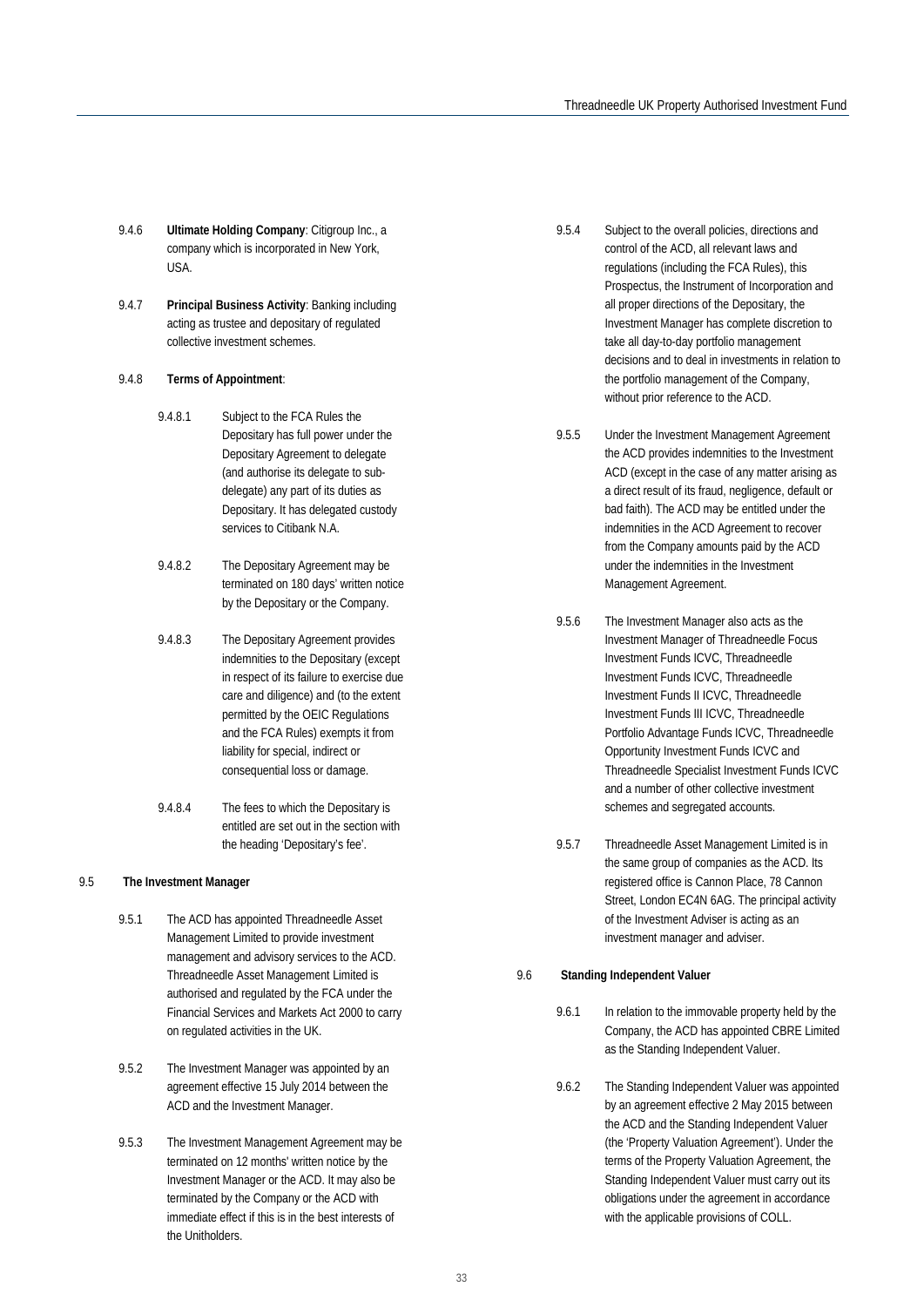9.4.6 **Ultimate Holding Company**: Citigroup Inc., a company which is incorporated in New York, USA.

9.4.7 **Principal Business Activity**: Banking including acting as trustee and depositary of regulated collective investment schemes.

9.4.8 **Terms of Appointment**:

9.4.8.1 Subject to the FCA Rules the Depositary has full power under the Depositary Agreement to delegate (and authorise its delegate to sub-delegate) any part of its duties as Depositary. It has delegated custody services to Citibank N.A.

9.4.8.2 The Depositary Agreement may be terminated on 180 days' written notice by the Depositary or the Company.

9.4.8.3 The Depositary Agreement provides indemnities to the Depositary (except in respect of its failure to exercise due care and diligence) and (to the extent permitted by the OEIC Regulations and the FCA Rules) exempts it from liability for special, indirect or consequential loss or damage.

9.4.8.4 The fees to which the Depositary is entitled are set out in the section with the heading 'Depositary's fee'.

## 9.5 The Investment Manager

9.5.1 The ACD has appointed Threadneedle Asset Management Limited to provide investment management and advisory services to the ACD. Threadneedle Asset Management Limited is authorised and regulated by the FCA under the Financial Services and Markets Act 2000 to carry on regulated activities in the UK.

9.5.2 The Investment Manager was appointed by an agreement effective 15 July 2014 between the ACD and the Investment Manager.

9.5.3 The Investment Management Agreement may be terminated on 12 months' written notice by the Investment Manager or the ACD. It may also be terminated by the Company or the ACD with immediate effect if this is in the best interests of the Unitholders.

9.5.4 Subject to the overall policies, directions and control of the ACD, all relevant laws and regulations (including the FCA Rules), this Prospectus, the Instrument of Incorporation and all proper directions of the Depositary, the Investment Manager has complete discretion to take all day-to-day portfolio management decisions and to deal in investments in relation to the portfolio management of the Company, without prior reference to the ACD.

9.5.5 Under the Investment Management Agreement the ACD provides indemnities to the Investment ACD (except in the case of any matter arising as a direct result of its fraud, negligence, default or bad faith). The ACD may be entitled under the indemnities in the ACD Agreement to recover from the Company amounts paid by the ACD under the indemnities in the Investment Management Agreement.

9.5.6 The Investment Manager also acts as the Investment Manager of Threadneedle Focus Investment Funds ICVC, Threadneedle Investment Funds ICVC, Threadneedle Investment Funds II ICVC, Threadneedle Investment Funds III ICVC, Threadneedle Portfolio Advantage Funds ICVC, Threadneedle Opportunity Investment Funds ICVC and Threadneedle Specialist Investment Funds ICVC and a number of other collective investment schemes and segregated accounts.

9.5.7 Threadneedle Asset Management Limited is in the same group of companies as the ACD. Its registered office is Cannon Place, 78 Cannon Street, London EC4N 6AG. The principal activity of the Investment Adviser is acting as an investment manager and adviser.

## 9.6 Standing Independent Valuer

9.6.1 In relation to the immovable property held by the Company, the ACD has appointed CBRE Limited as the Standing Independent Valuer.

9.6.2 The Standing Independent Valuer was appointed by an agreement effective 2 May 2015 between the ACD and the Standing Independent Valuer (the 'Property Valuation Agreement'). Under the terms of the Property Valuation Agreement, the Standing Independent Valuer must carry out its obligations under the agreement in accordance with the applicable provisions of COLL.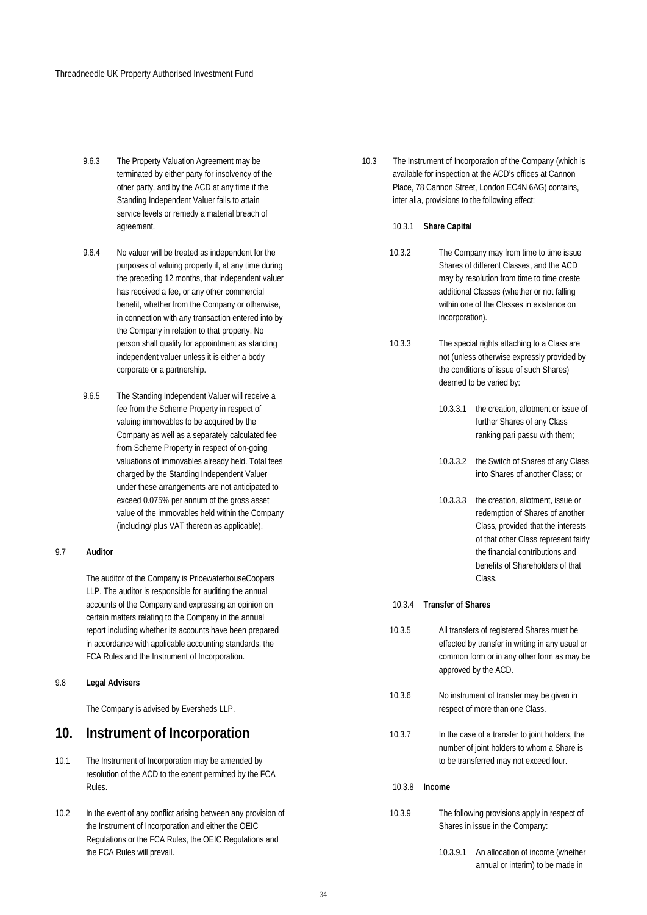9.6.3 The Property Valuation Agreement may be terminated by either party for insolvency of the other party, and by the ACD at any time if the Standing Independent Valuer fails to attain service levels or remedy a material breach of agreement.

9.6.4 No valuer will be treated as independent for the purposes of valuing property if, at any time during the preceding 12 months, that independent valuer has received a fee, or any other commercial benefit, whether from the Company or otherwise, in connection with any transaction entered into by the Company in relation to that property. No person shall qualify for appointment as standing independent valuer unless it is either a body corporate or a partnership.

9.6.5 The Standing Independent Valuer will receive a fee from the Scheme Property in respect of valuing immovables to be acquired by the Company as well as a separately calculated fee from Scheme Property in respect of on-going valuations of immovables already held. Total fees charged by the Standing Independent Valuer under these arrangements are not anticipated to exceed 0.075% per annum of the gross asset value of the immovables held within the Company (including/ plus VAT thereon as applicable).

9.7 **Auditor**

The auditor of the Company is PricewaterhouseCoopers LLP. The auditor is responsible for auditing the annual accounts of the Company and expressing an opinion on certain matters relating to the Company in the annual report including whether its accounts have been prepared in accordance with applicable accounting standards, the FCA Rules and the Instrument of Incorporation.

9.8 **Legal Advisers**

The Company is advised by Eversheds LLP.

## 10. Instrument of Incorporation

10.1 The Instrument of Incorporation may be amended by resolution of the ACD to the extent permitted by the FCA Rules.

10.2 In the event of any conflict arising between any provision of the Instrument of Incorporation and either the OEIC Regulations or the FCA Rules, the OEIC Regulations and the FCA Rules will prevail.

10.3 The Instrument of Incorporation of the Company (which is available for inspection at the ACD's offices at Cannon Place, 78 Cannon Street, London EC4N 6AG) contains, inter alia, provisions to the following effect:

10.3.1 **Share Capital**

10.3.2 The Company may from time to time issue Shares of different Classes, and the ACD may by resolution from time to time create additional Classes (whether or not falling within one of the Classes in existence on incorporation).

10.3.3 The special rights attaching to a Class are not (unless otherwise expressly provided by the conditions of issue of such Shares) deemed to be varied by:

10.3.3.1 the creation, allotment or issue of further Shares of any Class ranking pari passu with them;

10.3.3.2 the Switch of Shares of any Class into Shares of another Class; or

10.3.3.3 the creation, allotment, issue or redemption of Shares of another Class, provided that the interests of that other Class represent fairly the financial contributions and benefits of Shareholders of that Class.

10.3.4 **Transfer of Shares**

10.3.5 All transfers of registered Shares must be effected by transfer in writing in any usual or common form or in any other form as may be approved by the ACD.

10.3.6 No instrument of transfer may be given in respect of more than one Class.

10.3.7 In the case of a transfer to joint holders, the number of joint holders to whom a Share is to be transferred may not exceed four.

10.3.8 **Income**

10.3.9 The following provisions apply in respect of Shares in issue in the Company:

10.3.9.1 An allocation of income (whether annual or interim) to be made in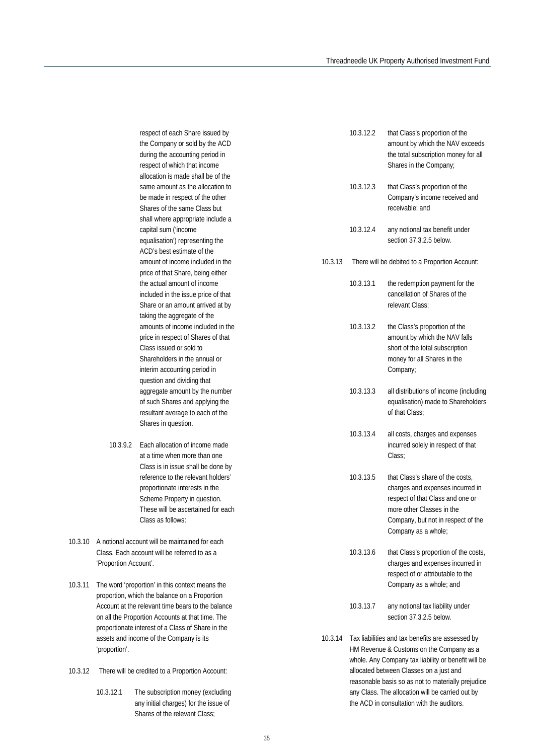respect of each Share issued by the Company or sold by the ACD during the accounting period in respect of which that income allocation is made shall be of the same amount as the allocation to be made in respect of the other Shares of the same Class but shall where appropriate include a capital sum ('income equalisation') representing the ACD's best estimate of the amount of income included in the price of that Share, being either the actual amount of income included in the issue price of that Share or an amount arrived at by taking the aggregate of the amounts of income included in the price in respect of Shares of that Class issued or sold to Shareholders in the annual or interim accounting period in question and dividing that aggregate amount by the number of such Shares and applying the resultant average to each of the Shares in question.

10.3.9.2 Each allocation of income made at a time when more than one Class is in issue shall be done by reference to the relevant holders' proportionate interests in the Scheme Property in question. These will be ascertained for each Class as follows:

10.3.10 A notional account will be maintained for each Class. Each account will be referred to as a 'Proportion Account'.

10.3.11 The word 'proportion' in this context means the proportion, which the balance on a Proportion Account at the relevant time bears to the balance on all the Proportion Accounts at that time. The proportionate interest of a Class of Share in the assets and income of the Company is its 'proportion'.

10.3.12 There will be credited to a Proportion Account:

10.3.12.1 The subscription money (excluding any initial charges) for the issue of Shares of the relevant Class;

10.3.12.2 that Class's proportion of the amount by which the NAV exceeds the total subscription money for all Shares in the Company;

10.3.12.3 that Class's proportion of the Company's income received and receivable; and

10.3.12.4 any notional tax benefit under section 37.3.2.5 below.

10.3.13 There will be debited to a Proportion Account:

10.3.13.1 the redemption payment for the cancellation of Shares of the relevant Class;

10.3.13.2 the Class's proportion of the amount by which the NAV falls short of the total subscription money for all Shares in the Company;

10.3.13.3 all distributions of income (including equalisation) made to Shareholders of that Class;

10.3.13.4 all costs, charges and expenses incurred solely in respect of that Class;

10.3.13.5 that Class's share of the costs, charges and expenses incurred in respect of that Class and one or more other Classes in the Company, but not in respect of the Company as a whole;

10.3.13.6 that Class's proportion of the costs, charges and expenses incurred in respect of or attributable to the Company as a whole; and

10.3.13.7 any notional tax liability under section 37.3.2.5 below.

10.3.14 Tax liabilities and tax benefits are assessed by HM Revenue & Customs on the Company as a whole. Any Company tax liability or benefit will be allocated between Classes on a just and reasonable basis so as not to materially prejudice any Class. The allocation will be carried out by the ACD in consultation with the auditors.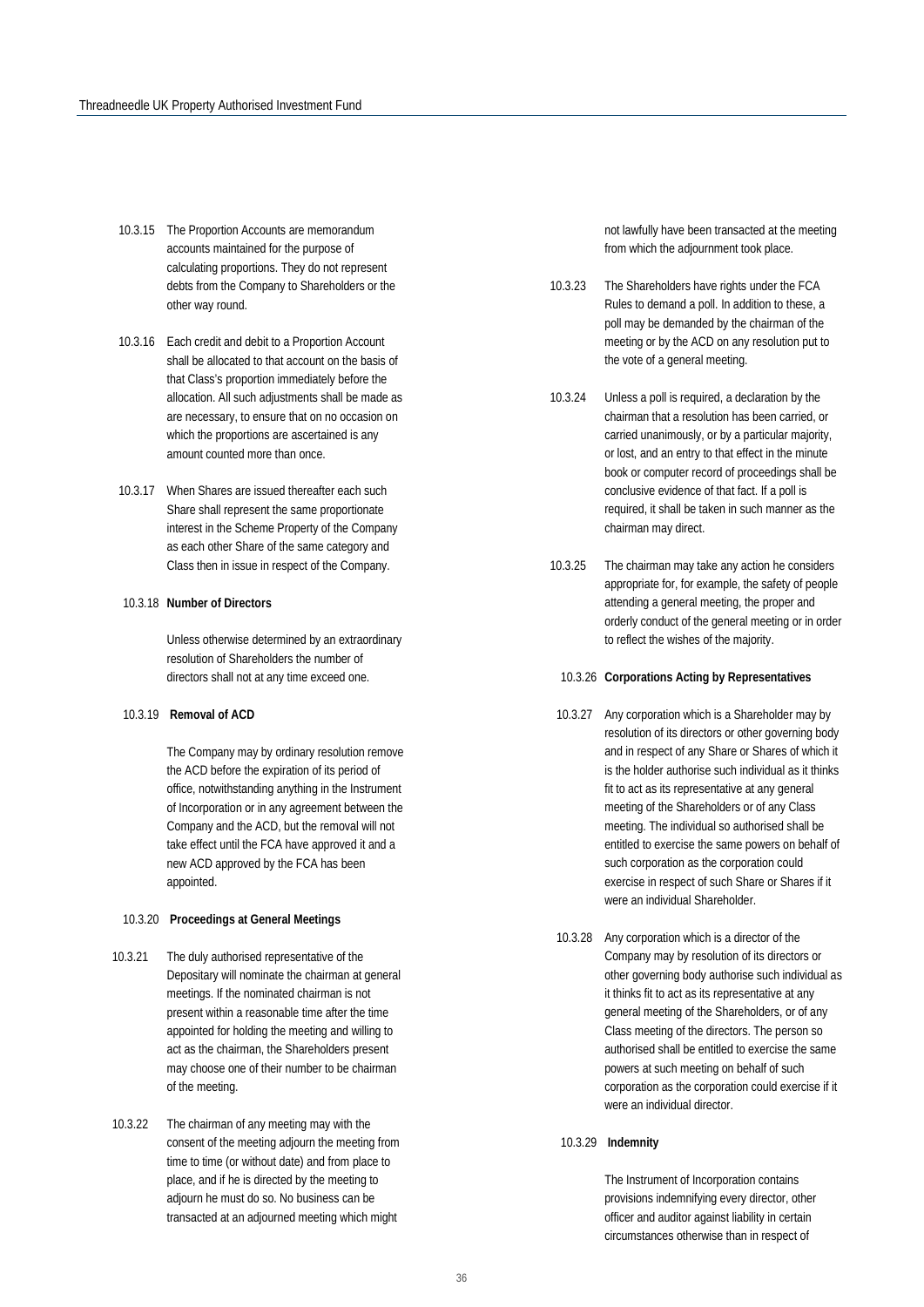10.3.15 The Proportion Accounts are memorandum accounts maintained for the purpose of calculating proportions. They do not represent debts from the Company to Shareholders or the other way round.

10.3.16 Each credit and debit to a Proportion Account shall be allocated to that account on the basis of that Class's proportion immediately before the allocation. All such adjustments shall be made as are necessary, to ensure that on no occasion on which the proportions are ascertained is any amount counted more than once.

10.3.17 When Shares are issued thereafter each such Share shall represent the same proportionate interest in the Scheme Property of the Company as each other Share of the same category and Class then in issue in respect of the Company.

10.3.18 **Number of Directors**

Unless otherwise determined by an extraordinary resolution of Shareholders the number of directors shall not at any time exceed one.

10.3.19 **Removal of ACD**

The Company may by ordinary resolution remove the ACD before the expiration of its period of office, notwithstanding anything in the Instrument of Incorporation or in any agreement between the Company and the ACD, but the removal will not take effect until the FCA have approved it and a new ACD approved by the FCA has been appointed.

10.3.20 **Proceedings at General Meetings**

10.3.21 The duly authorised representative of the Depositary will nominate the chairman at general meetings. If the nominated chairman is not present within a reasonable time after the time appointed for holding the meeting and willing to act as the chairman, the Shareholders present may choose one of their number to be chairman of the meeting.

10.3.22 The chairman of any meeting may with the consent of the meeting adjourn the meeting from time to time (or without date) and from place to place, and if he is directed by the meeting to adjourn he must do so. No business can be transacted at an adjourned meeting which might not lawfully have been transacted at the meeting from which the adjournment took place.

10.3.23 The Shareholders have rights under the FCA Rules to demand a poll. In addition to these, a poll may be demanded by the chairman of the meeting or by the ACD on any resolution put to the vote of a general meeting.

10.3.24 Unless a poll is required, a declaration by the chairman that a resolution has been carried, or carried unanimously, or by a particular majority, or lost, and an entry to that effect in the minute book or computer record of proceedings shall be conclusive evidence of that fact. If a poll is required, it shall be taken in such manner as the chairman may direct.

10.3.25 The chairman may take any action he considers appropriate for, for example, the safety of people attending a general meeting, the proper and orderly conduct of the general meeting or in order to reflect the wishes of the majority.

10.3.26 **Corporations Acting by Representatives**

10.3.27 Any corporation which is a Shareholder may by resolution of its directors or other governing body and in respect of any Share or Shares of which it is the holder authorise such individual as it thinks fit to act as its representative at any general meeting of the Shareholders or of any Class meeting. The individual so authorised shall be entitled to exercise the same powers on behalf of such corporation as the corporation could exercise in respect of such Share or Shares if it were an individual Shareholder.

10.3.28 Any corporation which is a director of the Company may by resolution of its directors or other governing body authorise such individual as it thinks fit to act as its representative at any general meeting of the Shareholders, or of any Class meeting of the directors. The person so authorised shall be entitled to exercise the same powers at such meeting on behalf of such corporation as the corporation could exercise if it were an individual director.

10.3.29 **Indemnity**

The Instrument of Incorporation contains provisions indemnifying every director, other officer and auditor against liability in certain circumstances otherwise than in respect of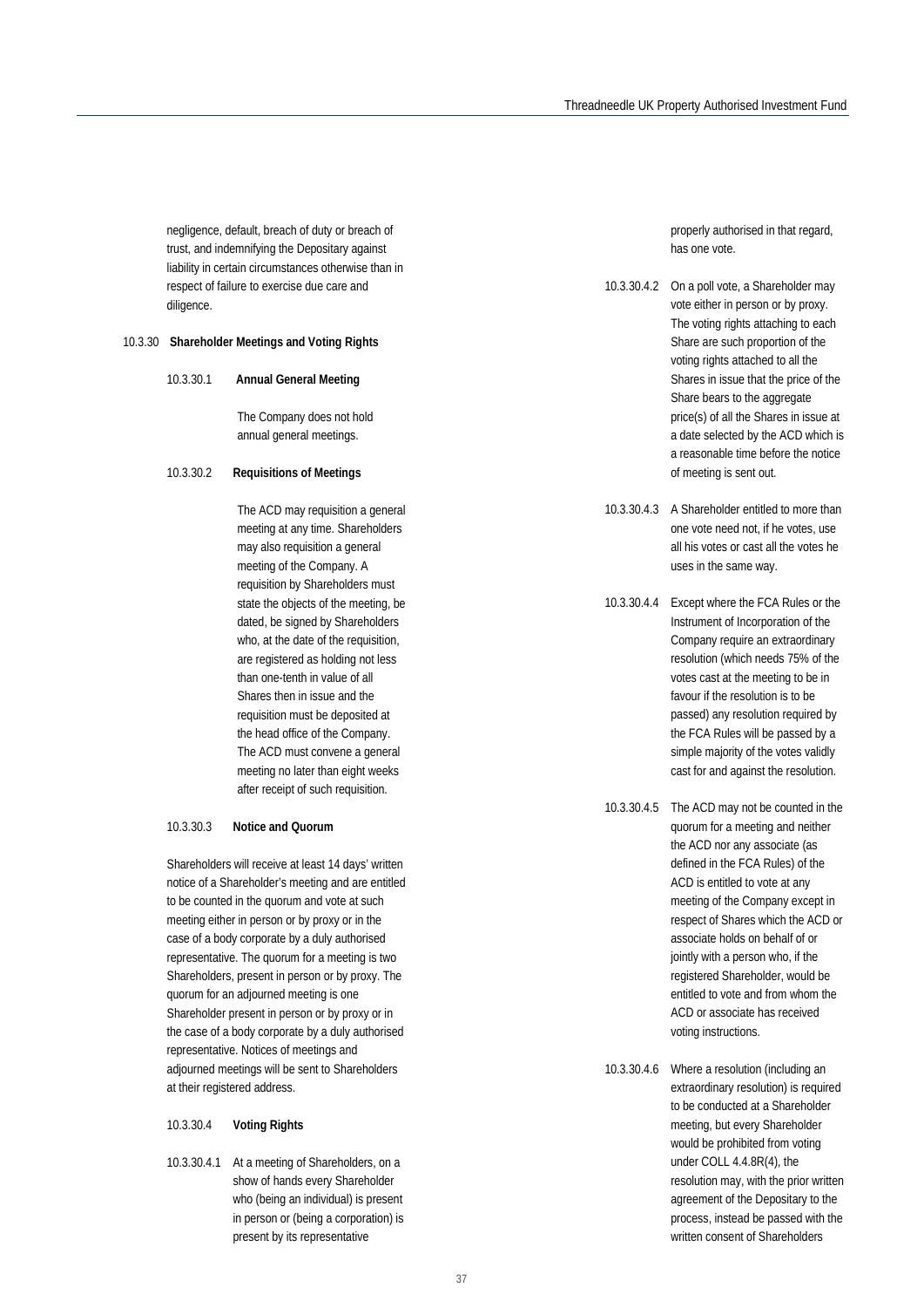negligence, default, breach of duty or breach of trust, and indemnifying the Depositary against liability in certain circumstances otherwise than in respect of failure to exercise due care and diligence.

### 10.3.30 Shareholder Meetings and Voting Rights

#### 10.3.30.1 Annual General Meeting

The Company does not hold annual general meetings.

#### 10.3.30.2 Requisitions of Meetings

The ACD may requisition a general meeting at any time. Shareholders may also requisition a general meeting of the Company. A requisition by Shareholders must state the objects of the meeting, be dated, be signed by Shareholders who, at the date of the requisition, are registered as holding not less than one-tenth in value of all Shares then in issue and the requisition must be deposited at the head office of the Company. The ACD must convene a general meeting no later than eight weeks after receipt of such requisition.

#### 10.3.30.3 Notice and Quorum

Shareholders will receive at least 14 days' written notice of a Shareholder's meeting and are entitled to be counted in the quorum and vote at such meeting either in person or by proxy or in the case of a body corporate by a duly authorised representative. The quorum for a meeting is two Shareholders, present in person or by proxy. The quorum for an adjourned meeting is one Shareholder present in person or by proxy or in the case of a body corporate by a duly authorised representative. Notices of meetings and adjourned meetings will be sent to Shareholders at their registered address.

#### 10.3.30.4 Voting Rights

10.3.30.4.1 At a meeting of Shareholders, on a show of hands every Shareholder who (being an individual) is present in person or (being a corporation) is present by its representative properly authorised in that regard, has one vote.

10.3.30.4.2 On a poll vote, a Shareholder may vote either in person or by proxy. The voting rights attaching to each Share are such proportion of the voting rights attached to all the Shares in issue that the price of the Share bears to the aggregate price(s) of all the Shares in issue at a date selected by the ACD which is a reasonable time before the notice of meeting is sent out.

10.3.30.4.3 A Shareholder entitled to more than one vote need not, if he votes, use all his votes or cast all the votes he uses in the same way.

10.3.30.4.4 Except where the FCA Rules or the Instrument of Incorporation of the Company require an extraordinary resolution (which needs 75% of the votes cast at the meeting to be in favour if the resolution is to be passed) any resolution required by the FCA Rules will be passed by a simple majority of the votes validly cast for and against the resolution.

10.3.30.4.5 The ACD may not be counted in the quorum for a meeting and neither the ACD nor any associate (as defined in the FCA Rules) of the ACD is entitled to vote at any meeting of the Company except in respect of Shares which the ACD or associate holds on behalf of or jointly with a person who, if the registered Shareholder, would be entitled to vote and from whom the ACD or associate has received voting instructions.

10.3.30.4.6 Where a resolution (including an extraordinary resolution) is required to be conducted at a Shareholder meeting, but every Shareholder would be prohibited from voting under COLL 4.4.8R(4), the resolution may, with the prior written agreement of the Depositary to the process, instead be passed with the written consent of Shareholders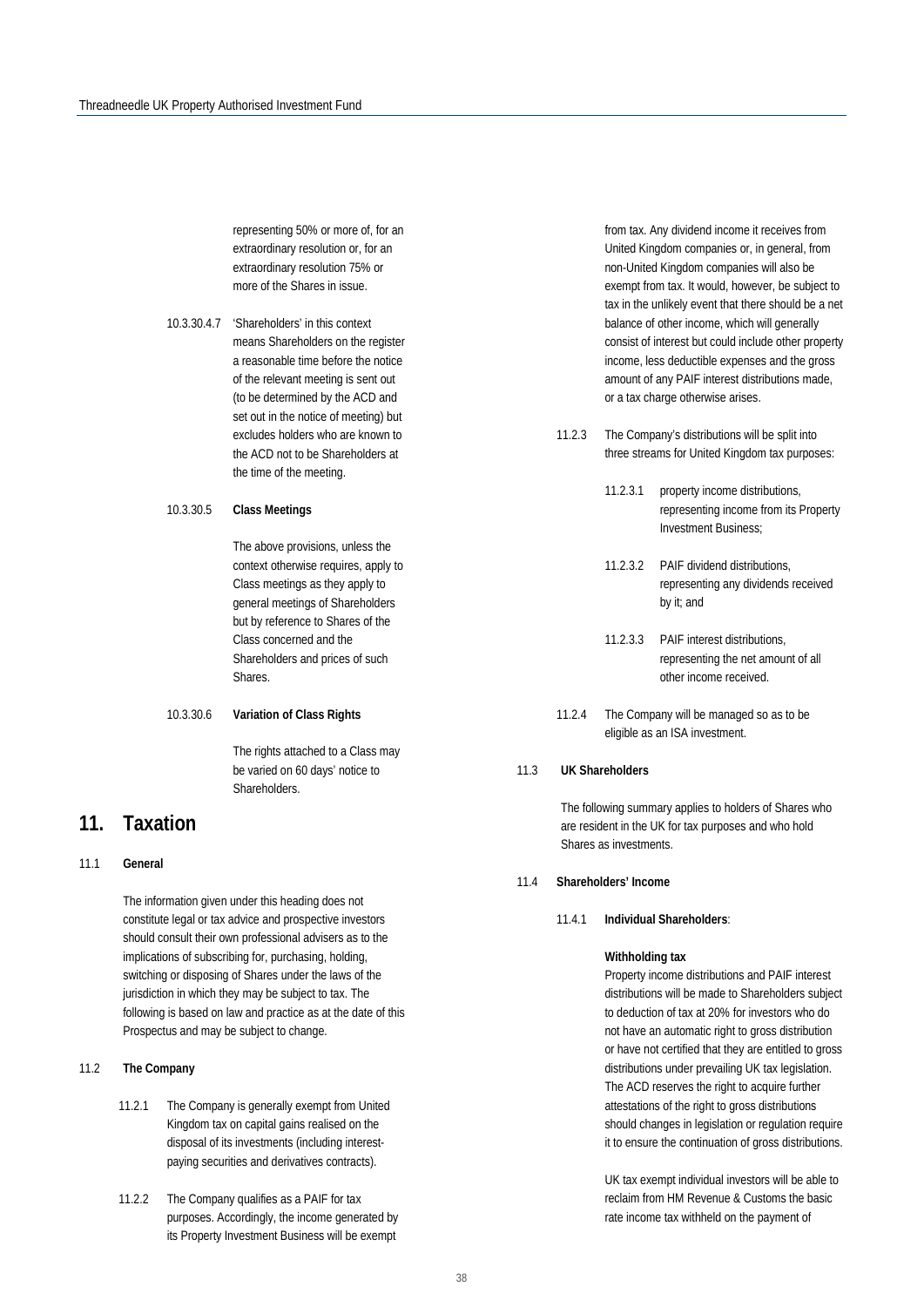representing 50% or more of, for an extraordinary resolution or, for an extraordinary resolution 75% or more of the Shares in issue.

10.3.30.4.7 'Shareholders' in this context means Shareholders on the register a reasonable time before the notice of the relevant meeting is sent out (to be determined by the ACD and set out in the notice of meeting) but excludes holders who are known to the ACD not to be Shareholders at the time of the meeting.

10.3.30.5 **Class Meetings**

The above provisions, unless the context otherwise requires, apply to Class meetings as they apply to general meetings of Shareholders but by reference to Shares of the Class concerned and the Shareholders and prices of such Shares.

10.3.30.6 **Variation of Class Rights**

The rights attached to a Class may be varied on 60 days' notice to Shareholders.

# 11. Taxation

11.1 **General**

The information given under this heading does not constitute legal or tax advice and prospective investors should consult their own professional advisers as to the implications of subscribing for, purchasing, holding, switching or disposing of Shares under the laws of the jurisdiction in which they may be subject to tax. The following is based on law and practice as at the date of this Prospectus and may be subject to change.

11.2 **The Company**

11.2.1 The Company is generally exempt from United Kingdom tax on capital gains realised on the disposal of its investments (including interest-paying securities and derivatives contracts).

11.2.2 The Company qualifies as a PAIF for tax purposes. Accordingly, the income generated by its Property Investment Business will be exempt from tax. Any dividend income it receives from United Kingdom companies or, in general, from non-United Kingdom companies will also be exempt from tax. It would, however, be subject to tax in the unlikely event that there should be a net balance of other income, which will generally consist of interest but could include other property income, less deductible expenses and the gross amount of any PAIF interest distributions made, or a tax charge otherwise arises.

11.2.3 The Company's distributions will be split into three streams for United Kingdom tax purposes:

11.2.3.1 property income distributions, representing income from its Property Investment Business;

11.2.3.2 PAIF dividend distributions, representing any dividends received by it; and

11.2.3.3 PAIF interest distributions, representing the net amount of all other income received.

11.2.4 The Company will be managed so as to be eligible as an ISA investment.

11.3 **UK Shareholders**

The following summary applies to holders of Shares who are resident in the UK for tax purposes and who hold Shares as investments.

11.4 **Shareholders' Income**

11.4.1 **Individual Shareholders**:

**Withholding tax**

Property income distributions and PAIF interest distributions will be made to Shareholders subject to deduction of tax at 20% for investors who do not have an automatic right to gross distribution or have not certified that they are entitled to gross distributions under prevailing UK tax legislation. The ACD reserves the right to acquire further attestations of the right to gross distributions should changes in legislation or regulation require it to ensure the continuation of gross distributions.

UK tax exempt individual investors will be able to reclaim from HM Revenue & Customs the basic rate income tax withheld on the payment of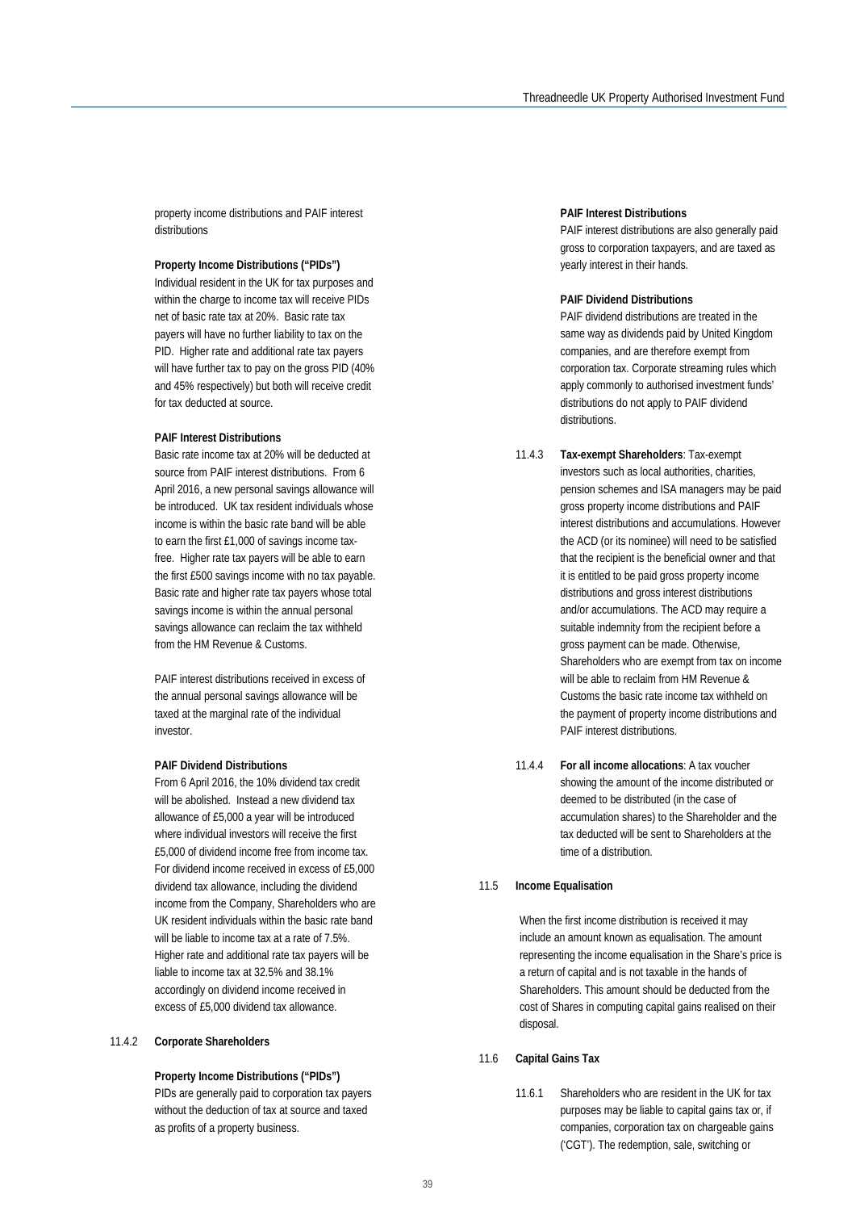property income distributions and PAIF interest distributions

**Property Income Distributions ("PIDs")**

Individual resident in the UK for tax purposes and within the charge to income tax will receive PIDs net of basic rate tax at 20%. Basic rate tax payers will have no further liability to tax on the PID. Higher rate and additional rate tax payers will have further tax to pay on the gross PID (40% and 45% respectively) but both will receive credit for tax deducted at source.

**PAIF Interest Distributions**

Basic rate income tax at 20% will be deducted at source from PAIF interest distributions. From 6 April 2016, a new personal savings allowance will be introduced. UK tax resident individuals whose income is within the basic rate band will be able to earn the first £1,000 of savings income tax-free. Higher rate tax payers will be able to earn the first £500 savings income with no tax payable. Basic rate and higher rate tax payers whose total savings income is within the annual personal savings allowance can reclaim the tax withheld from the HM Revenue & Customs.

PAIF interest distributions received in excess of the annual personal savings allowance will be taxed at the marginal rate of the individual investor.

**PAIF Dividend Distributions**

From 6 April 2016, the 10% dividend tax credit will be abolished. Instead a new dividend tax allowance of £5,000 a year will be introduced where individual investors will receive the first £5,000 of dividend income free from income tax. For dividend income received in excess of £5,000 dividend tax allowance, including the dividend income from the Company, Shareholders who are UK resident individuals within the basic rate band will be liable to income tax at a rate of 7.5%. Higher rate and additional rate tax payers will be liable to income tax at 32.5% and 38.1% accordingly on dividend income received in excess of £5,000 dividend tax allowance.

11.4.2 **Corporate Shareholders**

**Property Income Distributions ("PIDs")**

PIDs are generally paid to corporation tax payers without the deduction of tax at source and taxed as profits of a property business.

**PAIF Interest Distributions**

PAIF interest distributions are also generally paid gross to corporation taxpayers, and are taxed as yearly interest in their hands.

**PAIF Dividend Distributions**

PAIF dividend distributions are treated in the same way as dividends paid by United Kingdom companies, and are therefore exempt from corporation tax. Corporate streaming rules which apply commonly to authorised investment funds' distributions do not apply to PAIF dividend distributions.

11.4.3 **Tax-exempt Shareholders**: Tax-exempt investors such as local authorities, charities, pension schemes and ISA managers may be paid gross property income distributions and PAIF interest distributions and accumulations. However the ACD (or its nominee) will need to be satisfied that the recipient is the beneficial owner and that it is entitled to be paid gross property income distributions and gross interest distributions and/or accumulations. The ACD may require a suitable indemnity from the recipient before a gross payment can be made. Otherwise, Shareholders who are exempt from tax on income will be able to reclaim from HM Revenue & Customs the basic rate income tax withheld on the payment of property income distributions and PAIF interest distributions.

11.4.4 **For all income allocations**: A tax voucher showing the amount of the income distributed or deemed to be distributed (in the case of accumulation shares) to the Shareholder and the tax deducted will be sent to Shareholders at the time of a distribution.

11.5 **Income Equalisation**

When the first income distribution is received it may include an amount known as equalisation. The amount representing the income equalisation in the Share's price is a return of capital and is not taxable in the hands of Shareholders. This amount should be deducted from the cost of Shares in computing capital gains realised on their disposal.

11.6 **Capital Gains Tax**

11.6.1 Shareholders who are resident in the UK for tax purposes may be liable to capital gains tax or, if companies, corporation tax on chargeable gains ('CGT'). The redemption, sale, switching or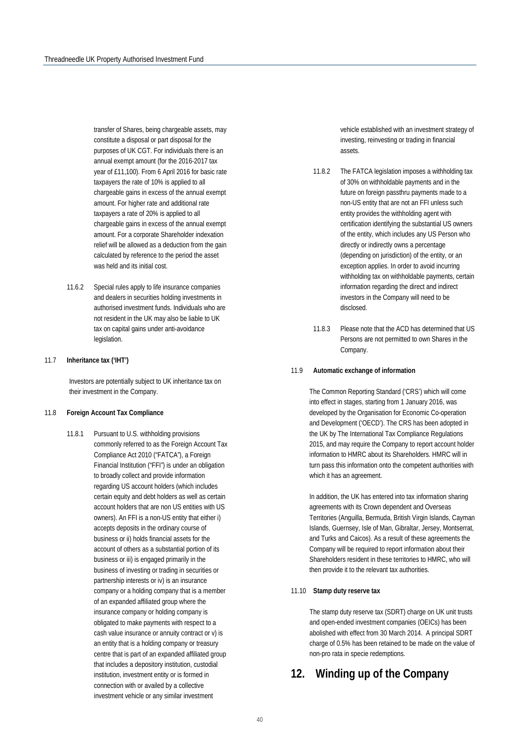transfer of Shares, being chargeable assets, may constitute a disposal or part disposal for the purposes of UK CGT. For individuals there is an annual exempt amount (for the 2016-2017 tax year of £11,100). From 6 April 2016 for basic rate taxpayers the rate of 10% is applied to all chargeable gains in excess of the annual exempt amount. For higher rate and additional rate taxpayers a rate of 20% is applied to all chargeable gains in excess of the annual exempt amount. For a corporate Shareholder indexation relief will be allowed as a deduction from the gain calculated by reference to the period the asset was held and its initial cost.

11.6.2 Special rules apply to life insurance companies and dealers in securities holding investments in authorised investment funds. Individuals who are not resident in the UK may also be liable to UK tax on capital gains under anti-avoidance legislation.

### 11.7 Inheritance tax ('IHT')

Investors are potentially subject to UK inheritance tax on their investment in the Company.

### 11.8 Foreign Account Tax Compliance

11.8.1 Pursuant to U.S. withholding provisions commonly referred to as the Foreign Account Tax Compliance Act 2010 ("FATCA"), a Foreign Financial Institution ("FFI") is under an obligation to broadly collect and provide information regarding US account holders (which includes certain equity and debt holders as well as certain account holders that are non US entities with US owners). An FFI is a non-US entity that either i) accepts deposits in the ordinary course of business or ii) holds financial assets for the account of others as a substantial portion of its business or iii) is engaged primarily in the business of investing or trading in securities or partnership interests or iv) is an insurance company or a holding company that is a member of an expanded affiliated group where the insurance company or holding company is obligated to make payments with respect to a cash value insurance or annuity contract or v) is an entity that is a holding company or treasury centre that is part of an expanded affiliated group that includes a depository institution, custodial institution, investment entity or is formed in connection with or availed by a collective investment vehicle or any similar investment vehicle established with an investment strategy of investing, reinvesting or trading in financial assets.

11.8.2 The FATCA legislation imposes a withholding tax of 30% on withholdable payments and in the future on foreign passthru payments made to a non-US entity that are not an FFI unless such entity provides the withholding agent with certification identifying the substantial US owners of the entity, which includes any US Person who directly or indirectly owns a percentage (depending on jurisdiction) of the entity, or an exception applies. In order to avoid incurring withholding tax on withholdable payments, certain information regarding the direct and indirect investors in the Company will need to be disclosed.

11.8.3 Please note that the ACD has determined that US Persons are not permitted to own Shares in the Company.

### 11.9 Automatic exchange of information

The Common Reporting Standard ('CRS') which will come into effect in stages, starting from 1 January 2016, was developed by the Organisation for Economic Co-operation and Development ('OECD'). The CRS has been adopted in the UK by The International Tax Compliance Regulations 2015, and may require the Company to report account holder information to HMRC about its Shareholders. HMRC will in turn pass this information onto the competent authorities with which it has an agreement.

In addition, the UK has entered into tax information sharing agreements with its Crown dependent and Overseas Territories (Anguilla, Bermuda, British Virgin Islands, Cayman Islands, Guernsey, Isle of Man, Gibraltar, Jersey, Montserrat, and Turks and Caicos). As a result of these agreements the Company will be required to report information about their Shareholders resident in these territories to HMRC, who will then provide it to the relevant tax authorities.

### 11.10 Stamp duty reserve tax

The stamp duty reserve tax (SDRT) charge on UK unit trusts and open-ended investment companies (OEICs) has been abolished with effect from 30 March 2014. A principal SDRT charge of 0.5% has been retained to be made on the value of non-pro rata in specie redemptions.

## 12. Winding up of the Company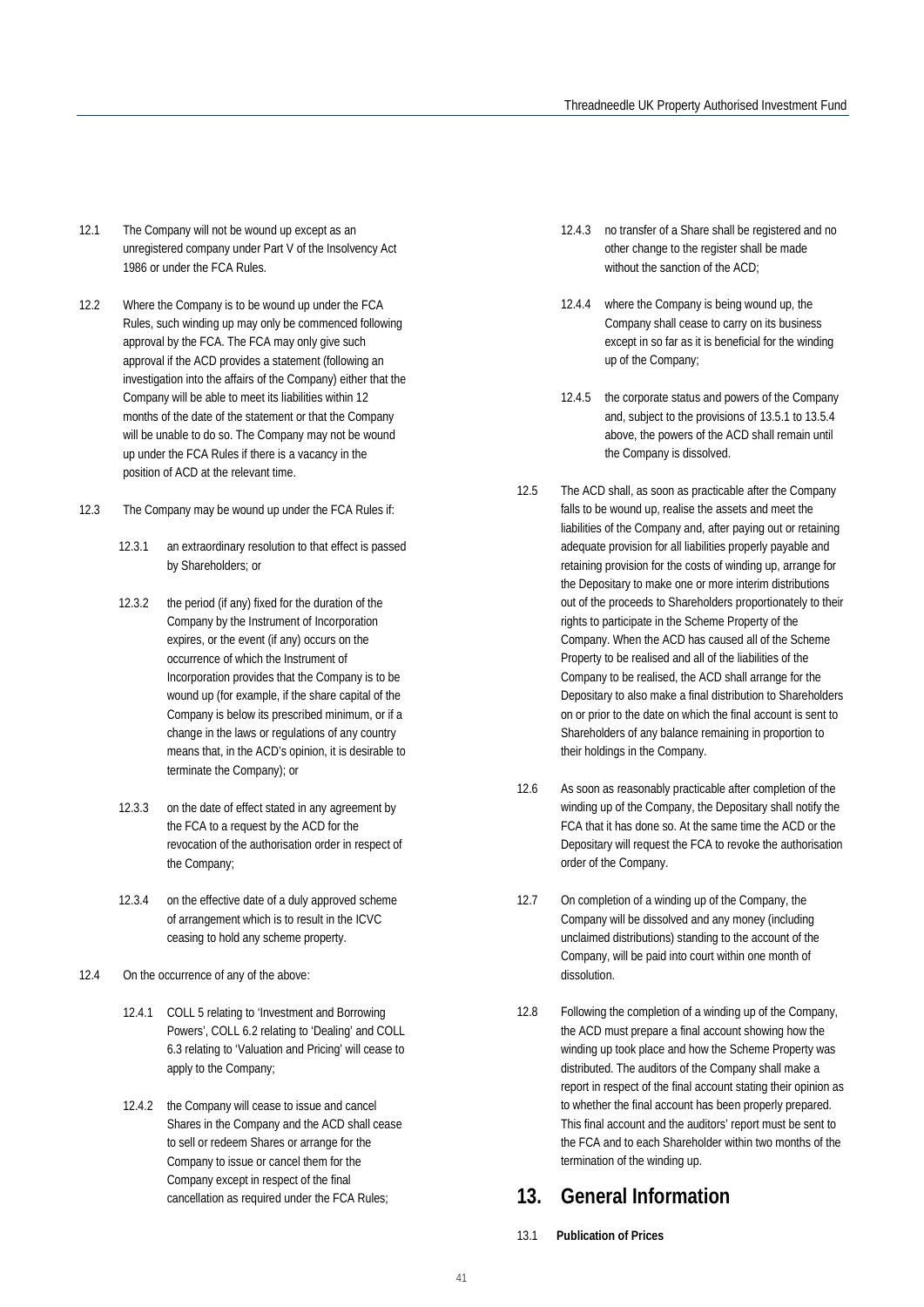12.1 The Company will not be wound up except as an unregistered company under Part V of the Insolvency Act 1986 or under the FCA Rules.

12.2 Where the Company is to be wound up under the FCA Rules, such winding up may only be commenced following approval by the FCA. The FCA may only give such approval if the ACD provides a statement (following an investigation into the affairs of the Company) either that the Company will be able to meet its liabilities within 12 months of the date of the statement or that the Company will be unable to do so. The Company may not be wound up under the FCA Rules if there is a vacancy in the position of ACD at the relevant time.

12.3 The Company may be wound up under the FCA Rules if:

12.3.1 an extraordinary resolution to that effect is passed by Shareholders; or

12.3.2 the period (if any) fixed for the duration of the Company by the Instrument of Incorporation expires, or the event (if any) occurs on the occurrence of which the Instrument of Incorporation provides that the Company is to be wound up (for example, if the share capital of the Company is below its prescribed minimum, or if a change in the laws or regulations of any country means that, in the ACD's opinion, it is desirable to terminate the Company); or

12.3.3 on the date of effect stated in any agreement by the FCA to a request by the ACD for the revocation of the authorisation order in respect of the Company;

12.3.4 on the effective date of a duly approved scheme of arrangement which is to result in the ICVC ceasing to hold any scheme property.

12.4 On the occurrence of any of the above:

12.4.1 COLL 5 relating to 'Investment and Borrowing Powers', COLL 6.2 relating to 'Dealing' and COLL 6.3 relating to 'Valuation and Pricing' will cease to apply to the Company;

12.4.2 the Company will cease to issue and cancel Shares in the Company and the ACD shall cease to sell or redeem Shares or arrange for the Company to issue or cancel them for the Company except in respect of the final cancellation as required under the FCA Rules;

12.4.3 no transfer of a Share shall be registered and no other change to the register shall be made without the sanction of the ACD;

12.4.4 where the Company is being wound up, the Company shall cease to carry on its business except in so far as it is beneficial for the winding up of the Company;

12.4.5 the corporate status and powers of the Company and, subject to the provisions of 13.5.1 to 13.5.4 above, the powers of the ACD shall remain until the Company is dissolved.

12.5 The ACD shall, as soon as practicable after the Company falls to be wound up, realise the assets and meet the liabilities of the Company and, after paying out or retaining adequate provision for all liabilities properly payable and retaining provision for the costs of winding up, arrange for the Depositary to make one or more interim distributions out of the proceeds to Shareholders proportionately to their rights to participate in the Scheme Property of the Company. When the ACD has caused all of the Scheme Property to be realised and all of the liabilities of the Company to be realised, the ACD shall arrange for the Depositary to also make a final distribution to Shareholders on or prior to the date on which the final account is sent to Shareholders of any balance remaining in proportion to their holdings in the Company.

12.6 As soon as reasonably practicable after completion of the winding up of the Company, the Depositary shall notify the FCA that it has done so. At the same time the ACD or the Depositary will request the FCA to revoke the authorisation order of the Company.

12.7 On completion of a winding up of the Company, the Company will be dissolved and any money (including unclaimed distributions) standing to the account of the Company, will be paid into court within one month of dissolution.

12.8 Following the completion of a winding up of the Company, the ACD must prepare a final account showing how the winding up took place and how the Scheme Property was distributed. The auditors of the Company shall make a report in respect of the final account stating their opinion as to whether the final account has been properly prepared. This final account and the auditors' report must be sent to the FCA and to each Shareholder within two months of the termination of the winding up.

# 13. General Information

13.1 **Publication of Prices**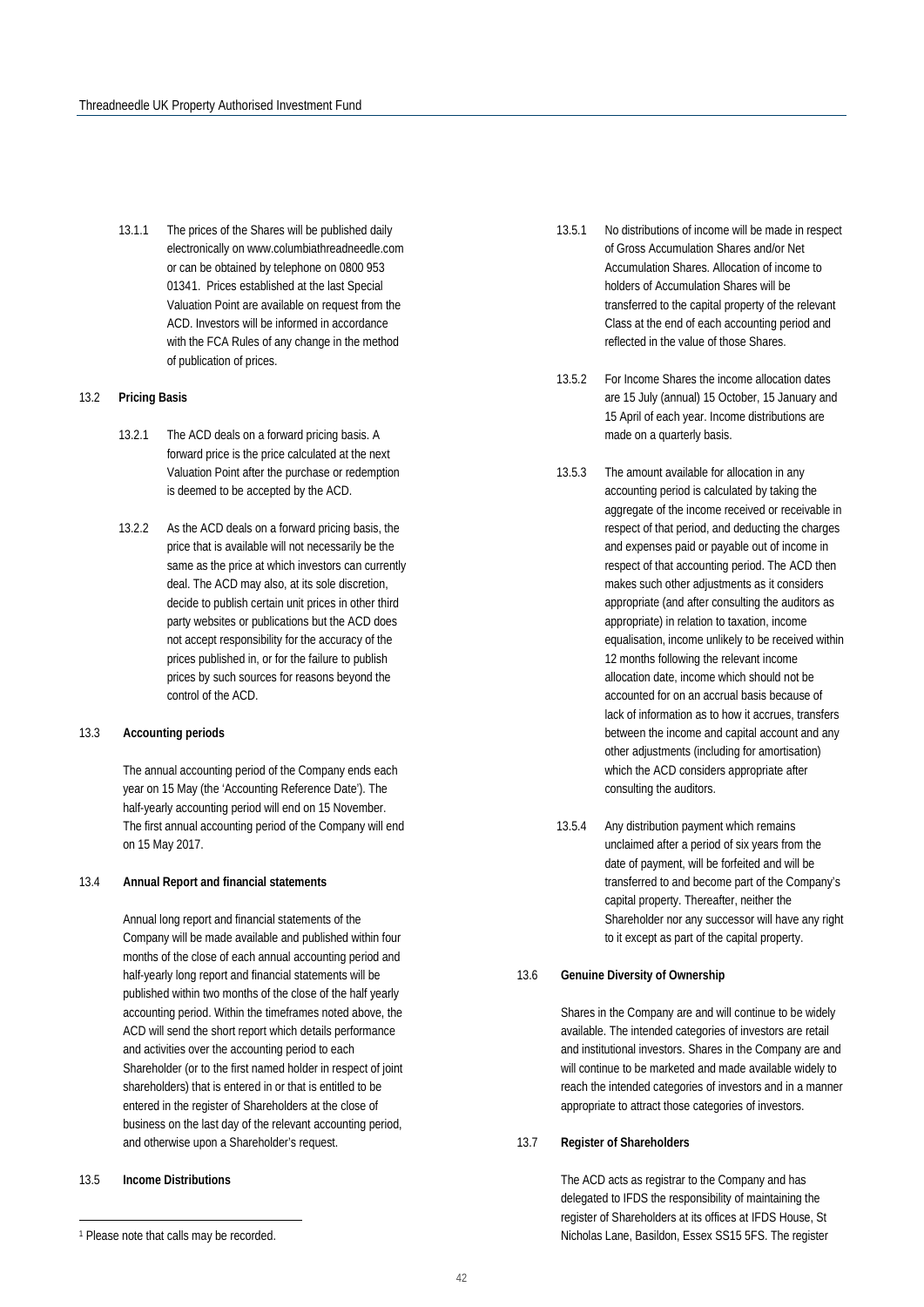13.1.1 The prices of the Shares will be published daily electronically on www.columbiathreadneedle.com or can be obtained by telephone on 0800 953 01341. Prices established at the last Special Valuation Point are available on request from the ACD. Investors will be informed in accordance with the FCA Rules of any change in the method of publication of prices.

13.2 **Pricing Basis**

13.2.1 The ACD deals on a forward pricing basis. A forward price is the price calculated at the next Valuation Point after the purchase or redemption is deemed to be accepted by the ACD.

13.2.2 As the ACD deals on a forward pricing basis, the price that is available will not necessarily be the same as the price at which investors can currently deal. The ACD may also, at its sole discretion, decide to publish certain unit prices in other third party websites or publications but the ACD does not accept responsibility for the accuracy of the prices published in, or for the failure to publish prices by such sources for reasons beyond the control of the ACD.

13.3 **Accounting periods**

The annual accounting period of the Company ends each year on 15 May (the 'Accounting Reference Date'). The half-yearly accounting period will end on 15 November. The first annual accounting period of the Company will end on 15 May 2017.

13.4 **Annual Report and financial statements**

Annual long report and financial statements of the Company will be made available and published within four months of the close of each annual accounting period and half-yearly long report and financial statements will be published within two months of the close of the half yearly accounting period. Within the timeframes noted above, the ACD will send the short report which details performance and activities over the accounting period to each Shareholder (or to the first named holder in respect of joint shareholders) that is entered in or that is entitled to be entered in the register of Shareholders at the close of business on the last day of the relevant accounting period, and otherwise upon a Shareholder's request.

13.5 **Income Distributions**

13.5.1 No distributions of income will be made in respect of Gross Accumulation Shares and/or Net Accumulation Shares. Allocation of income to holders of Accumulation Shares will be transferred to the capital property of the relevant Class at the end of each accounting period and reflected in the value of those Shares.

13.5.2 For Income Shares the income allocation dates are 15 July (annual) 15 October, 15 January and 15 April of each year. Income distributions are made on a quarterly basis.

13.5.3 The amount available for allocation in any accounting period is calculated by taking the aggregate of the income received or receivable in respect of that period, and deducting the charges and expenses paid or payable out of income in respect of that accounting period. The ACD then makes such other adjustments as it considers appropriate (and after consulting the auditors as appropriate) in relation to taxation, income equalisation, income unlikely to be received within 12 months following the relevant income allocation date, income which should not be accounted for on an accrual basis because of lack of information as to how it accrues, transfers between the income and capital account and any other adjustments (including for amortisation) which the ACD considers appropriate after consulting the auditors.

13.5.4 Any distribution payment which remains unclaimed after a period of six years from the date of payment, will be forfeited and will be transferred to and become part of the Company's capital property. Thereafter, neither the Shareholder nor any successor will have any right to it except as part of the capital property.

13.6 **Genuine Diversity of Ownership**

Shares in the Company are and will continue to be widely available. The intended categories of investors are retail and institutional investors. Shares in the Company are and will continue to be marketed and made available widely to reach the intended categories of investors and in a manner appropriate to attract those categories of investors.

13.7 **Register of Shareholders**

The ACD acts as registrar to the Company and has delegated to IFDS the responsibility of maintaining the register of Shareholders at its offices at IFDS House, St Nicholas Lane, Basildon, Essex SS15 5FS. The register

[1] Please note that calls may be recorded.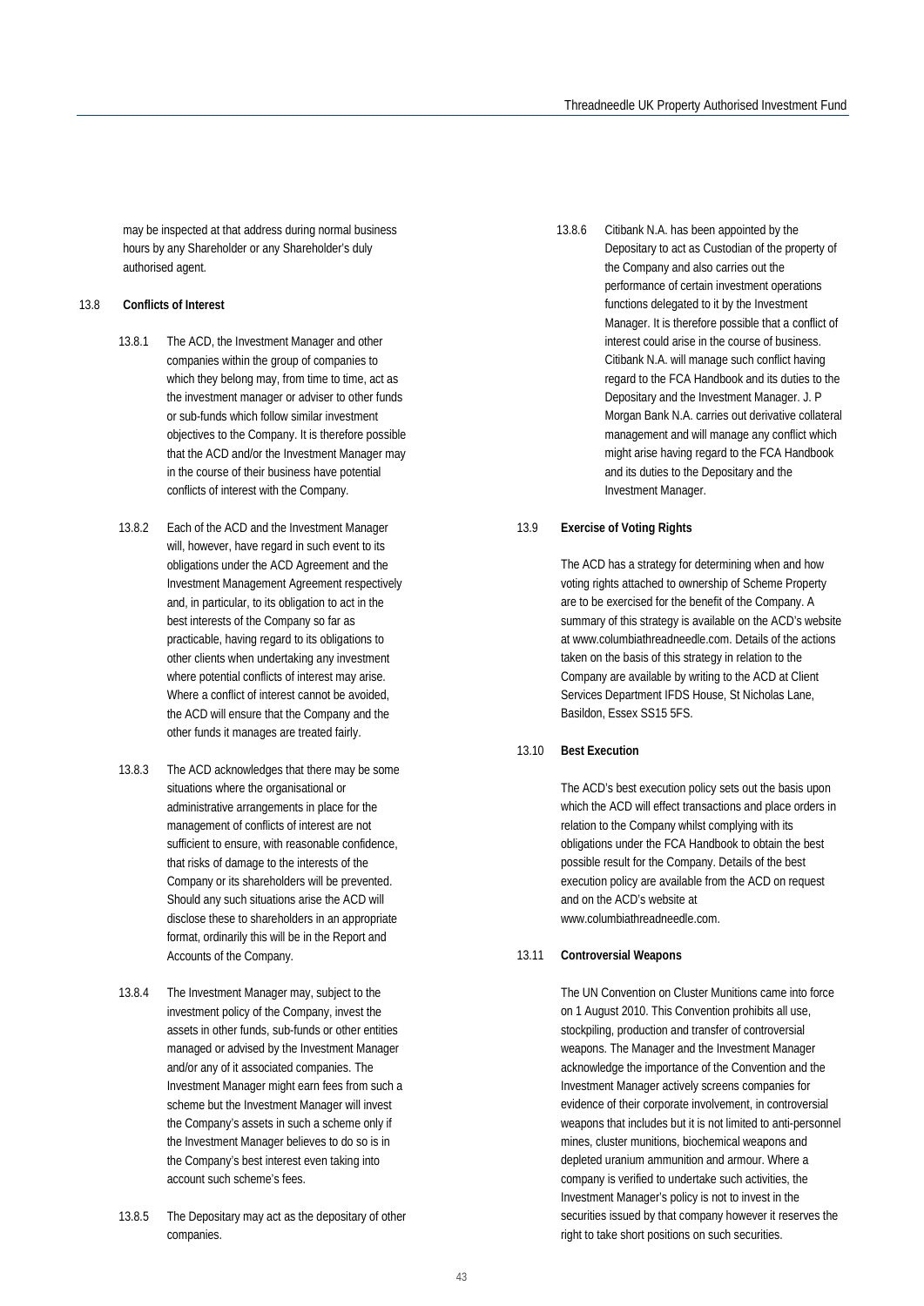may be inspected at that address during normal business hours by any Shareholder or any Shareholder's duly authorised agent.

13.8 **Conflicts of Interest**

13.8.1 The ACD, the Investment Manager and other companies within the group of companies to which they belong may, from time to time, act as the investment manager or adviser to other funds or sub-funds which follow similar investment objectives to the Company. It is therefore possible that the ACD and/or the Investment Manager may in the course of their business have potential conflicts of interest with the Company.

13.8.2 Each of the ACD and the Investment Manager will, however, have regard in such event to its obligations under the ACD Agreement and the Investment Management Agreement respectively and, in particular, to its obligation to act in the best interests of the Company so far as practicable, having regard to its obligations to other clients when undertaking any investment where potential conflicts of interest may arise. Where a conflict of interest cannot be avoided, the ACD will ensure that the Company and the other funds it manages are treated fairly.

13.8.3 The ACD acknowledges that there may be some situations where the organisational or administrative arrangements in place for the management of conflicts of interest are not sufficient to ensure, with reasonable confidence, that risks of damage to the interests of the Company or its shareholders will be prevented. Should any such situations arise the ACD will disclose these to shareholders in an appropriate format, ordinarily this will be in the Report and Accounts of the Company.

13.8.4 The Investment Manager may, subject to the investment policy of the Company, invest the assets in other funds, sub-funds or other entities managed or advised by the Investment Manager and/or any of it associated companies. The Investment Manager might earn fees from such a scheme but the Investment Manager will invest the Company's assets in such a scheme only if the Investment Manager believes to do so is in the Company's best interest even taking into account such scheme's fees.

13.8.5 The Depositary may act as the depositary of other companies.

13.8.6 Citibank N.A. has been appointed by the Depositary to act as Custodian of the property of the Company and also carries out the performance of certain investment operations functions delegated to it by the Investment Manager. It is therefore possible that a conflict of interest could arise in the course of business. Citibank N.A. will manage such conflict having regard to the FCA Handbook and its duties to the Depositary and the Investment Manager. J. P Morgan Bank N.A. carries out derivative collateral management and will manage any conflict which might arise having regard to the FCA Handbook and its duties to the Depositary and the Investment Manager.

13.9 **Exercise of Voting Rights**

The ACD has a strategy for determining when and how voting rights attached to ownership of Scheme Property are to be exercised for the benefit of the Company. A summary of this strategy is available on the ACD's website at www.columbiathreadneedle.com. Details of the actions taken on the basis of this strategy in relation to the Company are available by writing to the ACD at Client Services Department IFDS House, St Nicholas Lane, Basildon, Essex SS15 5FS.

13.10 **Best Execution**

The ACD's best execution policy sets out the basis upon which the ACD will effect transactions and place orders in relation to the Company whilst complying with its obligations under the FCA Handbook to obtain the best possible result for the Company. Details of the best execution policy are available from the ACD on request and on the ACD's website at www.columbiathreadneedle.com.

13.11 **Controversial Weapons**

The UN Convention on Cluster Munitions came into force on 1 August 2010. This Convention prohibits all use, stockpiling, production and transfer of controversial weapons. The Manager and the Investment Manager acknowledge the importance of the Convention and the Investment Manager actively screens companies for evidence of their corporate involvement, in controversial weapons that includes but it is not limited to anti-personnel mines, cluster munitions, biochemical weapons and depleted uranium ammunition and armour. Where a company is verified to undertake such activities, the Investment Manager's policy is not to invest in the securities issued by that company however it reserves the right to take short positions on such securities.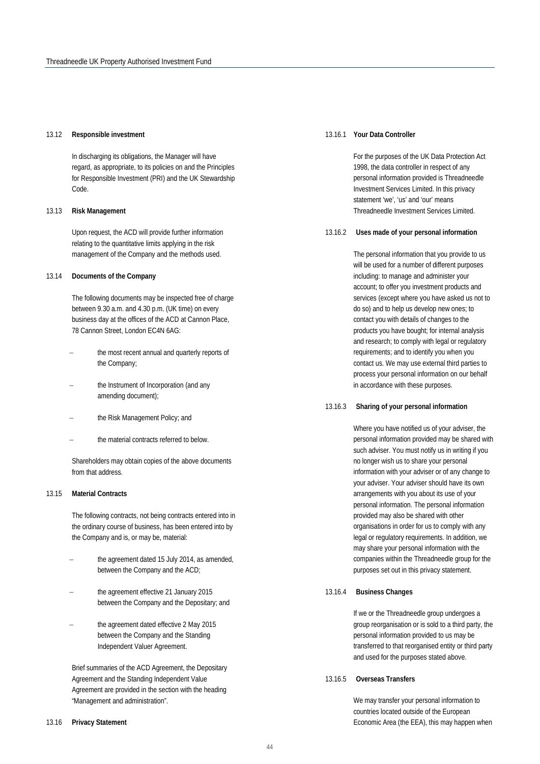### 13.12 Responsible investment

In discharging its obligations, the Manager will have regard, as appropriate, to its policies on and the Principles for Responsible Investment (PRI) and the UK Stewardship Code.

### 13.13 Risk Management

Upon request, the ACD will provide further information relating to the quantitative limits applying in the risk management of the Company and the methods used.

### 13.14 Documents of the Company

The following documents may be inspected free of charge between 9.30 a.m. and 4.30 p.m. (UK time) on every business day at the offices of the ACD at Cannon Place, 78 Cannon Street, London EC4N 6AG:

- the most recent annual and quarterly reports of the Company;
- the Instrument of Incorporation (and any amending document);
- the Risk Management Policy; and
- the material contracts referred to below.

Shareholders may obtain copies of the above documents from that address.

### 13.15 Material Contracts

The following contracts, not being contracts entered into in the ordinary course of business, has been entered into by the Company and is, or may be, material:

- the agreement dated 15 July 2014, as amended, between the Company and the ACD;
- the agreement effective 21 January 2015 between the Company and the Depositary; and
- the agreement dated effective 2 May 2015 between the Company and the Standing Independent Valuer Agreement.

Brief summaries of the ACD Agreement, the Depositary Agreement and the Standing Independent Value Agreement are provided in the section with the heading "Management and administration".

### 13.16 Privacy Statement

#### 13.16.1 Your Data Controller

For the purposes of the UK Data Protection Act 1998, the data controller in respect of any personal information provided is Threadneedle Investment Services Limited. In this privacy statement 'we', 'us' and 'our' means Threadneedle Investment Services Limited.

#### 13.16.2 Uses made of your personal information

The personal information that you provide to us will be used for a number of different purposes including: to manage and administer your account; to offer you investment products and services (except where you have asked us not to do so) and to help us develop new ones; to contact you with details of changes to the products you have bought; for internal analysis and research; to comply with legal or regulatory requirements; and to identify you when you contact us. We may use external third parties to process your personal information on our behalf in accordance with these purposes.

#### 13.16.3 Sharing of your personal information

Where you have notified us of your adviser, the personal information provided may be shared with such adviser. You must notify us in writing if you no longer wish us to share your personal information with your adviser or of any change to your adviser. Your adviser should have its own arrangements with you about its use of your personal information. The personal information provided may also be shared with other organisations in order for us to comply with any legal or regulatory requirements. In addition, we may share your personal information with the companies within the Threadneedle group for the purposes set out in this privacy statement.

#### 13.16.4 Business Changes

If we or the Threadneedle group undergoes a group reorganisation or is sold to a third party, the personal information provided to us may be transferred to that reorganised entity or third party and used for the purposes stated above.

#### 13.16.5 Overseas Transfers

We may transfer your personal information to countries located outside of the European Economic Area (the EEA), this may happen when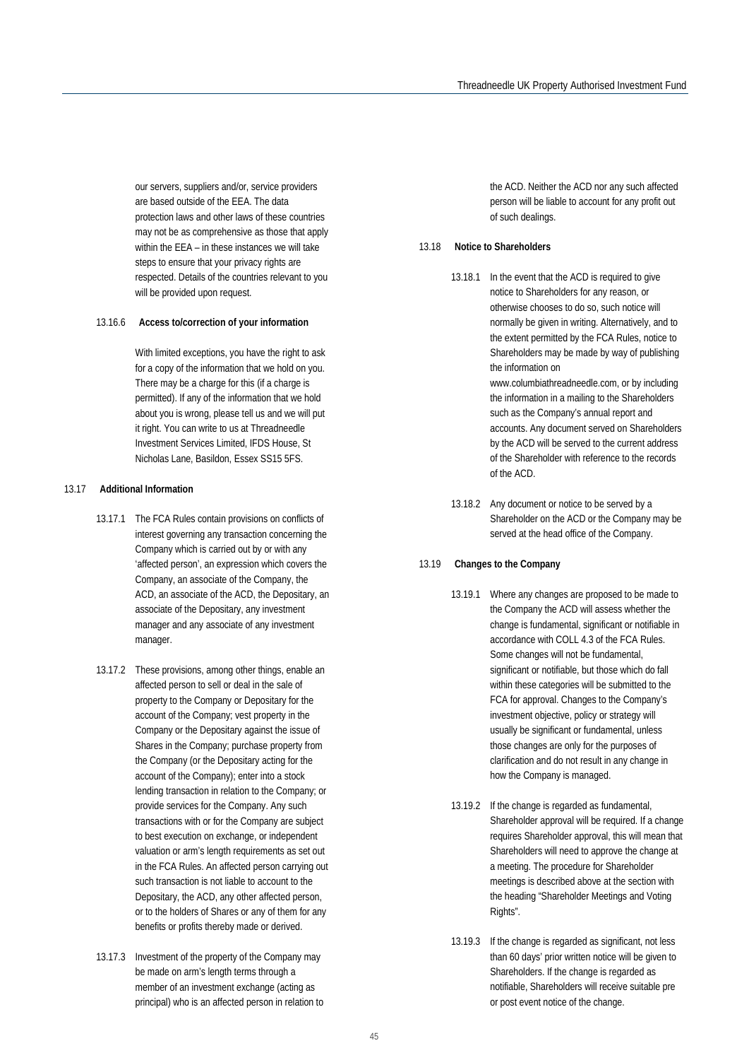our servers, suppliers and/or, service providers are based outside of the EEA. The data protection laws and other laws of these countries may not be as comprehensive as those that apply within the EEA – in these instances we will take steps to ensure that your privacy rights are respected. Details of the countries relevant to you will be provided upon request.

#### 13.16.6 Access to/correction of your information

With limited exceptions, you have the right to ask for a copy of the information that we hold on you. There may be a charge for this (if a charge is permitted). If any of the information that we hold about you is wrong, please tell us and we will put it right. You can write to us at Threadneedle Investment Services Limited, IFDS House, St Nicholas Lane, Basildon, Essex SS15 5FS.

### 13.17 Additional Information

13.17.1 The FCA Rules contain provisions on conflicts of interest governing any transaction concerning the Company which is carried out by or with any 'affected person', an expression which covers the Company, an associate of the Company, the ACD, an associate of the ACD, the Depositary, an associate of the Depositary, any investment manager and any associate of any investment manager.

13.17.2 These provisions, among other things, enable an affected person to sell or deal in the sale of property to the Company or Depositary for the account of the Company; vest property in the Company or the Depositary against the issue of Shares in the Company; purchase property from the Company (or the Depositary acting for the account of the Company); enter into a stock lending transaction in relation to the Company; or provide services for the Company. Any such transactions with or for the Company are subject to best execution on exchange, or independent valuation or arm's length requirements as set out in the FCA Rules. An affected person carrying out such transaction is not liable to account to the Depositary, the ACD, any other affected person, or to the holders of Shares or any of them for any benefits or profits thereby made or derived.

13.17.3 Investment of the property of the Company may be made on arm's length terms through a member of an investment exchange (acting as principal) who is an affected person in relation to the ACD. Neither the ACD nor any such affected person will be liable to account for any profit out of such dealings.

### 13.18 Notice to Shareholders

13.18.1 In the event that the ACD is required to give notice to Shareholders for any reason, or otherwise chooses to do so, such notice will normally be given in writing. Alternatively, and to the extent permitted by the FCA Rules, notice to Shareholders may be made by way of publishing the information on www.columbiathreadneedle.com, or by including the information in a mailing to the Shareholders such as the Company's annual report and accounts. Any document served on Shareholders by the ACD will be served to the current address of the Shareholder with reference to the records of the ACD.

13.18.2 Any document or notice to be served by a Shareholder on the ACD or the Company may be served at the head office of the Company.

### 13.19 Changes to the Company

13.19.1 Where any changes are proposed to be made to the Company the ACD will assess whether the change is fundamental, significant or notifiable in accordance with COLL 4.3 of the FCA Rules. Some changes will not be fundamental, significant or notifiable, but those which do fall within these categories will be submitted to the FCA for approval. Changes to the Company's investment objective, policy or strategy will usually be significant or fundamental, unless those changes are only for the purposes of clarification and do not result in any change in how the Company is managed.

13.19.2 If the change is regarded as fundamental, Shareholder approval will be required. If a change requires Shareholder approval, this will mean that Shareholders will need to approve the change at a meeting. The procedure for Shareholder meetings is described above at the section with the heading "Shareholder Meetings and Voting Rights".

13.19.3 If the change is regarded as significant, not less than 60 days' prior written notice will be given to Shareholders. If the change is regarded as notifiable, Shareholders will receive suitable pre or post event notice of the change.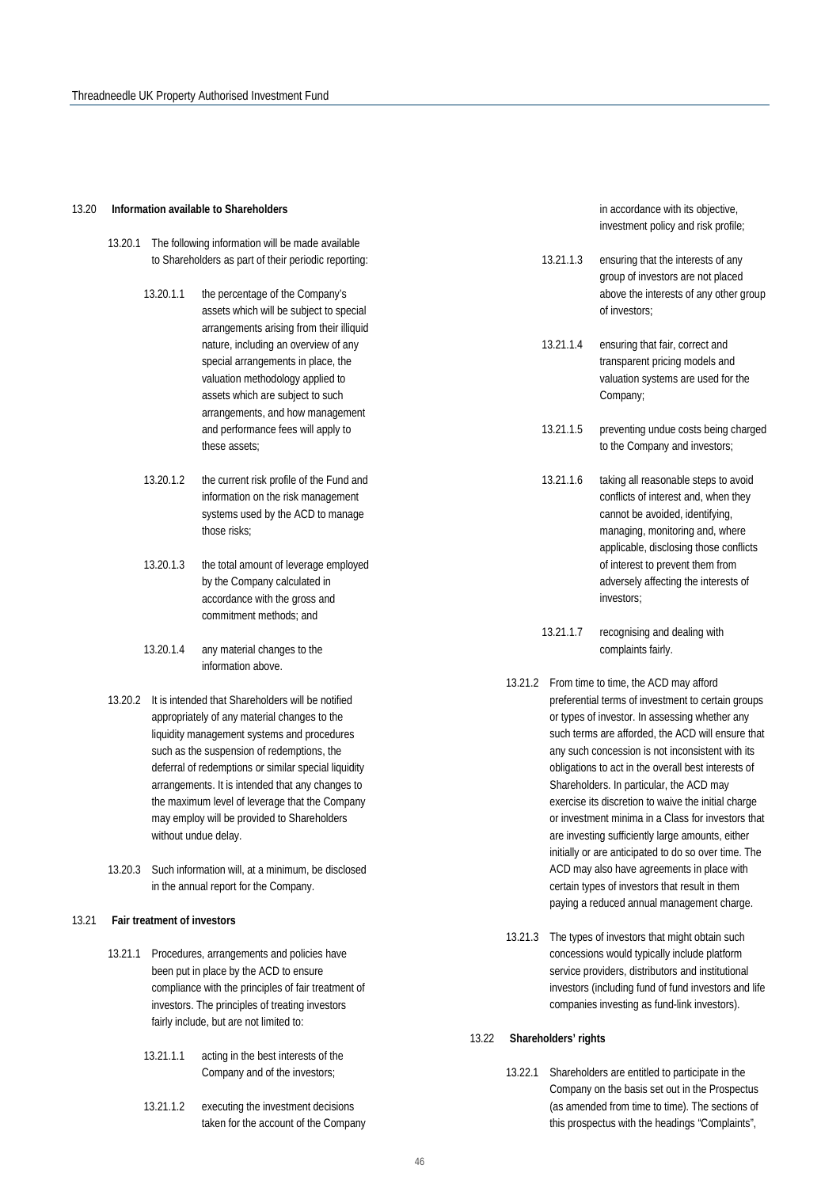### 13.20 Information available to Shareholders

13.20.1 The following information will be made available to Shareholders as part of their periodic reporting:

13.20.1.1 the percentage of the Company's assets which will be subject to special arrangements arising from their illiquid nature, including an overview of any special arrangements in place, the valuation methodology applied to assets which are subject to such arrangements, and how management and performance fees will apply to these assets;

13.20.1.2 the current risk profile of the Fund and information on the risk management systems used by the ACD to manage those risks;

13.20.1.3 the total amount of leverage employed by the Company calculated in accordance with the gross and commitment methods; and

13.20.1.4 any material changes to the information above.

13.20.2 It is intended that Shareholders will be notified appropriately of any material changes to the liquidity management systems and procedures such as the suspension of redemptions, the deferral of redemptions or similar special liquidity arrangements. It is intended that any changes to the maximum level of leverage that the Company may employ will be provided to Shareholders without undue delay.

13.20.3 Such information will, at a minimum, be disclosed in the annual report for the Company.

### 13.21 Fair treatment of investors

13.21.1 Procedures, arrangements and policies have been put in place by the ACD to ensure compliance with the principles of fair treatment of investors. The principles of treating investors fairly include, but are not limited to:

13.21.1.1 acting in the best interests of the Company and of the investors;

13.21.1.2 executing the investment decisions taken for the account of the Company in accordance with its objective, investment policy and risk profile;

13.21.1.3 ensuring that the interests of any group of investors are not placed above the interests of any other group of investors;

13.21.1.4 ensuring that fair, correct and transparent pricing models and valuation systems are used for the Company;

13.21.1.5 preventing undue costs being charged to the Company and investors;

13.21.1.6 taking all reasonable steps to avoid conflicts of interest and, when they cannot be avoided, identifying, managing, monitoring and, where applicable, disclosing those conflicts of interest to prevent them from adversely affecting the interests of investors;

13.21.1.7 recognising and dealing with complaints fairly.

13.21.2 From time to time, the ACD may afford preferential terms of investment to certain groups or types of investor. In assessing whether any such terms are afforded, the ACD will ensure that any such concession is not inconsistent with its obligations to act in the overall best interests of Shareholders. In particular, the ACD may exercise its discretion to waive the initial charge or investment minima in a Class for investors that are investing sufficiently large amounts, either initially or are anticipated to do so over time. The ACD may also have agreements in place with certain types of investors that result in them paying a reduced annual management charge.

13.21.3 The types of investors that might obtain such concessions would typically include platform service providers, distributors and institutional investors (including fund of fund investors and life companies investing as fund-link investors).

### 13.22 Shareholders' rights

13.22.1 Shareholders are entitled to participate in the Company on the basis set out in the Prospectus (as amended from time to time). The sections of this prospectus with the headings "Complaints",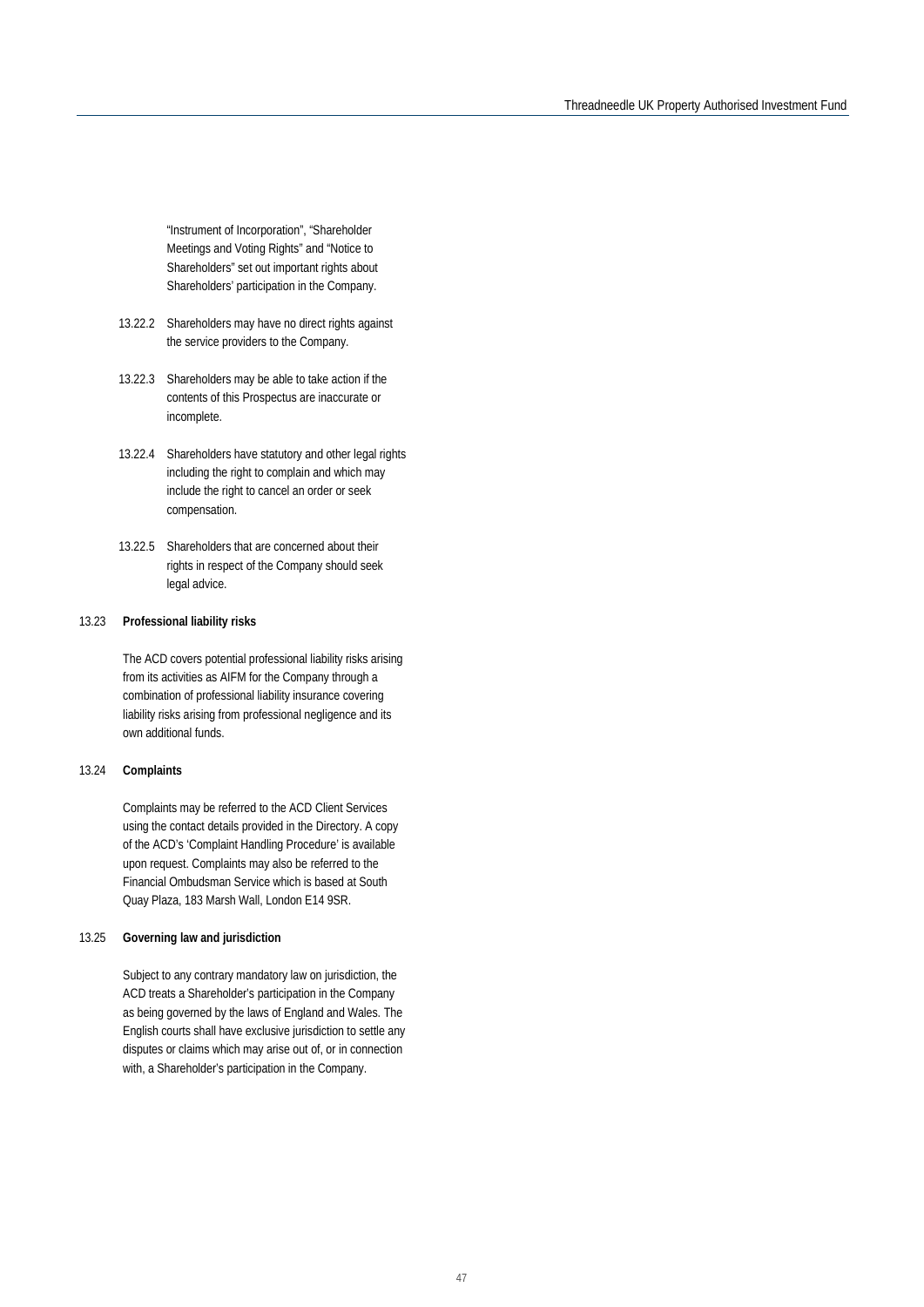"Instrument of Incorporation", "Shareholder Meetings and Voting Rights" and "Notice to Shareholders" set out important rights about Shareholders' participation in the Company.

13.22.2 Shareholders may have no direct rights against the service providers to the Company.

13.22.3 Shareholders may be able to take action if the contents of this Prospectus are inaccurate or incomplete.

13.22.4 Shareholders have statutory and other legal rights including the right to complain and which may include the right to cancel an order or seek compensation.

13.22.5 Shareholders that are concerned about their rights in respect of the Company should seek legal advice.

### 13.23 Professional liability risks

The ACD covers potential professional liability risks arising from its activities as AIFM for the Company through a combination of professional liability insurance covering liability risks arising from professional negligence and its own additional funds.

### 13.24 Complaints

Complaints may be referred to the ACD Client Services using the contact details provided in the Directory. A copy of the ACD's 'Complaint Handling Procedure' is available upon request. Complaints may also be referred to the Financial Ombudsman Service which is based at South Quay Plaza, 183 Marsh Wall, London E14 9SR.

### 13.25 Governing law and jurisdiction

Subject to any contrary mandatory law on jurisdiction, the ACD treats a Shareholder's participation in the Company as being governed by the laws of England and Wales. The English courts shall have exclusive jurisdiction to settle any disputes or claims which may arise out of, or in connection with, a Shareholder's participation in the Company.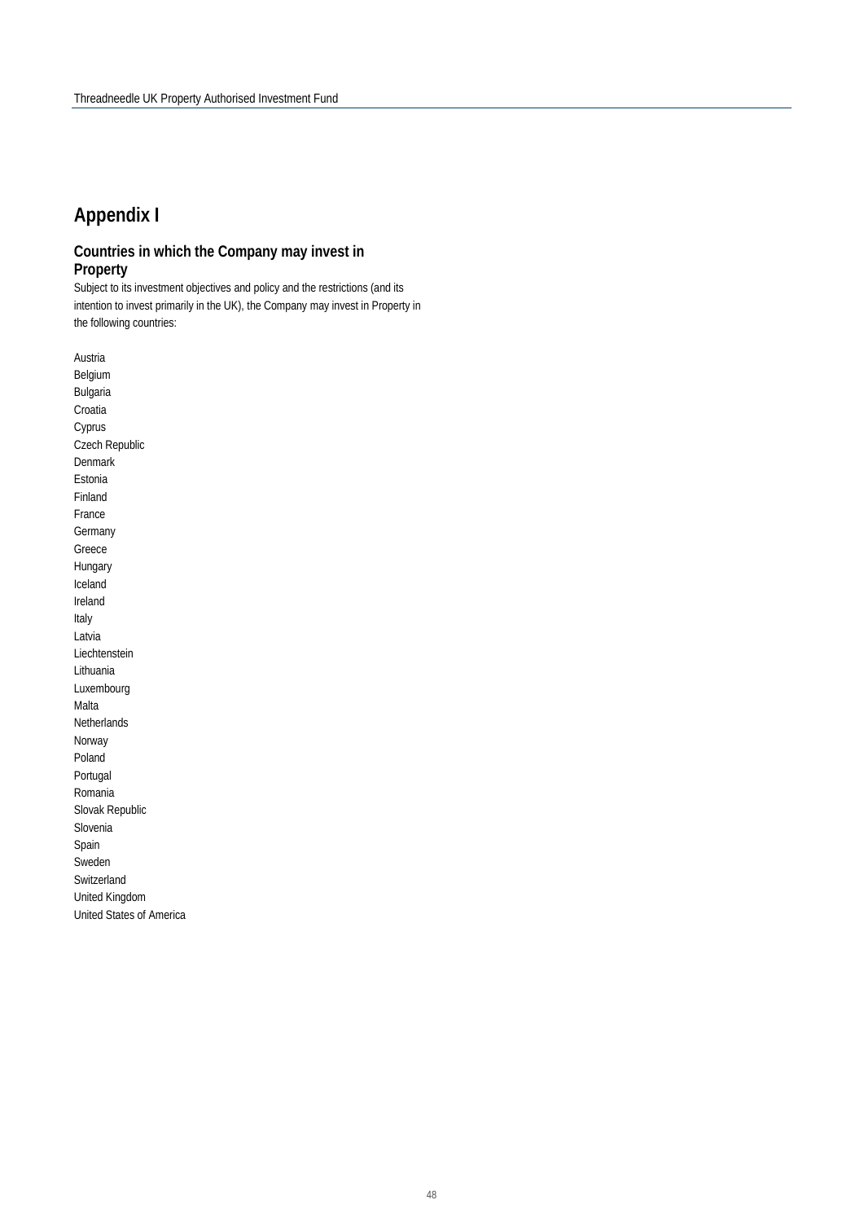# Appendix I

## Countries in which the Company may invest in Property

Subject to its investment objectives and policy and the restrictions (and its intention to invest primarily in the UK), the Company may invest in Property in the following countries:

Austria
Belgium
Bulgaria
Croatia
Cyprus
Czech Republic
Denmark
Estonia
Finland
France
Germany
Greece
Hungary
Iceland
Ireland
Italy
Latvia
Liechtenstein
Lithuania
Luxembourg
Malta
Netherlands
Norway
Poland
Portugal
Romania
Slovak Republic
Slovenia
Spain
Sweden
Switzerland
United Kingdom
United States of America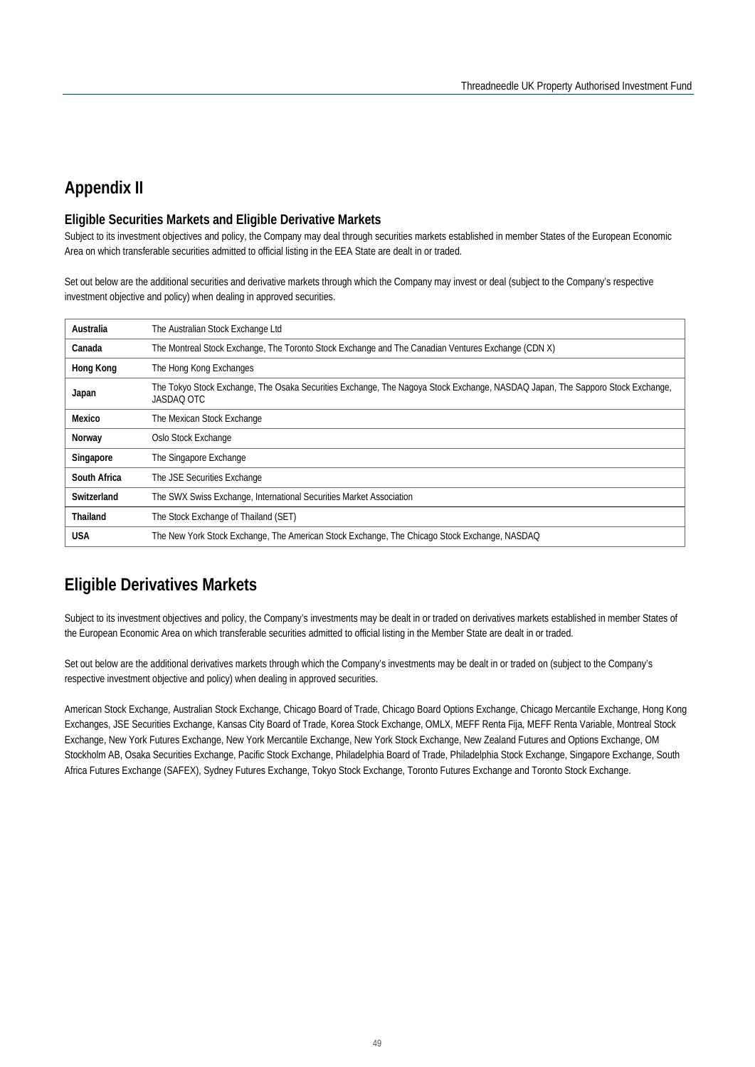# Appendix II

### Eligible Securities Markets and Eligible Derivative Markets

Subject to its investment objectives and policy, the Company may deal through securities markets established in member States of the European Economic Area on which transferable securities admitted to official listing in the EEA State are dealt in or traded.

Set out below are the additional securities and derivative markets through which the Company may invest or deal (subject to the Company's respective investment objective and policy) when dealing in approved securities.

| | |
|---|---|
| **Australia** | The Australian Stock Exchange Ltd |
| **Canada** | The Montreal Stock Exchange, The Toronto Stock Exchange and The Canadian Ventures Exchange (CDN X) |
| **Hong Kong** | The Hong Kong Exchanges |
| **Japan** | The Tokyo Stock Exchange, The Osaka Securities Exchange, The Nagoya Stock Exchange, NASDAQ Japan, The Sapporo Stock Exchange, JASDAQ OTC |
| **Mexico** | The Mexican Stock Exchange |
| **Norway** | Oslo Stock Exchange |
| **Singapore** | The Singapore Exchange |
| **South Africa** | The JSE Securities Exchange |
| **Switzerland** | The SWX Swiss Exchange, International Securities Market Association |
| **Thailand** | The Stock Exchange of Thailand (SET) |
| **USA** | The New York Stock Exchange, The American Stock Exchange, The Chicago Stock Exchange, NASDAQ |

# Eligible Derivatives Markets

Subject to its investment objectives and policy, the Company's investments may be dealt in or traded on derivatives markets established in member States of the European Economic Area on which transferable securities admitted to official listing in the Member State are dealt in or traded.

Set out below are the additional derivatives markets through which the Company's investments may be dealt in or traded on (subject to the Company's respective investment objective and policy) when dealing in approved securities.

American Stock Exchange, Australian Stock Exchange, Chicago Board of Trade, Chicago Board Options Exchange, Chicago Mercantile Exchange, Hong Kong Exchanges, JSE Securities Exchange, Kansas City Board of Trade, Korea Stock Exchange, OMLX, MEFF Renta Fija, MEFF Renta Variable, Montreal Stock Exchange, New York Futures Exchange, New York Mercantile Exchange, New York Stock Exchange, New Zealand Futures and Options Exchange, OM Stockholm AB, Osaka Securities Exchange, Pacific Stock Exchange, Philadelphia Board of Trade, Philadelphia Stock Exchange, Singapore Exchange, South Africa Futures Exchange (SAFEX), Sydney Futures Exchange, Tokyo Stock Exchange, Toronto Futures Exchange and Toronto Stock Exchange.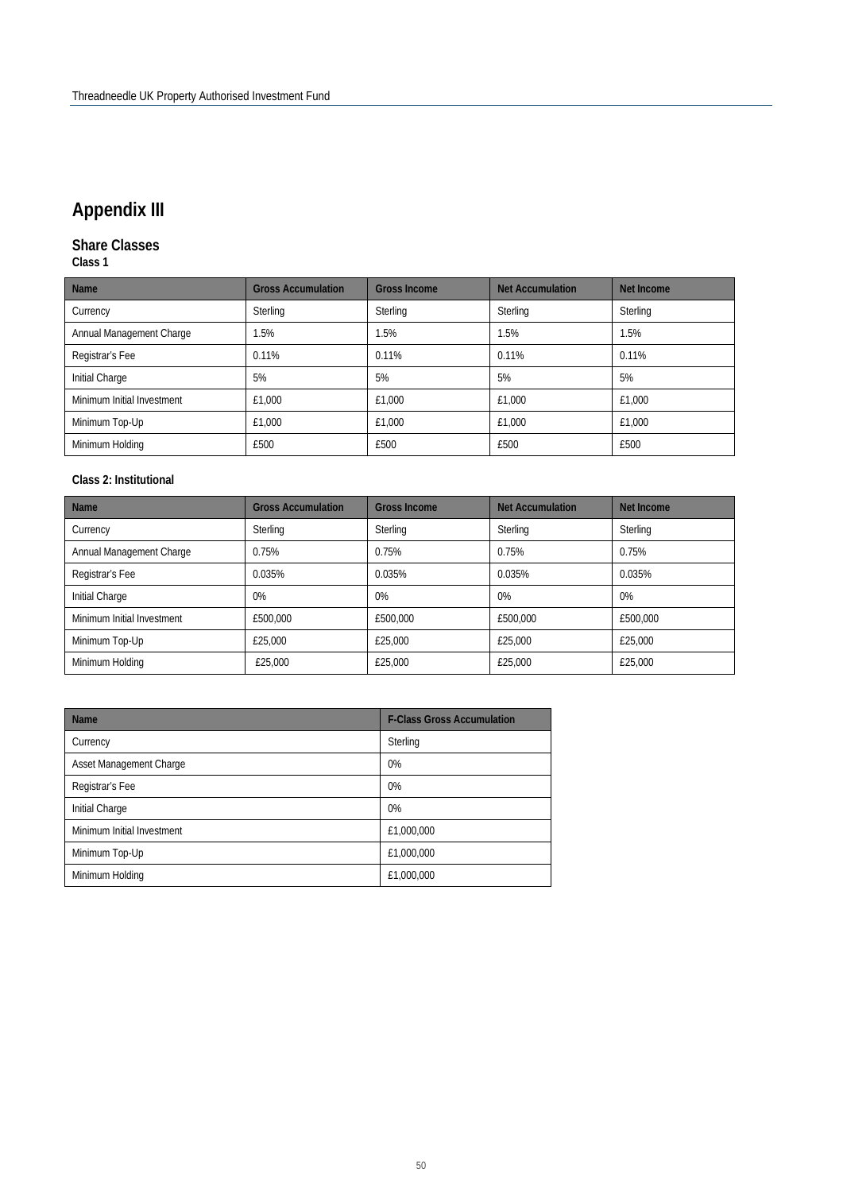# Appendix III

## Share Classes

**Class 1**

| Name | Gross Accumulation | Gross Income | Net Accumulation | Net Income |
|---|---|---|---|---|
| Currency | Sterling | Sterling | Sterling | Sterling |
| Annual Management Charge | 1.5% | 1.5% | 1.5% | 1.5% |
| Registrar's Fee | 0.11% | 0.11% | 0.11% | 0.11% |
| Initial Charge | 5% | 5% | 5% | 5% |
| Minimum Initial Investment | £1,000 | £1,000 | £1,000 | £1,000 |
| Minimum Top-Up | £1,000 | £1,000 | £1,000 | £1,000 |
| Minimum Holding | £500 | £500 | £500 | £500 |

**Class 2: Institutional**

| Name | Gross Accumulation | Gross Income | Net Accumulation | Net Income |
|---|---|---|---|---|
| Currency | Sterling | Sterling | Sterling | Sterling |
| Annual Management Charge | 0.75% | 0.75% | 0.75% | 0.75% |
| Registrar's Fee | 0.035% | 0.035% | 0.035% | 0.035% |
| Initial Charge | 0% | 0% | 0% | 0% |
| Minimum Initial Investment | £500,000 | £500,000 | £500,000 | £500,000 |
| Minimum Top-Up | £25,000 | £25,000 | £25,000 | £25,000 |
| Minimum Holding | £25,000 | £25,000 | £25,000 | £25,000 |

| Name | F-Class Gross Accumulation |
|---|---|
| Currency | Sterling |
| Asset Management Charge | 0% |
| Registrar's Fee | 0% |
| Initial Charge | 0% |
| Minimum Initial Investment | £1,000,000 |
| Minimum Top-Up | £1,000,000 |
| Minimum Holding | £1,000,000 |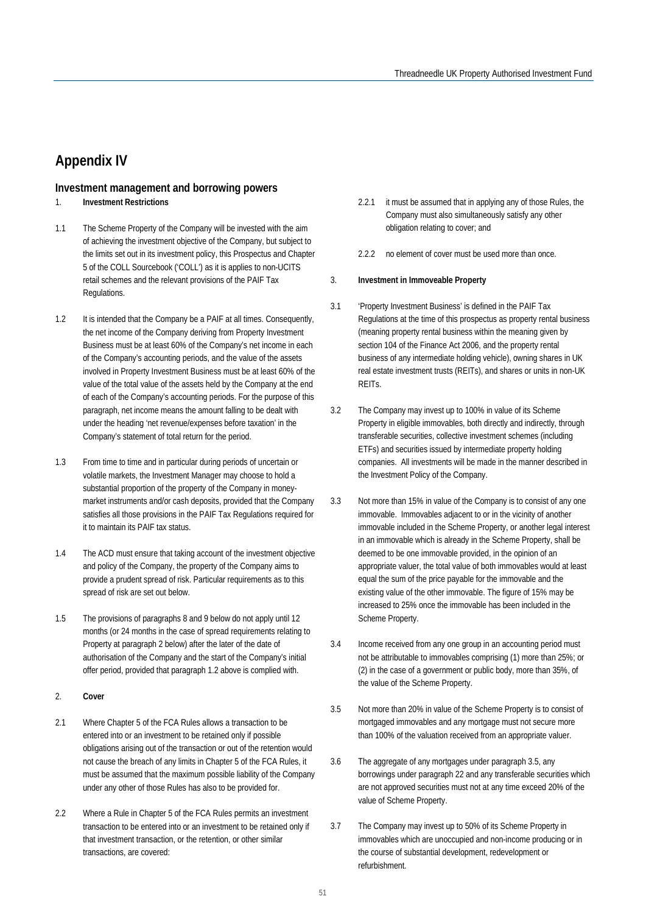# Appendix IV

## Investment management and borrowing powers

1. **Investment Restrictions**

1.1 The Scheme Property of the Company will be invested with the aim of achieving the investment objective of the Company, but subject to the limits set out in its investment policy, this Prospectus and Chapter 5 of the COLL Sourcebook ('COLL') as it is applies to non-UCITS retail schemes and the relevant provisions of the PAIF Tax Regulations.

1.2 It is intended that the Company be a PAIF at all times. Consequently, the net income of the Company deriving from Property Investment Business must be at least 60% of the Company's net income in each of the Company's accounting periods, and the value of the assets involved in Property Investment Business must be at least 60% of the value of the total value of the assets held by the Company at the end of each of the Company's accounting periods. For the purpose of this paragraph, net income means the amount falling to be dealt with under the heading 'net revenue/expenses before taxation' in the Company's statement of total return for the period.

1.3 From time to time and in particular during periods of uncertain or volatile markets, the Investment Manager may choose to hold a substantial proportion of the property of the Company in money-market instruments and/or cash deposits, provided that the Company satisfies all those provisions in the PAIF Tax Regulations required for it to maintain its PAIF tax status.

1.4 The ACD must ensure that taking account of the investment objective and policy of the Company, the property of the Company aims to provide a prudent spread of risk. Particular requirements as to this spread of risk are set out below.

1.5 The provisions of paragraphs 8 and 9 below do not apply until 12 months (or 24 months in the case of spread requirements relating to Property at paragraph 2 below) after the later of the date of authorisation of the Company and the start of the Company's initial offer period, provided that paragraph 1.2 above is complied with.

2. **Cover**

2.1 Where Chapter 5 of the FCA Rules allows a transaction to be entered into or an investment to be retained only if possible obligations arising out of the transaction or out of the retention would not cause the breach of any limits in Chapter 5 of the FCA Rules, it must be assumed that the maximum possible liability of the Company under any other of those Rules has also to be provided for.

2.2 Where a Rule in Chapter 5 of the FCA Rules permits an investment transaction to be entered into or an investment to be retained only if that investment transaction, or the retention, or other similar transactions, are covered:

2.2.1 it must be assumed that in applying any of those Rules, the Company must also simultaneously satisfy any other obligation relating to cover; and

2.2.2 no element of cover must be used more than once.

3. **Investment in Immoveable Property**

3.1 'Property Investment Business' is defined in the PAIF Tax Regulations at the time of this prospectus as property rental business (meaning property rental business within the meaning given by section 104 of the Finance Act 2006, and the property rental business of any intermediate holding vehicle), owning shares in UK real estate investment trusts (REITs), and shares or units in non-UK REITs.

3.2 The Company may invest up to 100% in value of its Scheme Property in eligible immovables, both directly and indirectly, through transferable securities, collective investment schemes (including ETFs) and securities issued by intermediate property holding companies. All investments will be made in the manner described in the Investment Policy of the Company.

3.3 Not more than 15% in value of the Company is to consist of any one immovable. Immovables adjacent to or in the vicinity of another immovable included in the Scheme Property, or another legal interest in an immovable which is already in the Scheme Property, shall be deemed to be one immovable provided, in the opinion of an appropriate valuer, the total value of both immovables would at least equal the sum of the price payable for the immovable and the existing value of the other immovable. The figure of 15% may be increased to 25% once the immovable has been included in the Scheme Property.

3.4 Income received from any one group in an accounting period must not be attributable to immovables comprising (1) more than 25%; or (2) in the case of a government or public body, more than 35%, of the value of the Scheme Property.

3.5 Not more than 20% in value of the Scheme Property is to consist of mortgaged immovables and any mortgage must not secure more than 100% of the valuation received from an appropriate valuer.

3.6 The aggregate of any mortgages under paragraph 3.5, any borrowings under paragraph 22 and any transferable securities which are not approved securities must not at any time exceed 20% of the value of Scheme Property.

3.7 The Company may invest up to 50% of its Scheme Property in immovables which are unoccupied and non-income producing or in the course of substantial development, redevelopment or refurbishment.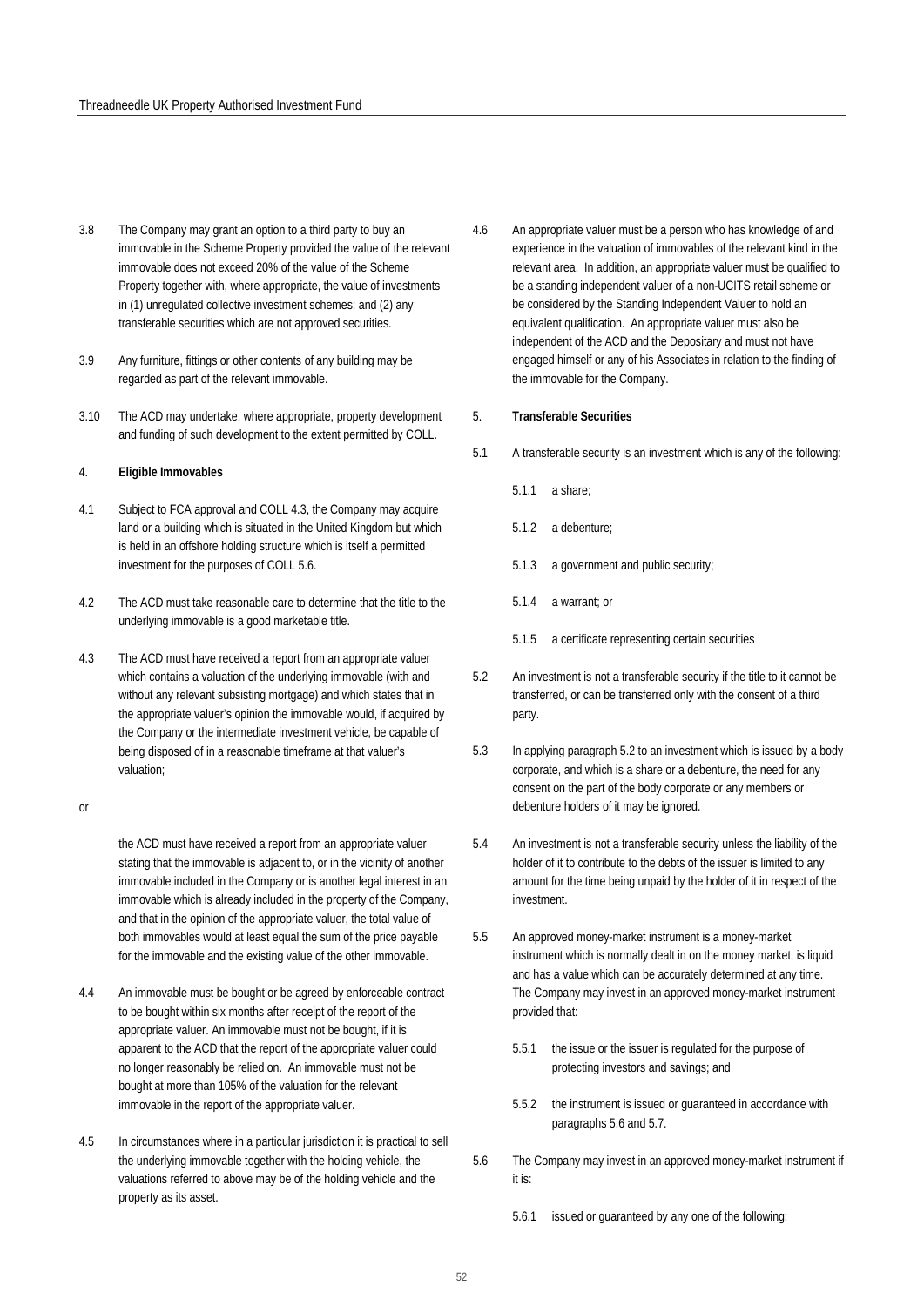3.8 The Company may grant an option to a third party to buy an immovable in the Scheme Property provided the value of the relevant immovable does not exceed 20% of the value of the Scheme Property together with, where appropriate, the value of investments in (1) unregulated collective investment schemes; and (2) any transferable securities which are not approved securities.

3.9 Any furniture, fittings or other contents of any building may be regarded as part of the relevant immovable.

3.10 The ACD may undertake, where appropriate, property development and funding of such development to the extent permitted by COLL.

4. **Eligible Immovables**

4.1 Subject to FCA approval and COLL 4.3, the Company may acquire land or a building which is situated in the United Kingdom but which is held in an offshore holding structure which is itself a permitted investment for the purposes of COLL 5.6.

4.2 The ACD must take reasonable care to determine that the title to the underlying immovable is a good marketable title.

4.3 The ACD must have received a report from an appropriate valuer which contains a valuation of the underlying immovable (with and without any relevant subsisting mortgage) and which states that in the appropriate valuer's opinion the immovable would, if acquired by the Company or the intermediate investment vehicle, be capable of being disposed of in a reasonable timeframe at that valuer's valuation;

or

the ACD must have received a report from an appropriate valuer stating that the immovable is adjacent to, or in the vicinity of another immovable included in the Company or is another legal interest in an immovable which is already included in the property of the Company, and that in the opinion of the appropriate valuer, the total value of both immovables would at least equal the sum of the price payable for the immovable and the existing value of the other immovable.

4.4 An immovable must be bought or be agreed by enforceable contract to be bought within six months after receipt of the report of the appropriate valuer. An immovable must not be bought, if it is apparent to the ACD that the report of the appropriate valuer could no longer reasonably be relied on. An immovable must not be bought at more than 105% of the valuation for the relevant immovable in the report of the appropriate valuer.

4.5 In circumstances where in a particular jurisdiction it is practical to sell the underlying immovable together with the holding vehicle, the valuations referred to above may be of the holding vehicle and the property as its asset.

4.6 An appropriate valuer must be a person who has knowledge of and experience in the valuation of immovables of the relevant kind in the relevant area. In addition, an appropriate valuer must be qualified to be a standing independent valuer of a non-UCITS retail scheme or be considered by the Standing Independent Valuer to hold an equivalent qualification. An appropriate valuer must also be independent of the ACD and the Depositary and must not have engaged himself or any of his Associates in relation to the finding of the immovable for the Company.

5. **Transferable Securities**

5.1 A transferable security is an investment which is any of the following:

5.1.1 a share;

5.1.2 a debenture;

5.1.3 a government and public security;

5.1.4 a warrant; or

5.1.5 a certificate representing certain securities

5.2 An investment is not a transferable security if the title to it cannot be transferred, or can be transferred only with the consent of a third party.

5.3 In applying paragraph 5.2 to an investment which is issued by a body corporate, and which is a share or a debenture, the need for any consent on the part of the body corporate or any members or debenture holders of it may be ignored.

5.4 An investment is not a transferable security unless the liability of the holder of it to contribute to the debts of the issuer is limited to any amount for the time being unpaid by the holder of it in respect of the investment.

5.5 An approved money-market instrument is a money-market instrument which is normally dealt in on the money market, is liquid and has a value which can be accurately determined at any time. The Company may invest in an approved money-market instrument provided that:

5.5.1 the issue or the issuer is regulated for the purpose of protecting investors and savings; and

5.5.2 the instrument is issued or guaranteed in accordance with paragraphs 5.6 and 5.7.

5.6 The Company may invest in an approved money-market instrument if it is:

5.6.1 issued or guaranteed by any one of the following: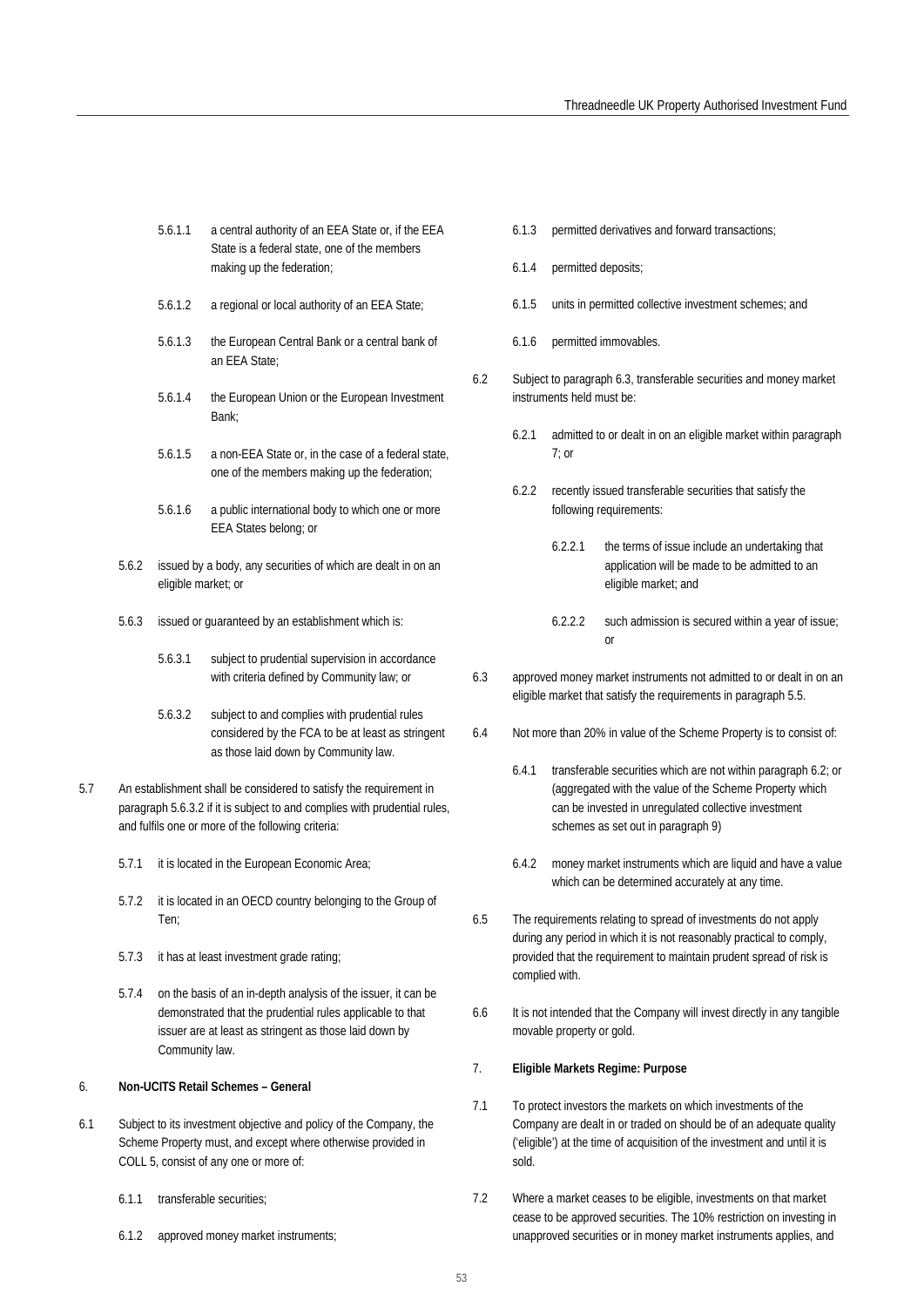5.6.1.1 a central authority of an EEA State or, if the EEA State is a federal state, one of the members making up the federation;

5.6.1.2 a regional or local authority of an EEA State;

5.6.1.3 the European Central Bank or a central bank of an EEA State;

5.6.1.4 the European Union or the European Investment Bank;

5.6.1.5 a non-EEA State or, in the case of a federal state, one of the members making up the federation;

5.6.1.6 a public international body to which one or more EEA States belong; or

5.6.2 issued by a body, any securities of which are dealt in on an eligible market; or

5.6.3 issued or guaranteed by an establishment which is:

5.6.3.1 subject to prudential supervision in accordance with criteria defined by Community law; or

5.6.3.2 subject to and complies with prudential rules considered by the FCA to be at least as stringent as those laid down by Community law.

5.7 An establishment shall be considered to satisfy the requirement in paragraph 5.6.3.2 if it is subject to and complies with prudential rules, and fulfils one or more of the following criteria:

5.7.1 it is located in the European Economic Area;

5.7.2 it is located in an OECD country belonging to the Group of Ten;

5.7.3 it has at least investment grade rating;

5.7.4 on the basis of an in-depth analysis of the issuer, it can be demonstrated that the prudential rules applicable to that issuer are at least as stringent as those laid down by Community law.

## 6. Non-UCITS Retail Schemes – General

6.1 Subject to its investment objective and policy of the Company, the Scheme Property must, and except where otherwise provided in COLL 5, consist of any one or more of:

6.1.1 transferable securities;

6.1.2 approved money market instruments;

6.1.3 permitted derivatives and forward transactions;

6.1.4 permitted deposits;

6.1.5 units in permitted collective investment schemes; and

6.1.6 permitted immovables.

6.2 Subject to paragraph 6.3, transferable securities and money market instruments held must be:

6.2.1 admitted to or dealt in on an eligible market within paragraph 7; or

6.2.2 recently issued transferable securities that satisfy the following requirements:

6.2.2.1 the terms of issue include an undertaking that application will be made to be admitted to an eligible market; and

6.2.2.2 such admission is secured within a year of issue; or

6.3 approved money market instruments not admitted to or dealt in on an eligible market that satisfy the requirements in paragraph 5.5.

6.4 Not more than 20% in value of the Scheme Property is to consist of:

6.4.1 transferable securities which are not within paragraph 6.2; or (aggregated with the value of the Scheme Property which can be invested in unregulated collective investment schemes as set out in paragraph 9)

6.4.2 money market instruments which are liquid and have a value which can be determined accurately at any time.

6.5 The requirements relating to spread of investments do not apply during any period in which it is not reasonably practical to comply, provided that the requirement to maintain prudent spread of risk is complied with.

6.6 It is not intended that the Company will invest directly in any tangible movable property or gold.

## 7. Eligible Markets Regime: Purpose

7.1 To protect investors the markets on which investments of the Company are dealt in or traded on should be of an adequate quality ('eligible') at the time of acquisition of the investment and until it is sold.

7.2 Where a market ceases to be eligible, investments on that market cease to be approved securities. The 10% restriction on investing in unapproved securities or in money market instruments applies, and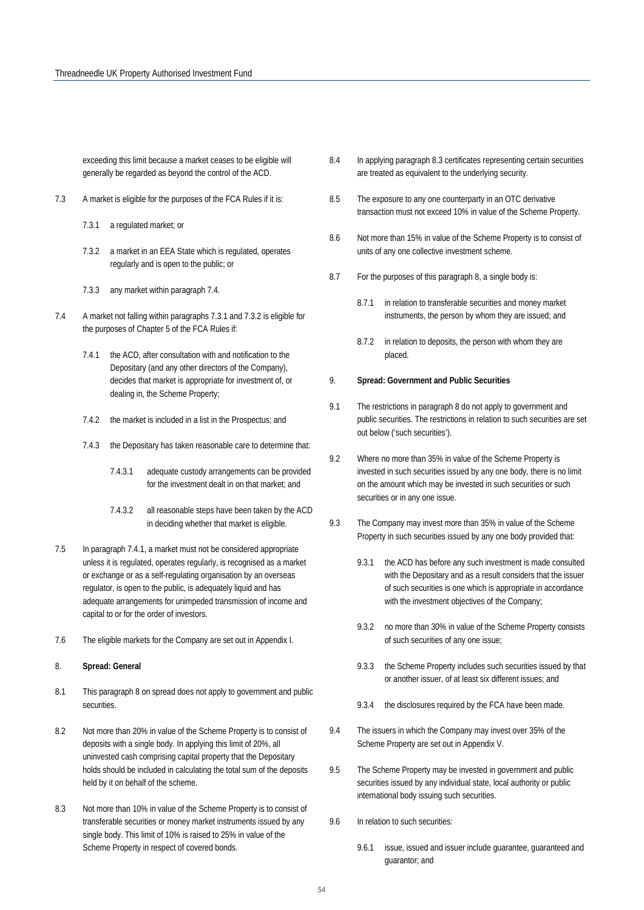exceeding this limit because a market ceases to be eligible will generally be regarded as beyond the control of the ACD.

7.3 A market is eligible for the purposes of the FCA Rules if it is:

7.3.1 a regulated market; or

7.3.2 a market in an EEA State which is regulated, operates regularly and is open to the public; or

7.3.3 any market within paragraph 7.4.

7.4 A market not falling within paragraphs 7.3.1 and 7.3.2 is eligible for the purposes of Chapter 5 of the FCA Rules if:

7.4.1 the ACD, after consultation with and notification to the Depositary (and any other directors of the Company), decides that market is appropriate for investment of, or dealing in, the Scheme Property;

7.4.2 the market is included in a list in the Prospectus; and

7.4.3 the Depositary has taken reasonable care to determine that:

7.4.3.1 adequate custody arrangements can be provided for the investment dealt in on that market; and

7.4.3.2 all reasonable steps have been taken by the ACD in deciding whether that market is eligible.

7.5 In paragraph 7.4.1, a market must not be considered appropriate unless it is regulated, operates regularly, is recognised as a market or exchange or as a self-regulating organisation by an overseas regulator, is open to the public, is adequately liquid and has adequate arrangements for unimpeded transmission of income and capital to or for the order of investors.

7.6 The eligible markets for the Company are set out in Appendix I.

8. **Spread: General**

8.1 This paragraph 8 on spread does not apply to government and public securities.

8.2 Not more than 20% in value of the Scheme Property is to consist of deposits with a single body. In applying this limit of 20%, all uninvested cash comprising capital property that the Depositary holds should be included in calculating the total sum of the deposits held by it on behalf of the scheme.

8.3 Not more than 10% in value of the Scheme Property is to consist of transferable securities or money market instruments issued by any single body. This limit of 10% is raised to 25% in value of the Scheme Property in respect of covered bonds.

8.4 In applying paragraph 8.3 certificates representing certain securities are treated as equivalent to the underlying security.

8.5 The exposure to any one counterparty in an OTC derivative transaction must not exceed 10% in value of the Scheme Property.

8.6 Not more than 15% in value of the Scheme Property is to consist of units of any one collective investment scheme.

8.7 For the purposes of this paragraph 8, a single body is:

8.7.1 in relation to transferable securities and money market instruments, the person by whom they are issued; and

8.7.2 in relation to deposits, the person with whom they are placed.

9. **Spread: Government and Public Securities**

9.1 The restrictions in paragraph 8 do not apply to government and public securities. The restrictions in relation to such securities are set out below ('such securities').

9.2 Where no more than 35% in value of the Scheme Property is invested in such securities issued by any one body, there is no limit on the amount which may be invested in such securities or such securities or in any one issue.

9.3 The Company may invest more than 35% in value of the Scheme Property in such securities issued by any one body provided that:

9.3.1 the ACD has before any such investment is made consulted with the Depositary and as a result considers that the issuer of such securities is one which is appropriate in accordance with the investment objectives of the Company;

9.3.2 no more than 30% in value of the Scheme Property consists of such securities of any one issue;

9.3.3 the Scheme Property includes such securities issued by that or another issuer, of at least six different issues; and

9.3.4 the disclosures required by the FCA have been made.

9.4 The issuers in which the Company may invest over 35% of the Scheme Property are set out in Appendix V.

9.5 The Scheme Property may be invested in government and public securities issued by any individual state, local authority or public international body issuing such securities.

9.6 In relation to such securities:

9.6.1 issue, issued and issuer include guarantee, guaranteed and guarantor; and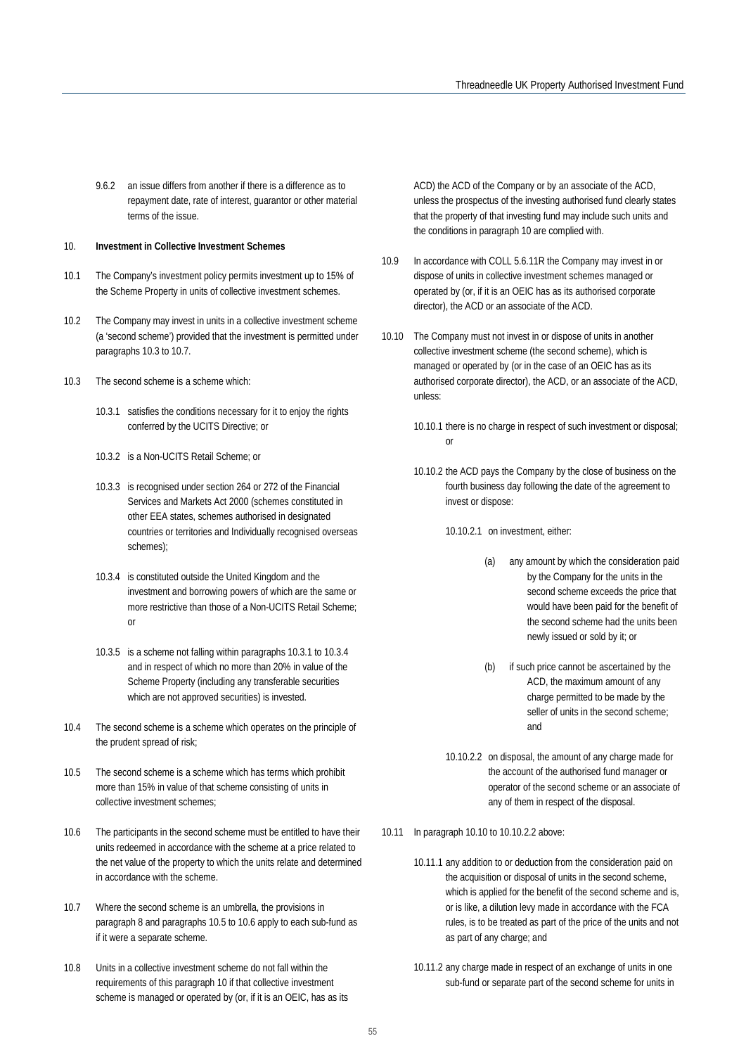9.6.2 an issue differs from another if there is a difference as to repayment date, rate of interest, guarantor or other material terms of the issue.

10. **Investment in Collective Investment Schemes**

10.1 The Company's investment policy permits investment up to 15% of the Scheme Property in units of collective investment schemes.

10.2 The Company may invest in units in a collective investment scheme (a 'second scheme') provided that the investment is permitted under paragraphs 10.3 to 10.7.

10.3 The second scheme is a scheme which:

10.3.1 satisfies the conditions necessary for it to enjoy the rights conferred by the UCITS Directive; or

10.3.2 is a Non-UCITS Retail Scheme; or

10.3.3 is recognised under section 264 or 272 of the Financial Services and Markets Act 2000 (schemes constituted in other EEA states, schemes authorised in designated countries or territories and Individually recognised overseas schemes);

10.3.4 is constituted outside the United Kingdom and the investment and borrowing powers of which are the same or more restrictive than those of a Non-UCITS Retail Scheme; or

10.3.5 is a scheme not falling within paragraphs 10.3.1 to 10.3.4 and in respect of which no more than 20% in value of the Scheme Property (including any transferable securities which are not approved securities) is invested.

10.4 The second scheme is a scheme which operates on the principle of the prudent spread of risk;

10.5 The second scheme is a scheme which has terms which prohibit more than 15% in value of that scheme consisting of units in collective investment schemes;

10.6 The participants in the second scheme must be entitled to have their units redeemed in accordance with the scheme at a price related to the net value of the property to which the units relate and determined in accordance with the scheme.

10.7 Where the second scheme is an umbrella, the provisions in paragraph 8 and paragraphs 10.5 to 10.6 apply to each sub-fund as if it were a separate scheme.

10.8 Units in a collective investment scheme do not fall within the requirements of this paragraph 10 if that collective investment scheme is managed or operated by (or, if it is an OEIC, has as its ACD) the ACD of the Company or by an associate of the ACD, unless the prospectus of the investing authorised fund clearly states that the property of that investing fund may include such units and the conditions in paragraph 10 are complied with.

10.9 In accordance with COLL 5.6.11R the Company may invest in or dispose of units in collective investment schemes managed or operated by (or, if it is an OEIC has as its authorised corporate director), the ACD or an associate of the ACD.

10.10 The Company must not invest in or dispose of units in another collective investment scheme (the second scheme), which is managed or operated by (or in the case of an OEIC has as its authorised corporate director), the ACD, or an associate of the ACD, unless:

10.10.1 there is no charge in respect of such investment or disposal; or

10.10.2 the ACD pays the Company by the close of business on the fourth business day following the date of the agreement to invest or dispose:

10.10.2.1 on investment, either:

(a) any amount by which the consideration paid by the Company for the units in the second scheme exceeds the price that would have been paid for the benefit of the second scheme had the units been newly issued or sold by it; or

(b) if such price cannot be ascertained by the ACD, the maximum amount of any charge permitted to be made by the seller of units in the second scheme; and

10.10.2.2 on disposal, the amount of any charge made for the account of the authorised fund manager or operator of the second scheme or an associate of any of them in respect of the disposal.

10.11 In paragraph 10.10 to 10.10.2.2 above:

10.11.1 any addition to or deduction from the consideration paid on the acquisition or disposal of units in the second scheme, which is applied for the benefit of the second scheme and is, or is like, a dilution levy made in accordance with the FCA rules, is to be treated as part of the price of the units and not as part of any charge; and

10.11.2 any charge made in respect of an exchange of units in one sub-fund or separate part of the second scheme for units in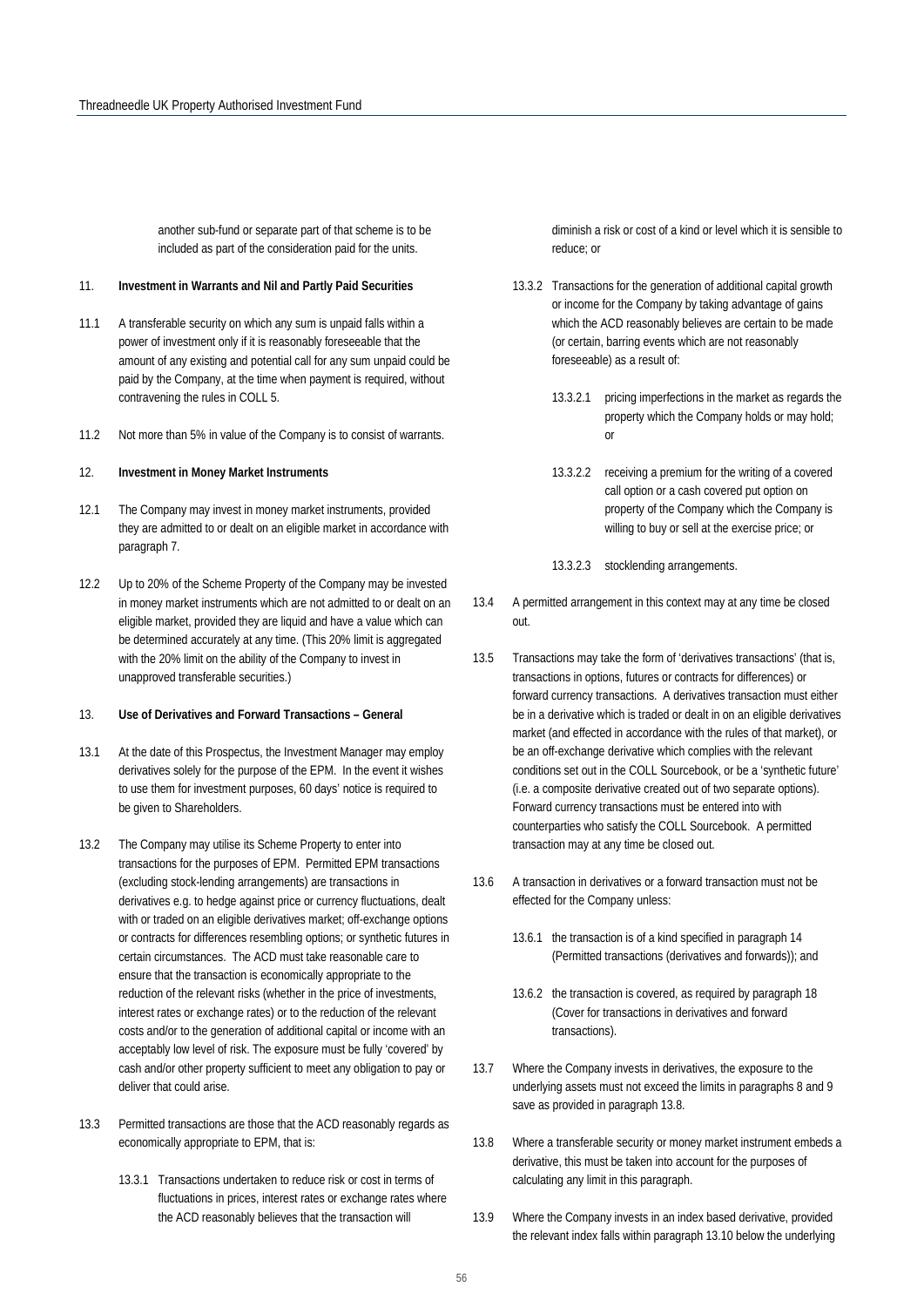another sub-fund or separate part of that scheme is to be included as part of the consideration paid for the units.

11. **Investment in Warrants and Nil and Partly Paid Securities**

11.1 A transferable security on which any sum is unpaid falls within a power of investment only if it is reasonably foreseeable that the amount of any existing and potential call for any sum unpaid could be paid by the Company, at the time when payment is required, without contravening the rules in COLL 5.

11.2 Not more than 5% in value of the Company is to consist of warrants.

12. **Investment in Money Market Instruments**

12.1 The Company may invest in money market instruments, provided they are admitted to or dealt on an eligible market in accordance with paragraph 7.

12.2 Up to 20% of the Scheme Property of the Company may be invested in money market instruments which are not admitted to or dealt on an eligible market, provided they are liquid and have a value which can be determined accurately at any time. (This 20% limit is aggregated with the 20% limit on the ability of the Company to invest in unapproved transferable securities.)

13. **Use of Derivatives and Forward Transactions – General**

13.1 At the date of this Prospectus, the Investment Manager may employ derivatives solely for the purpose of the EPM. In the event it wishes to use them for investment purposes, 60 days' notice is required to be given to Shareholders.

13.2 The Company may utilise its Scheme Property to enter into transactions for the purposes of EPM. Permitted EPM transactions (excluding stock-lending arrangements) are transactions in derivatives e.g. to hedge against price or currency fluctuations, dealt with or traded on an eligible derivatives market; off-exchange options or contracts for differences resembling options; or synthetic futures in certain circumstances. The ACD must take reasonable care to ensure that the transaction is economically appropriate to the reduction of the relevant risks (whether in the price of investments, interest rates or exchange rates) or to the reduction of the relevant costs and/or to the generation of additional capital or income with an acceptably low level of risk. The exposure must be fully 'covered' by cash and/or other property sufficient to meet any obligation to pay or deliver that could arise.

13.3 Permitted transactions are those that the ACD reasonably regards as economically appropriate to EPM, that is:

13.3.1 Transactions undertaken to reduce risk or cost in terms of fluctuations in prices, interest rates or exchange rates where the ACD reasonably believes that the transaction will diminish a risk or cost of a kind or level which it is sensible to reduce; or

13.3.2 Transactions for the generation of additional capital growth or income for the Company by taking advantage of gains which the ACD reasonably believes are certain to be made (or certain, barring events which are not reasonably foreseeable) as a result of:

13.3.2.1 pricing imperfections in the market as regards the property which the Company holds or may hold; or

13.3.2.2 receiving a premium for the writing of a covered call option or a cash covered put option on property of the Company which the Company is willing to buy or sell at the exercise price; or

13.3.2.3 stocklending arrangements.

13.4 A permitted arrangement in this context may at any time be closed out.

13.5 Transactions may take the form of 'derivatives transactions' (that is, transactions in options, futures or contracts for differences) or forward currency transactions. A derivatives transaction must either be in a derivative which is traded or dealt in on an eligible derivatives market (and effected in accordance with the rules of that market), or be an off-exchange derivative which complies with the relevant conditions set out in the COLL Sourcebook, or be a 'synthetic future' (i.e. a composite derivative created out of two separate options). Forward currency transactions must be entered into with counterparties who satisfy the COLL Sourcebook. A permitted transaction may at any time be closed out.

13.6 A transaction in derivatives or a forward transaction must not be effected for the Company unless:

13.6.1 the transaction is of a kind specified in paragraph 14 (Permitted transactions (derivatives and forwards)); and

13.6.2 the transaction is covered, as required by paragraph 18 (Cover for transactions in derivatives and forward transactions).

13.7 Where the Company invests in derivatives, the exposure to the underlying assets must not exceed the limits in paragraphs 8 and 9 save as provided in paragraph 13.8.

13.8 Where a transferable security or money market instrument embeds a derivative, this must be taken into account for the purposes of calculating any limit in this paragraph.

13.9 Where the Company invests in an index based derivative, provided the relevant index falls within paragraph 13.10 below the underlying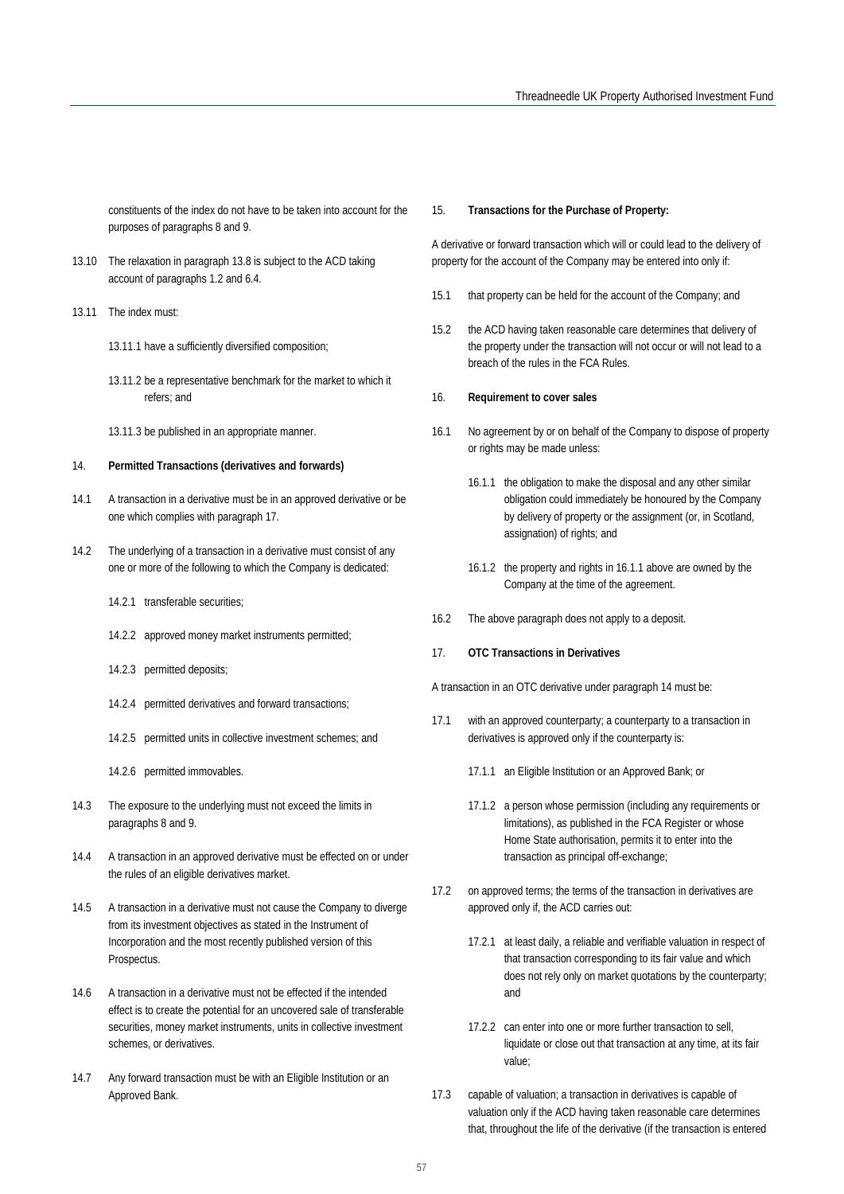constituents of the index do not have to be taken into account for the purposes of paragraphs 8 and 9.

13.10 The relaxation in paragraph 13.8 is subject to the ACD taking account of paragraphs 1.2 and 6.4.

13.11 The index must:

13.11.1 have a sufficiently diversified composition;

13.11.2 be a representative benchmark for the market to which it refers; and

13.11.3 be published in an appropriate manner.

14. **Permitted Transactions (derivatives and forwards)**

14.1 A transaction in a derivative must be in an approved derivative or be one which complies with paragraph 17.

14.2 The underlying of a transaction in a derivative must consist of any one or more of the following to which the Company is dedicated:

14.2.1 transferable securities;

14.2.2 approved money market instruments permitted;

14.2.3 permitted deposits;

14.2.4 permitted derivatives and forward transactions;

14.2.5 permitted units in collective investment schemes; and

14.2.6 permitted immovables.

14.3 The exposure to the underlying must not exceed the limits in paragraphs 8 and 9.

14.4 A transaction in an approved derivative must be effected on or under the rules of an eligible derivatives market.

14.5 A transaction in a derivative must not cause the Company to diverge from its investment objectives as stated in the Instrument of Incorporation and the most recently published version of this Prospectus.

14.6 A transaction in a derivative must not be effected if the intended effect is to create the potential for an uncovered sale of transferable securities, money market instruments, units in collective investment schemes, or derivatives.

14.7 Any forward transaction must be with an Eligible Institution or an Approved Bank.

15. **Transactions for the Purchase of Property:**

A derivative or forward transaction which will or could lead to the delivery of property for the account of the Company may be entered into only if:

15.1 that property can be held for the account of the Company; and

15.2 the ACD having taken reasonable care determines that delivery of the property under the transaction will not occur or will not lead to a breach of the rules in the FCA Rules.

16. **Requirement to cover sales**

16.1 No agreement by or on behalf of the Company to dispose of property or rights may be made unless:

16.1.1 the obligation to make the disposal and any other similar obligation could immediately be honoured by the Company by delivery of property or the assignment (or, in Scotland, assignation) of rights; and

16.1.2 the property and rights in 16.1.1 above are owned by the Company at the time of the agreement.

16.2 The above paragraph does not apply to a deposit.

17. **OTC Transactions in Derivatives**

A transaction in an OTC derivative under paragraph 14 must be:

17.1 with an approved counterparty; a counterparty to a transaction in derivatives is approved only if the counterparty is:

17.1.1 an Eligible Institution or an Approved Bank; or

17.1.2 a person whose permission (including any requirements or limitations), as published in the FCA Register or whose Home State authorisation, permits it to enter into the transaction as principal off-exchange;

17.2 on approved terms; the terms of the transaction in derivatives are approved only if, the ACD carries out:

17.2.1 at least daily, a reliable and verifiable valuation in respect of that transaction corresponding to its fair value and which does not rely only on market quotations by the counterparty; and

17.2.2 can enter into one or more further transaction to sell, liquidate or close out that transaction at any time, at its fair value;

17.3 capable of valuation; a transaction in derivatives is capable of valuation only if the ACD having taken reasonable care determines that, throughout the life of the derivative (if the transaction is entered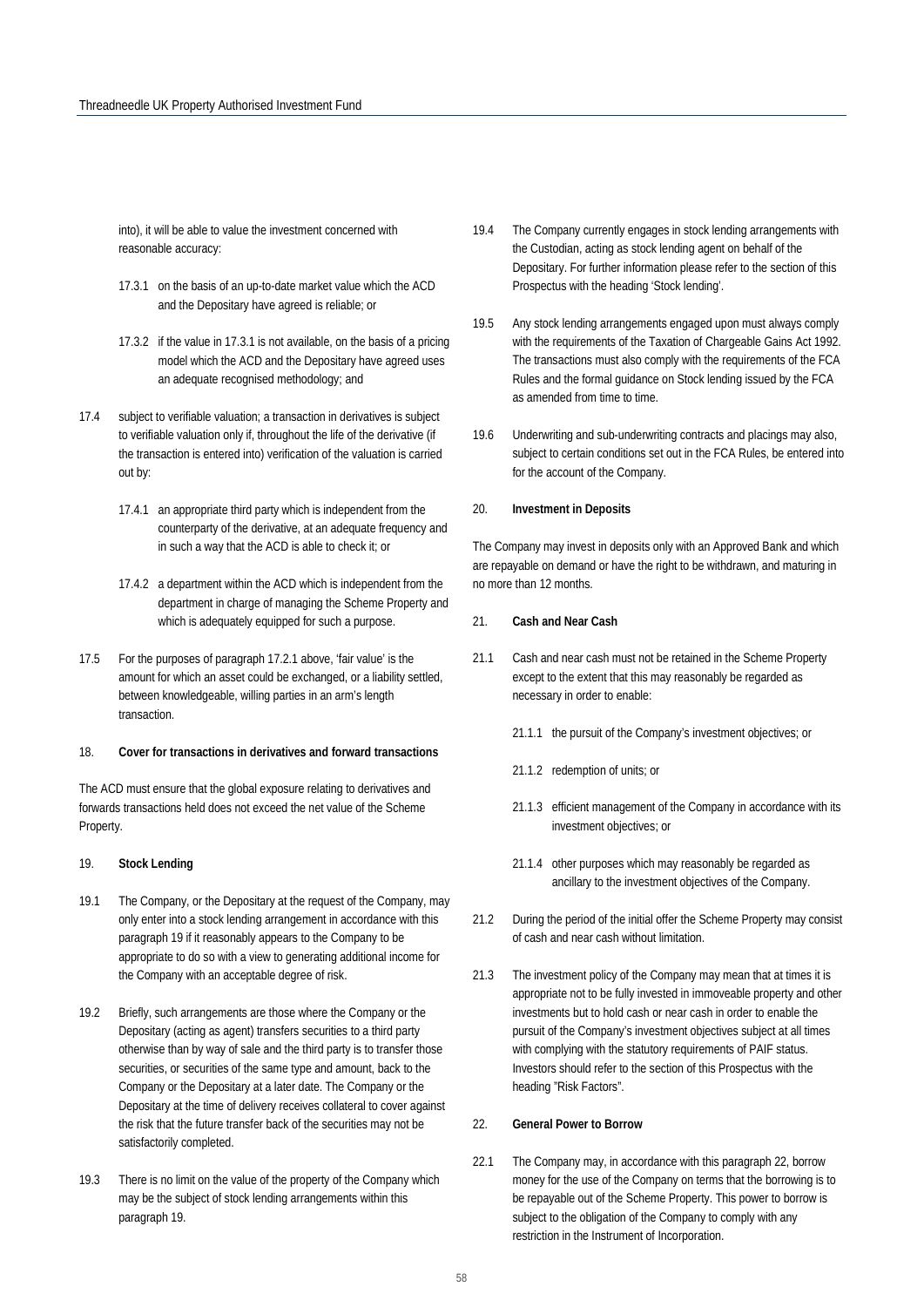into), it will be able to value the investment concerned with reasonable accuracy:

17.3.1 on the basis of an up-to-date market value which the ACD and the Depositary have agreed is reliable; or

17.3.2 if the value in 17.3.1 is not available, on the basis of a pricing model which the ACD and the Depositary have agreed uses an adequate recognised methodology; and

17.4 subject to verifiable valuation; a transaction in derivatives is subject to verifiable valuation only if, throughout the life of the derivative (if the transaction is entered into) verification of the valuation is carried out by:

17.4.1 an appropriate third party which is independent from the counterparty of the derivative, at an adequate frequency and in such a way that the ACD is able to check it; or

17.4.2 a department within the ACD which is independent from the department in charge of managing the Scheme Property and which is adequately equipped for such a purpose.

17.5 For the purposes of paragraph 17.2.1 above, 'fair value' is the amount for which an asset could be exchanged, or a liability settled, between knowledgeable, willing parties in an arm's length transaction.

## 18. Cover for transactions in derivatives and forward transactions

The ACD must ensure that the global exposure relating to derivatives and forwards transactions held does not exceed the net value of the Scheme Property.

## 19. Stock Lending

19.1 The Company, or the Depositary at the request of the Company, may only enter into a stock lending arrangement in accordance with this paragraph 19 if it reasonably appears to the Company to be appropriate to do so with a view to generating additional income for the Company with an acceptable degree of risk.

19.2 Briefly, such arrangements are those where the Company or the Depositary (acting as agent) transfers securities to a third party otherwise than by way of sale and the third party is to transfer those securities, or securities of the same type and amount, back to the Company or the Depositary at a later date. The Company or the Depositary at the time of delivery receives collateral to cover against the risk that the future transfer back of the securities may not be satisfactorily completed.

19.3 There is no limit on the value of the property of the Company which may be the subject of stock lending arrangements within this paragraph 19.

19.4 The Company currently engages in stock lending arrangements with the Custodian, acting as stock lending agent on behalf of the Depositary. For further information please refer to the section of this Prospectus with the heading 'Stock lending'.

19.5 Any stock lending arrangements engaged upon must always comply with the requirements of the Taxation of Chargeable Gains Act 1992. The transactions must also comply with the requirements of the FCA Rules and the formal guidance on Stock lending issued by the FCA as amended from time to time.

19.6 Underwriting and sub-underwriting contracts and placings may also, subject to certain conditions set out in the FCA Rules, be entered into for the account of the Company.

## 20. Investment in Deposits

The Company may invest in deposits only with an Approved Bank and which are repayable on demand or have the right to be withdrawn, and maturing in no more than 12 months.

## 21. Cash and Near Cash

21.1 Cash and near cash must not be retained in the Scheme Property except to the extent that this may reasonably be regarded as necessary in order to enable:

21.1.1 the pursuit of the Company's investment objectives; or

21.1.2 redemption of units; or

21.1.3 efficient management of the Company in accordance with its investment objectives; or

21.1.4 other purposes which may reasonably be regarded as ancillary to the investment objectives of the Company.

21.2 During the period of the initial offer the Scheme Property may consist of cash and near cash without limitation.

21.3 The investment policy of the Company may mean that at times it is appropriate not to be fully invested in immoveable property and other investments but to hold cash or near cash in order to enable the pursuit of the Company's investment objectives subject at all times with complying with the statutory requirements of PAIF status. Investors should refer to the section of this Prospectus with the heading "Risk Factors".

## 22. General Power to Borrow

22.1 The Company may, in accordance with this paragraph 22, borrow money for the use of the Company on terms that the borrowing is to be repayable out of the Scheme Property. This power to borrow is subject to the obligation of the Company to comply with any restriction in the Instrument of Incorporation.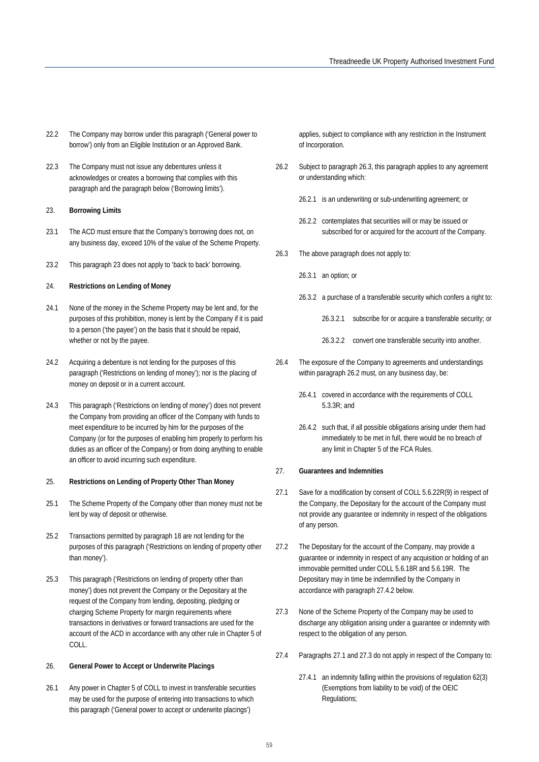22.2 The Company may borrow under this paragraph ('General power to borrow') only from an Eligible Institution or an Approved Bank.

22.3 The Company must not issue any debentures unless it acknowledges or creates a borrowing that complies with this paragraph and the paragraph below ('Borrowing limits').

23. **Borrowing Limits**

23.1 The ACD must ensure that the Company's borrowing does not, on any business day, exceed 10% of the value of the Scheme Property.

23.2 This paragraph 23 does not apply to 'back to back' borrowing.

24. **Restrictions on Lending of Money**

24.1 None of the money in the Scheme Property may be lent and, for the purposes of this prohibition, money is lent by the Company if it is paid to a person ('the payee') on the basis that it should be repaid, whether or not by the payee.

24.2 Acquiring a debenture is not lending for the purposes of this paragraph ('Restrictions on lending of money'); nor is the placing of money on deposit or in a current account.

24.3 This paragraph ('Restrictions on lending of money') does not prevent the Company from providing an officer of the Company with funds to meet expenditure to be incurred by him for the purposes of the Company (or for the purposes of enabling him properly to perform his duties as an officer of the Company) or from doing anything to enable an officer to avoid incurring such expenditure.

25. **Restrictions on Lending of Property Other Than Money**

25.1 The Scheme Property of the Company other than money must not be lent by way of deposit or otherwise.

25.2 Transactions permitted by paragraph 18 are not lending for the purposes of this paragraph ('Restrictions on lending of property other than money').

25.3 This paragraph ('Restrictions on lending of property other than money') does not prevent the Company or the Depositary at the request of the Company from lending, depositing, pledging or charging Scheme Property for margin requirements where transactions in derivatives or forward transactions are used for the account of the ACD in accordance with any other rule in Chapter 5 of COLL.

26. **General Power to Accept or Underwrite Placings**

26.1 Any power in Chapter 5 of COLL to invest in transferable securities may be used for the purpose of entering into transactions to which this paragraph ('General power to accept or underwrite placings') applies, subject to compliance with any restriction in the Instrument of Incorporation.

26.2 Subject to paragraph 26.3, this paragraph applies to any agreement or understanding which:

26.2.1 is an underwriting or sub-underwriting agreement; or

26.2.2 contemplates that securities will or may be issued or subscribed for or acquired for the account of the Company.

26.3 The above paragraph does not apply to:

26.3.1 an option; or

26.3.2 a purchase of a transferable security which confers a right to:

26.3.2.1 subscribe for or acquire a transferable security; or

26.3.2.2 convert one transferable security into another.

26.4 The exposure of the Company to agreements and understandings within paragraph 26.2 must, on any business day, be:

26.4.1 covered in accordance with the requirements of COLL 5.3.3R; and

26.4.2 such that, if all possible obligations arising under them had immediately to be met in full, there would be no breach of any limit in Chapter 5 of the FCA Rules.

27. **Guarantees and Indemnities**

27.1 Save for a modification by consent of COLL 5.6.22R(9) in respect of the Company, the Depositary for the account of the Company must not provide any guarantee or indemnity in respect of the obligations of any person.

27.2 The Depositary for the account of the Company, may provide a guarantee or indemnity in respect of any acquisition or holding of an immovable permitted under COLL 5.6.18R and 5.6.19R. The Depositary may in time be indemnified by the Company in accordance with paragraph 27.4.2 below.

27.3 None of the Scheme Property of the Company may be used to discharge any obligation arising under a guarantee or indemnity with respect to the obligation of any person.

27.4 Paragraphs 27.1 and 27.3 do not apply in respect of the Company to:

27.4.1 an indemnity falling within the provisions of regulation 62(3) (Exemptions from liability to be void) of the OEIC Regulations;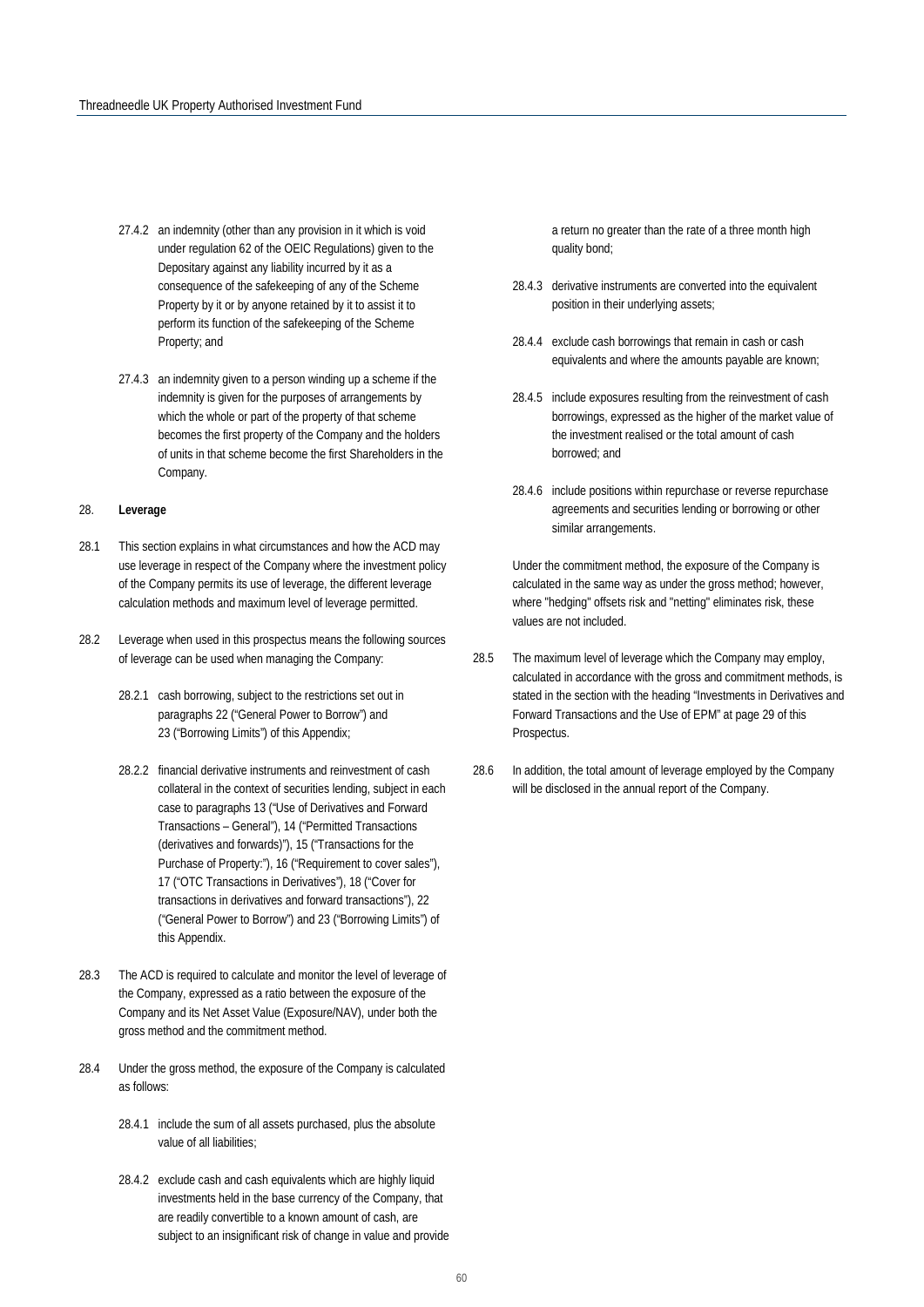27.4.2 an indemnity (other than any provision in it which is void under regulation 62 of the OEIC Regulations) given to the Depositary against any liability incurred by it as a consequence of the safekeeping of any of the Scheme Property by it or by anyone retained by it to assist it to perform its function of the safekeeping of the Scheme Property; and

27.4.3 an indemnity given to a person winding up a scheme if the indemnity is given for the purposes of arrangements by which the whole or part of the property of that scheme becomes the first property of the Company and the holders of units in that scheme become the first Shareholders in the Company.

## 28. Leverage

28.1 This section explains in what circumstances and how the ACD may use leverage in respect of the Company where the investment policy of the Company permits its use of leverage, the different leverage calculation methods and maximum level of leverage permitted.

28.2 Leverage when used in this prospectus means the following sources of leverage can be used when managing the Company:

28.2.1 cash borrowing, subject to the restrictions set out in paragraphs 22 ("General Power to Borrow") and 23 ("Borrowing Limits") of this Appendix;

28.2.2 financial derivative instruments and reinvestment of cash collateral in the context of securities lending, subject in each case to paragraphs 13 ("Use of Derivatives and Forward Transactions – General"), 14 ("Permitted Transactions (derivatives and forwards)"), 15 ("Transactions for the Purchase of Property:"), 16 ("Requirement to cover sales"), 17 ("OTC Transactions in Derivatives"), 18 ("Cover for transactions in derivatives and forward transactions"), 22 ("General Power to Borrow") and 23 ("Borrowing Limits") of this Appendix.

28.3 The ACD is required to calculate and monitor the level of leverage of the Company, expressed as a ratio between the exposure of the Company and its Net Asset Value (Exposure/NAV), under both the gross method and the commitment method.

28.4 Under the gross method, the exposure of the Company is calculated as follows:

28.4.1 include the sum of all assets purchased, plus the absolute value of all liabilities;

28.4.2 exclude cash and cash equivalents which are highly liquid investments held in the base currency of the Company, that are readily convertible to a known amount of cash, are subject to an insignificant risk of change in value and provide a return no greater than the rate of a three month high quality bond;

28.4.3 derivative instruments are converted into the equivalent position in their underlying assets;

28.4.4 exclude cash borrowings that remain in cash or cash equivalents and where the amounts payable are known;

28.4.5 include exposures resulting from the reinvestment of cash borrowings, expressed as the higher of the market value of the investment realised or the total amount of cash borrowed; and

28.4.6 include positions within repurchase or reverse repurchase agreements and securities lending or borrowing or other similar arrangements.

Under the commitment method, the exposure of the Company is calculated in the same way as under the gross method; however, where "hedging" offsets risk and "netting" eliminates risk, these values are not included.

28.5 The maximum level of leverage which the Company may employ, calculated in accordance with the gross and commitment methods, is stated in the section with the heading "Investments in Derivatives and Forward Transactions and the Use of EPM" at page 29 of this Prospectus.

28.6 In addition, the total amount of leverage employed by the Company will be disclosed in the annual report of the Company.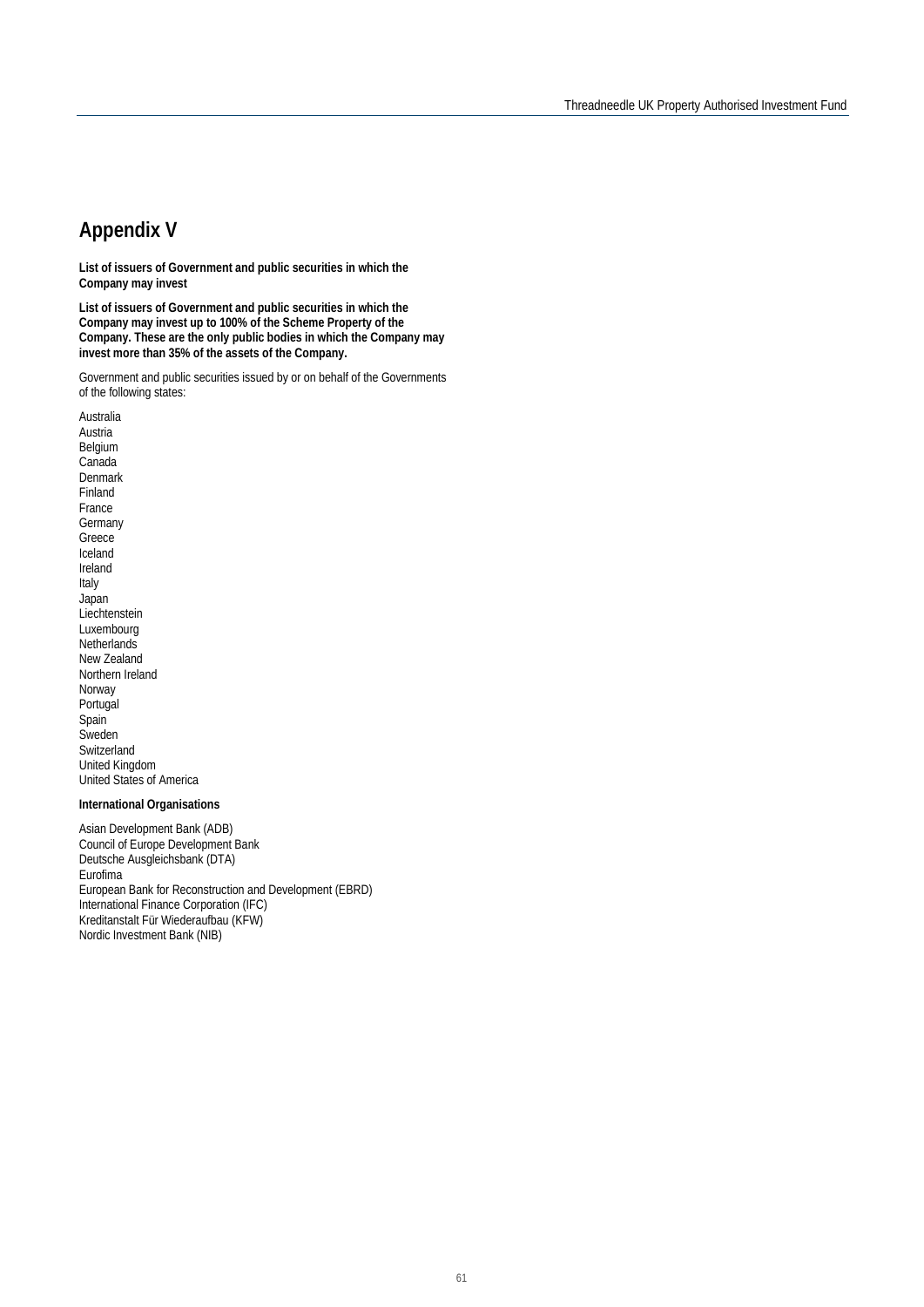# Appendix V

**List of issuers of Government and public securities in which the Company may invest**

**List of issuers of Government and public securities in which the Company may invest up to 100% of the Scheme Property of the Company. These are the only public bodies in which the Company may invest more than 35% of the assets of the Company.**

Government and public securities issued by or on behalf of the Governments of the following states:

Australia
Austria
Belgium
Canada
Denmark
Finland
France
Germany
Greece
Iceland
Ireland
Italy
Japan
Liechtenstein
Luxembourg
Netherlands
New Zealand
Northern Ireland
Norway
Portugal
Spain
Sweden
Switzerland
United Kingdom
United States of America

**International Organisations**

Asian Development Bank (ADB)
Council of Europe Development Bank
Deutsche Ausgleichsbank (DTA)
Eurofima
European Bank for Reconstruction and Development (EBRD)
International Finance Corporation (IFC)
Kreditanstalt Für Wiederaufbau (KFW)
Nordic Investment Bank (NIB)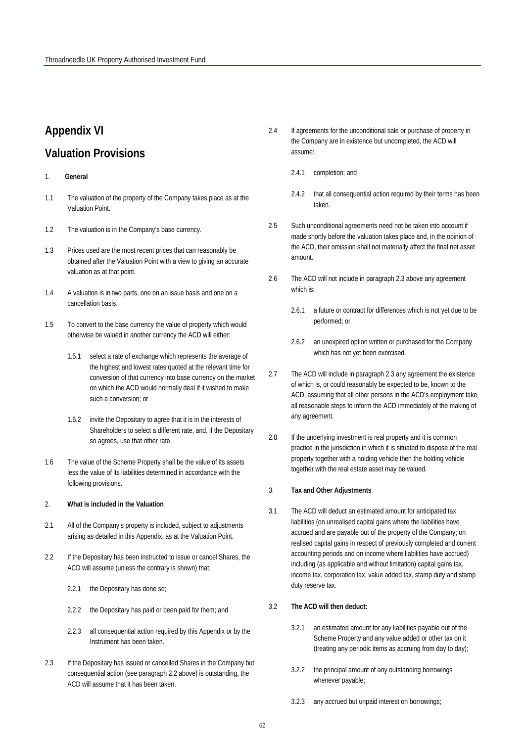## Appendix VI

## Valuation Provisions

1. **General**

1.1 The valuation of the property of the Company takes place as at the Valuation Point.

1.2 The valuation is in the Company's base currency.

1.3 Prices used are the most recent prices that can reasonably be obtained after the Valuation Point with a view to giving an accurate valuation as at that point.

1.4 A valuation is in two parts, one on an issue basis and one on a cancellation basis.

1.5 To convert to the base currency the value of property which would otherwise be valued in another currency the ACD will either:

1.5.1 select a rate of exchange which represents the average of the highest and lowest rates quoted at the relevant time for conversion of that currency into base currency on the market on which the ACD would normally deal if it wished to make such a conversion; or

1.5.2 invite the Depositary to agree that it is in the interests of Shareholders to select a different rate, and, if the Depositary so agrees, use that other rate.

1.6 The value of the Scheme Property shall be the value of its assets less the value of its liabilities determined in accordance with the following provisions.

2. **What is included in the Valuation**

2.1 All of the Company's property is included, subject to adjustments arising as detailed in this Appendix, as at the Valuation Point.

2.2 If the Depositary has been instructed to issue or cancel Shares, the ACD will assume (unless the contrary is shown) that:

2.2.1 the Depositary has done so;

2.2.2 the Depositary has paid or been paid for them; and

2.2.3 all consequential action required by this Appendix or by the Instrument has been taken.

2.3 If the Depositary has issued or cancelled Shares in the Company but consequential action (see paragraph 2.2 above) is outstanding, the ACD will assume that it has been taken.

2.4 If agreements for the unconditional sale or purchase of property in the Company are in existence but uncompleted, the ACD will assume:

2.4.1 completion; and

2.4.2 that all consequential action required by their terms has been taken.

2.5 Such unconditional agreements need not be taken into account if made shortly before the valuation takes place and, in the opinion of the ACD, their omission shall not materially affect the final net asset amount.

2.6 The ACD will not include in paragraph 2.3 above any agreement which is:

2.6.1 a future or contract for differences which is not yet due to be performed; or

2.6.2 an unexpired option written or purchased for the Company which has not yet been exercised.

2.7 The ACD will include in paragraph 2.3 any agreement the existence of which is, or could reasonably be expected to be, known to the ACD, assuming that all other persons in the ACD's employment take all reasonable steps to inform the ACD immediately of the making of any agreement.

2.8 If the underlying investment is real property and it is common practice in the jurisdiction in which it is situated to dispose of the real property together with a holding vehicle then the holding vehicle together with the real estate asset may be valued.

3. **Tax and Other Adjustments**

3.1 The ACD will deduct an estimated amount for anticipated tax liabilities (on unrealised capital gains where the liabilities have accrued and are payable out of the property of the Company; on realised capital gains in respect of previously completed and current accounting periods and on income where liabilities have accrued) including (as applicable and without limitation) capital gains tax, income tax, corporation tax, value added tax, stamp duty and stamp duty reserve tax.

3.2 **The ACD will then deduct:**

3.2.1 an estimated amount for any liabilities payable out of the Scheme Property and any value added or other tax on it (treating any periodic items as accruing from day to day);

3.2.2 the principal amount of any outstanding borrowings whenever payable;

3.2.3 any accrued but unpaid interest on borrowings;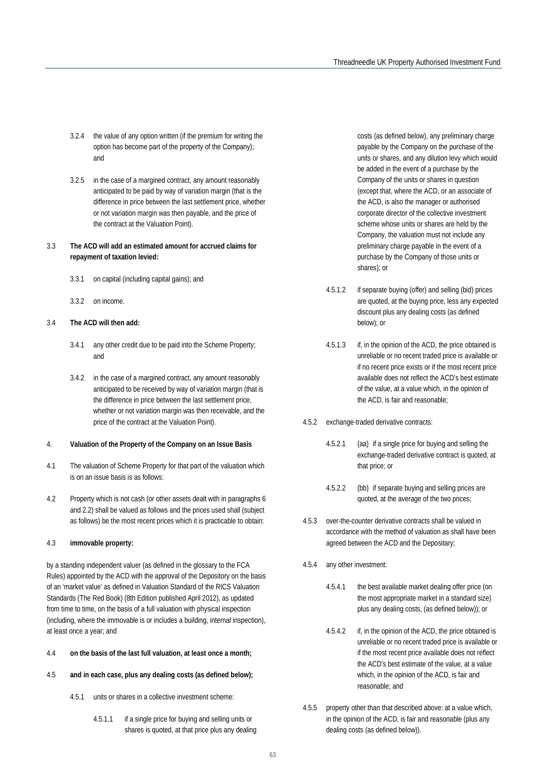3.2.4 the value of any option written (if the premium for writing the option has become part of the property of the Company); and

3.2.5 in the case of a margined contract, any amount reasonably anticipated to be paid by way of variation margin (that is the difference in price between the last settlement price, whether or not variation margin was then payable, and the price of the contract at the Valuation Point).

3.3 **The ACD will add an estimated amount for accrued claims for repayment of taxation levied:**

3.3.1 on capital (including capital gains); and

3.3.2 on income.

3.4 **The ACD will then add:**

3.4.1 any other credit due to be paid into the Scheme Property; and

3.4.2 in the case of a margined contract, any amount reasonably anticipated to be received by way of variation margin (that is the difference in price between the last settlement price, whether or not variation margin was then receivable, and the price of the contract at the Valuation Point).

4. **Valuation of the Property of the Company on an Issue Basis**

4.1 The valuation of Scheme Property for that part of the valuation which is on an issue basis is as follows:

4.2 Property which is not cash (or other assets dealt with in paragraphs 6 and 2.2) shall be valued as follows and the prices used shall (subject as follows) be the most recent prices which it is practicable to obtain:

4.3 **immovable property:**

by a standing independent valuer (as defined in the glossary to the FCA Rules) appointed by the ACD with the approval of the Depository on the basis of an 'market value' as defined in Valuation Standard of the RICS Valuation Standards (The Red Book) (8th Edition published April 2012), as updated from time to time, on the basis of a full valuation with physical inspection (including, where the immovable is or includes a building, internal inspection), at least once a year; and

4.4 **on the basis of the last full valuation, at least once a month;**

4.5 **and in each case, plus any dealing costs (as defined below);**

4.5.1 units or shares in a collective investment scheme:

4.5.1.1 if a single price for buying and selling units or shares is quoted, at that price plus any dealing costs (as defined below), any preliminary charge payable by the Company on the purchase of the units or shares, and any dilution levy which would be added in the event of a purchase by the Company of the units or shares in question (except that, where the ACD, or an associate of the ACD, is also the manager or authorised corporate director of the collective investment scheme whose units or shares are held by the Company, the valuation must not include any preliminary charge payable in the event of a purchase by the Company of those units or shares); or

4.5.1.2 if separate buying (offer) and selling (bid) prices are quoted, at the buying price, less any expected discount plus any dealing costs (as defined below); or

4.5.1.3 if, in the opinion of the ACD, the price obtained is unreliable or no recent traded price is available or if no recent price exists or if the most recent price available does not reflect the ACD's best estimate of the value, at a value which, in the opinion of the ACD, is fair and reasonable;

4.5.2 exchange-traded derivative contracts:

4.5.2.1 (aa) if a single price for buying and selling the exchange-traded derivative contract is quoted, at that price; or

4.5.2.2 (bb) if separate buying and selling prices are quoted, at the average of the two prices;

4.5.3 over-the-counter derivative contracts shall be valued in accordance with the method of valuation as shall have been agreed between the ACD and the Depositary;

4.5.4 any other investment:

4.5.4.1 the best available market dealing offer price (on the most appropriate market in a standard size) plus any dealing costs, (as defined below)); or

4.5.4.2 if, in the opinion of the ACD, the price obtained is unreliable or no recent traded price is available or if the most recent price available does not reflect the ACD's best estimate of the value, at a value which, in the opinion of the ACD, is fair and reasonable; and

4.5.5 property other than that described above: at a value which, in the opinion of the ACD, is fair and reasonable (plus any dealing costs (as defined below)).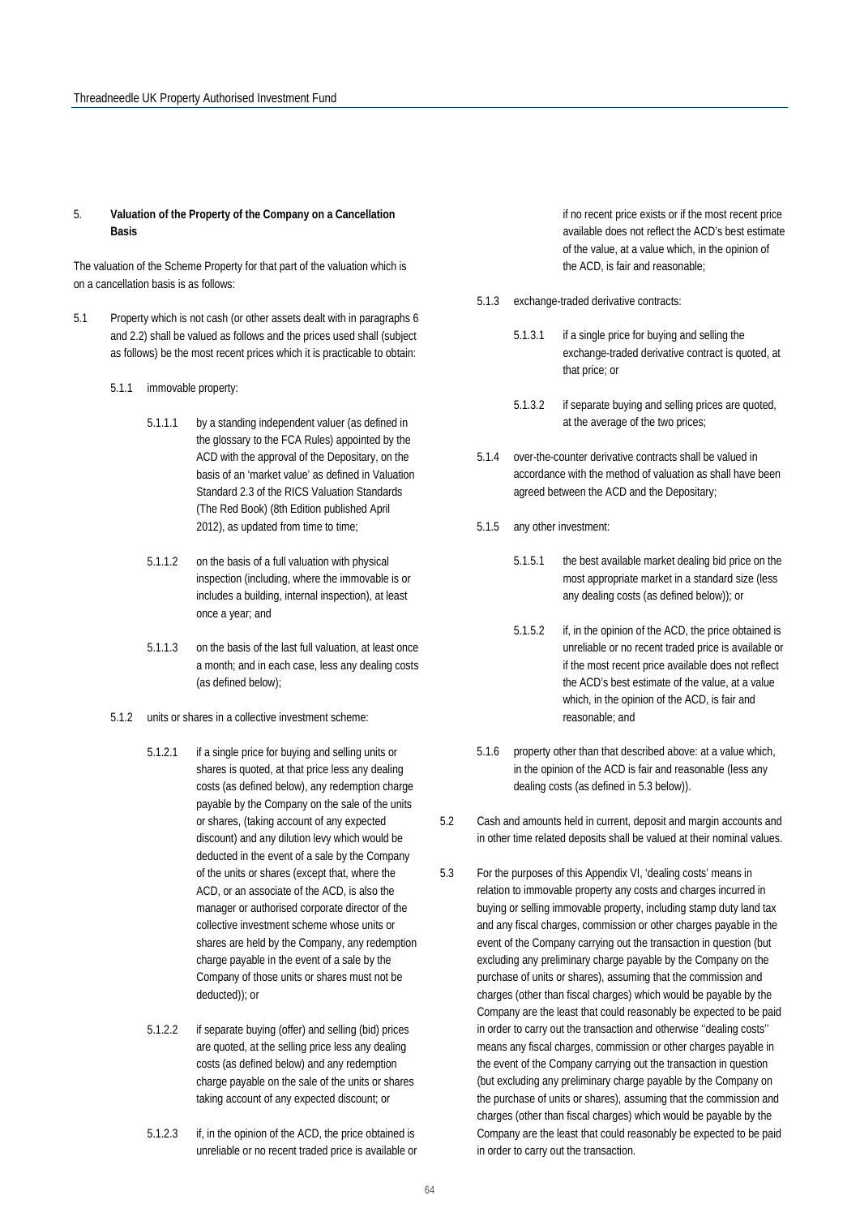## 5. Valuation of the Property of the Company on a Cancellation Basis

The valuation of the Scheme Property for that part of the valuation which is on a cancellation basis is as follows:

5.1 Property which is not cash (or other assets dealt with in paragraphs 6 and 2.2) shall be valued as follows and the prices used shall (subject as follows) be the most recent prices which it is practicable to obtain:

5.1.1 immovable property:

5.1.1.1 by a standing independent valuer (as defined in the glossary to the FCA Rules) appointed by the ACD with the approval of the Depositary, on the basis of an 'market value' as defined in Valuation Standard 2.3 of the RICS Valuation Standards (The Red Book) (8th Edition published April 2012), as updated from time to time;

5.1.1.2 on the basis of a full valuation with physical inspection (including, where the immovable is or includes a building, internal inspection), at least once a year; and

5.1.1.3 on the basis of the last full valuation, at least once a month; and in each case, less any dealing costs (as defined below);

5.1.2 units or shares in a collective investment scheme:

5.1.2.1 if a single price for buying and selling units or shares is quoted, at that price less any dealing costs (as defined below), any redemption charge payable by the Company on the sale of the units or shares, (taking account of any expected discount) and any dilution levy which would be deducted in the event of a sale by the Company of the units or shares (except that, where the ACD, or an associate of the ACD, is also the manager or authorised corporate director of the collective investment scheme whose units or shares are held by the Company, any redemption charge payable in the event of a sale by the Company of those units or shares must not be deducted)); or

5.1.2.2 if separate buying (offer) and selling (bid) prices are quoted, at the selling price less any dealing costs (as defined below) and any redemption charge payable on the sale of the units or shares taking account of any expected discount; or

5.1.2.3 if, in the opinion of the ACD, the price obtained is unreliable or no recent traded price is available or if no recent price exists or if the most recent price available does not reflect the ACD's best estimate of the value, at a value which, in the opinion of the ACD, is fair and reasonable;

5.1.3 exchange-traded derivative contracts:

5.1.3.1 if a single price for buying and selling the exchange-traded derivative contract is quoted, at that price; or

5.1.3.2 if separate buying and selling prices are quoted, at the average of the two prices;

5.1.4 over-the-counter derivative contracts shall be valued in accordance with the method of valuation as shall have been agreed between the ACD and the Depositary;

5.1.5 any other investment:

5.1.5.1 the best available market dealing bid price on the most appropriate market in a standard size (less any dealing costs (as defined below)); or

5.1.5.2 if, in the opinion of the ACD, the price obtained is unreliable or no recent traded price is available or if the most recent price available does not reflect the ACD's best estimate of the value, at a value which, in the opinion of the ACD, is fair and reasonable; and

5.1.6 property other than that described above: at a value which, in the opinion of the ACD is fair and reasonable (less any dealing costs (as defined in 5.3 below)).

5.2 Cash and amounts held in current, deposit and margin accounts and in other time related deposits shall be valued at their nominal values.

5.3 For the purposes of this Appendix VI, 'dealing costs' means in relation to immovable property any costs and charges incurred in buying or selling immovable property, including stamp duty land tax and any fiscal charges, commission or other charges payable in the event of the Company carrying out the transaction in question (but excluding any preliminary charge payable by the Company on the purchase of units or shares), assuming that the commission and charges (other than fiscal charges) which would be payable by the Company are the least that could reasonably be expected to be paid in order to carry out the transaction and otherwise ''dealing costs'' means any fiscal charges, commission or other charges payable in the event of the Company carrying out the transaction in question (but excluding any preliminary charge payable by the Company on the purchase of units or shares), assuming that the commission and charges (other than fiscal charges) which would be payable by the Company are the least that could reasonably be expected to be paid in order to carry out the transaction.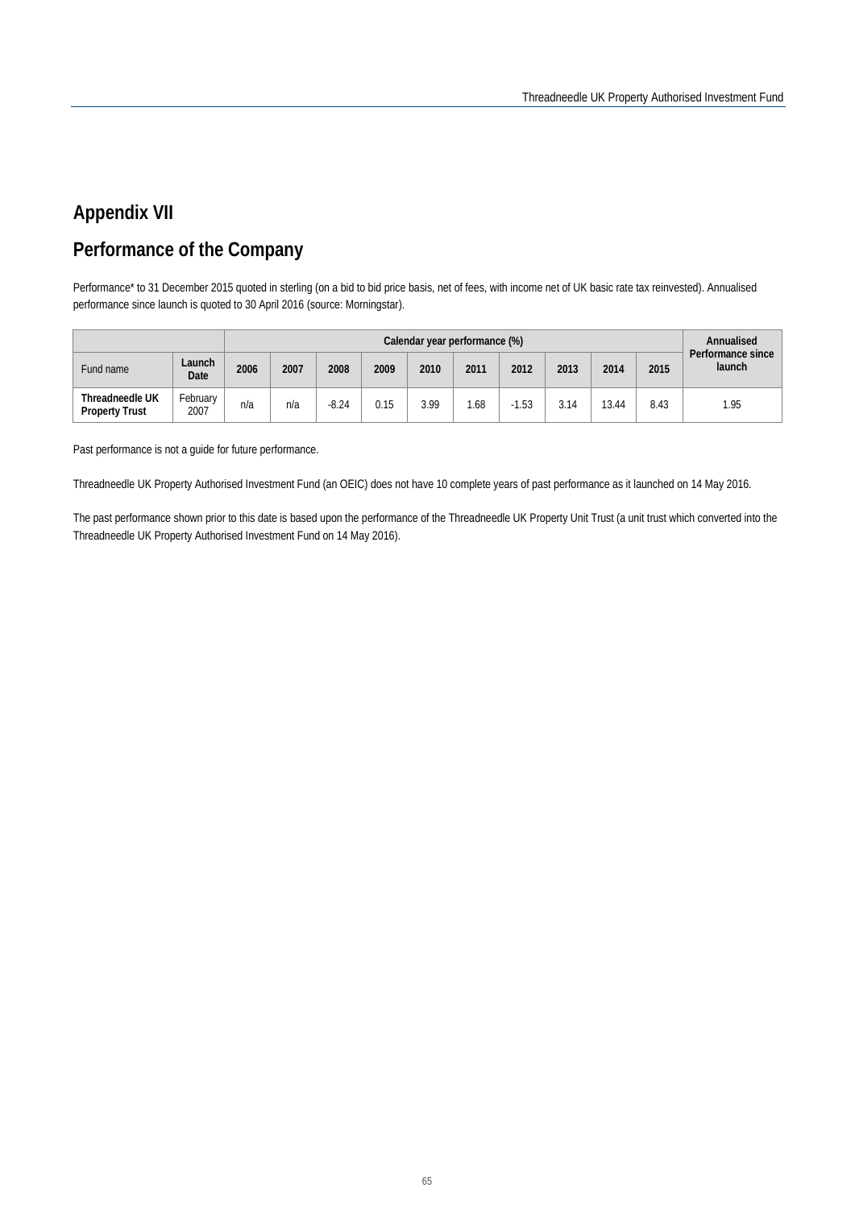# Appendix VII

## Performance of the Company

Performance* to 31 December 2015 quoted in sterling (on a bid to bid price basis, net of fees, with income net of UK basic rate tax reinvested). Annualised performance since launch is quoted to 30 April 2016 (source: Morningstar).

| | | Calendar year performance (%) | | | | | | | | | | Annualised Performance since launch |
|---|---|---|---|---|---|---|---|---|---|---|---|---|
| Fund name | Launch Date | 2006 | 2007 | 2008 | 2009 | 2010 | 2011 | 2012 | 2013 | 2014 | 2015 | |
| **Threadneedle UK Property Trust** | February 2007 | n/a | n/a | -8.24 | 0.15 | 3.99 | 1.68 | -1.53 | 3.14 | 13.44 | 8.43 | 1.95 |

Past performance is not a guide for future performance.

Threadneedle UK Property Authorised Investment Fund (an OEIC) does not have 10 complete years of past performance as it launched on 14 May 2016.

The past performance shown prior to this date is based upon the performance of the Threadneedle UK Property Unit Trust (a unit trust which converted into the Threadneedle UK Property Authorised Investment Fund on 14 May 2016).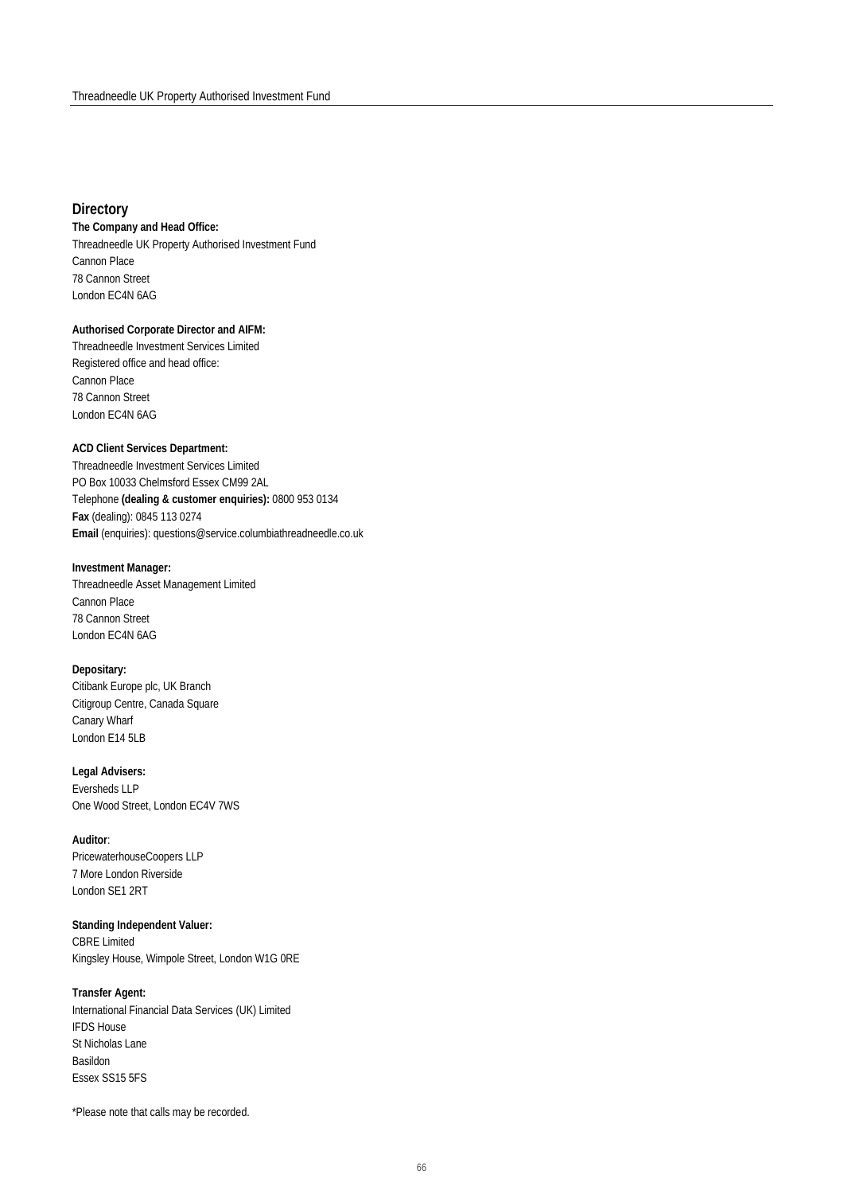## Directory

**The Company and Head Office:**
Threadneedle UK Property Authorised Investment Fund
Cannon Place
78 Cannon Street
London EC4N 6AG

**Authorised Corporate Director and AIFM:**
Threadneedle Investment Services Limited
Registered office and head office:
Cannon Place
78 Cannon Street
London EC4N 6AG

**ACD Client Services Department:**
Threadneedle Investment Services Limited
PO Box 10033 Chelmsford Essex CM99 2AL
Telephone **(dealing & customer enquiries):** 0800 953 0134
**Fax** (dealing): 0845 113 0274
**Email** (enquiries): questions@service.columbiathreadneedle.co.uk

**Investment Manager:**
Threadneedle Asset Management Limited
Cannon Place
78 Cannon Street
London EC4N 6AG

**Depositary:**
Citibank Europe plc, UK Branch
Citigroup Centre, Canada Square
Canary Wharf
London E14 5LB

**Legal Advisers:**
Eversheds LLP
One Wood Street, London EC4V 7WS

**Auditor**:
PricewaterhouseCoopers LLP
7 More London Riverside
London SE1 2RT

**Standing Independent Valuer:**
CBRE Limited
Kingsley House, Wimpole Street, London W1G 0RE

**Transfer Agent:**
International Financial Data Services (UK) Limited
IFDS House
St Nicholas Lane
Basildon
Essex SS15 5FS

*Please note that calls may be recorded.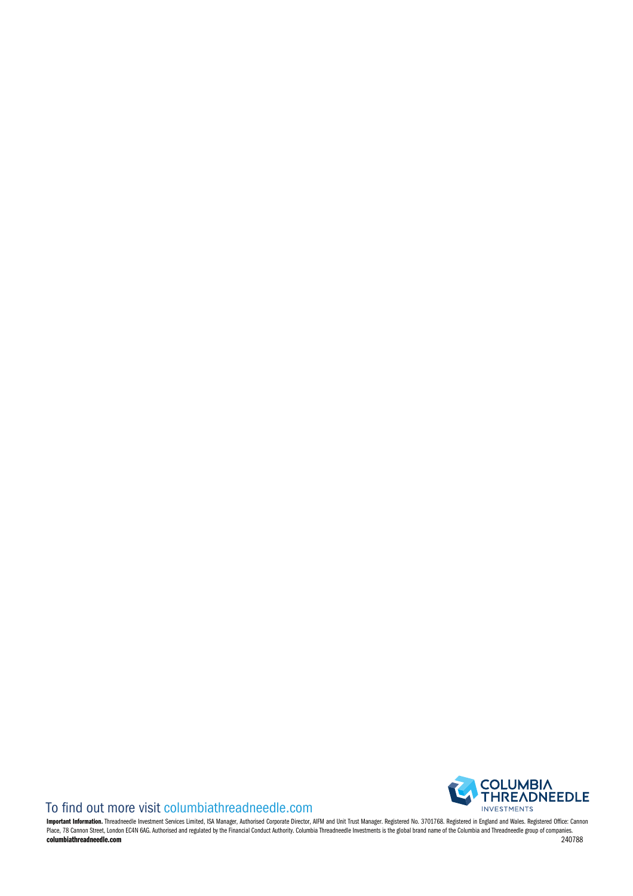To find out more visit columbiathreadneedle.com

COLUMBIA THREADNEEDLE INVESTMENTS

**Important Information.** Threadneedle Investment Services Limited, ISA Manager, Authorised Corporate Director, AIFM and Unit Trust Manager. Registered No. 3701768. Registered in England and Wales. Registered Office: Cannon Place, 78 Cannon Street, London EC4N 6AG. Authorised and regulated by the Financial Conduct Authority. Columbia Threadneedle Investments is the global brand name of the Columbia and Threadneedle group of companies.

**columbiathreadneedle.com**

240788